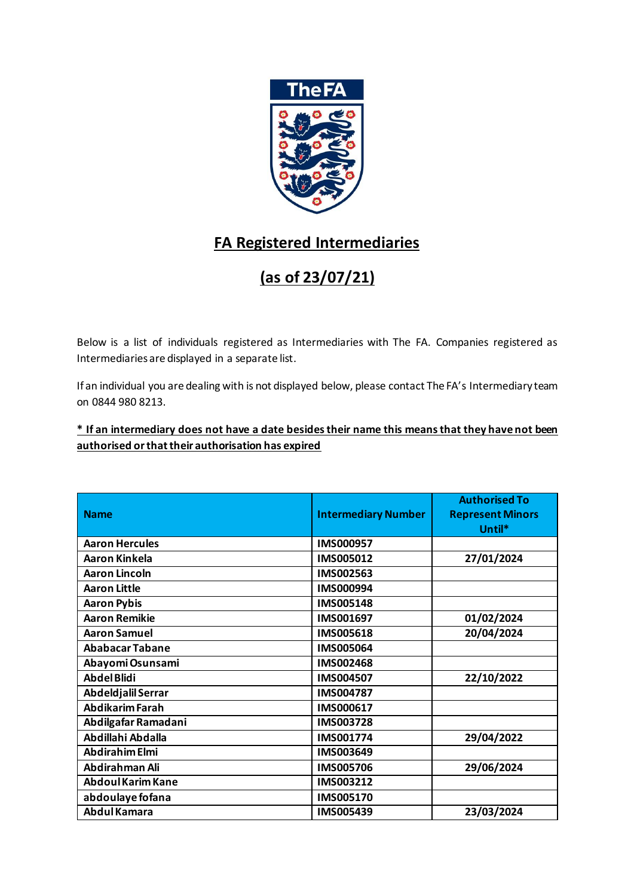# FA Registered Intermediaries

## (as of 23/07/21)

Below is a list of individuals registered as Intermediaries with The FA. Companies registered as Intermediaries are displayed in a separate list.

If an individual you are dealing with is not displayed below, please contact The FA's Intermediary team on 0844 980 8213.

**\* If an intermediary does not have a date besides their name this means that they have not been authorised or that their authorisation has expired**

| Name | Intermediary Number | Authorised To Represent Minors Until* |
|---|---|---|
| Aaron Hercules | IMS000957 | |
| Aaron Kinkela | IMS005012 | 27/01/2024 |
| Aaron Lincoln | IMS002563 | |
| Aaron Little | IMS000994 | |
| Aaron Pybis | IMS005148 | |
| Aaron Remikie | IMS001697 | 01/02/2024 |
| Aaron Samuel | IMS005618 | 20/04/2024 |
| Ababacar Tabane | IMS005064 | |
| Abayomi Osunsami | IMS002468 | |
| Abdel Blidi | IMS004507 | 22/10/2022 |
| Abdeldjalil Serrar | IMS004787 | |
| Abdikarim Farah | IMS000617 | |
| Abdilgafar Ramadani | IMS003728 | |
| Abdillahi Abdalla | IMS001774 | 29/04/2022 |
| Abdirahim Elmi | IMS003649 | |
| Abdirahman Ali | IMS005706 | 29/06/2024 |
| Abdoul Karim Kane | IMS003212 | |
| abdoulaye fofana | IMS005170 | |
| Abdul Kamara | IMS005439 | 23/03/2024 |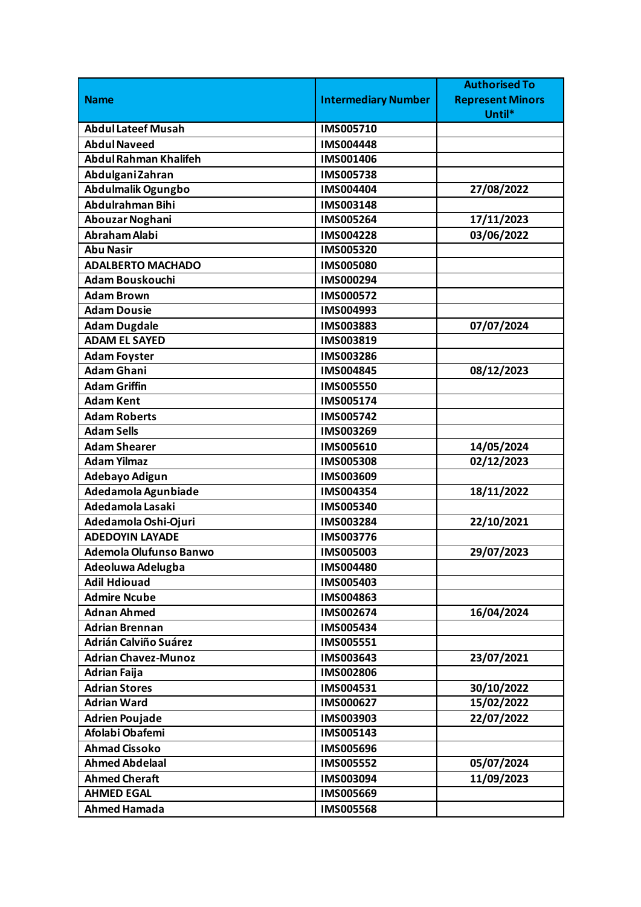| Name | Intermediary Number | Authorised To Represent Minors Until* |
|---|---|---|
| Abdul Lateef Musah | IMS005710 | |
| Abdul Naveed | IMS004448 | |
| Abdul Rahman Khalifeh | IMS001406 | |
| Abdulgani Zahran | IMS005738 | |
| Abdulmalik Ogungbo | IMS004404 | 27/08/2022 |
| Abdulrahman Bihi | IMS003148 | |
| Abouzar Noghani | IMS005264 | 17/11/2023 |
| Abraham Alabi | IMS004228 | 03/06/2022 |
| Abu Nasir | IMS005320 | |
| ADALBERTO MACHADO | IMS005080 | |
| Adam Bouskouchi | IMS000294 | |
| Adam Brown | IMS000572 | |
| Adam Dousie | IMS004993 | |
| Adam Dugdale | IMS003883 | 07/07/2024 |
| ADAM EL SAYED | IMS003819 | |
| Adam Foyster | IMS003286 | |
| Adam Ghani | IMS004845 | 08/12/2023 |
| Adam Griffin | IMS005550 | |
| Adam Kent | IMS005174 | |
| Adam Roberts | IMS005742 | |
| Adam Sells | IMS003269 | |
| Adam Shearer | IMS005610 | 14/05/2024 |
| Adam Yilmaz | IMS005308 | 02/12/2023 |
| Adebayo Adigun | IMS003609 | |
| Adedamola Agunbiade | IMS004354 | 18/11/2022 |
| Adedamola Lasaki | IMS005340 | |
| Adedamola Oshi-Ojuri | IMS003284 | 22/10/2021 |
| ADEDOYIN LAYADE | IMS003776 | |
| Ademola Olufunso Banwo | IMS005003 | 29/07/2023 |
| Adeoluwa Adelugba | IMS004480 | |
| Adil Hdiouad | IMS005403 | |
| Admire Ncube | IMS004863 | |
| Adnan Ahmed | IMS002674 | 16/04/2024 |
| Adrian Brennan | IMS005434 | |
| Adrián Calviño Suárez | IMS005551 | |
| Adrian Chavez-Munoz | IMS003643 | 23/07/2021 |
| Adrian Faija | IMS002806 | |
| Adrian Stores | IMS004531 | 30/10/2022 |
| Adrian Ward | IMS000627 | 15/02/2022 |
| Adrien Poujade | IMS003903 | 22/07/2022 |
| Afolabi Obafemi | IMS005143 | |
| Ahmad Cissoko | IMS005696 | |
| Ahmed Abdelaal | IMS005552 | 05/07/2024 |
| Ahmed Cheraft | IMS003094 | 11/09/2023 |
| AHMED EGAL | IMS005669 | |
| Ahmed Hamada | IMS005568 | |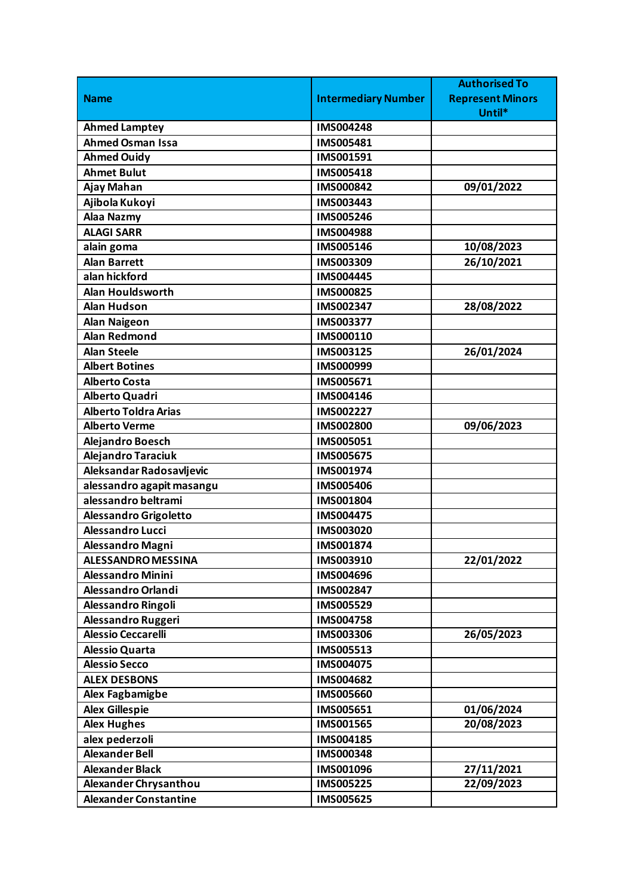| Name | Intermediary Number | Authorised To Represent Minors Until* |
|---|---|---|
| Ahmed Lamptey | IMS004248 | |
| Ahmed Osman Issa | IMS005481 | |
| Ahmed Ouidy | IMS001591 | |
| Ahmet Bulut | IMS005418 | |
| Ajay Mahan | IMS000842 | 09/01/2022 |
| Ajibola Kukoyi | IMS003443 | |
| Alaa Nazmy | IMS005246 | |
| ALAGI SARR | IMS004988 | |
| alain goma | IMS005146 | 10/08/2023 |
| Alan Barrett | IMS003309 | 26/10/2021 |
| alan hickford | IMS004445 | |
| Alan Houldsworth | IMS000825 | |
| Alan Hudson | IMS002347 | 28/08/2022 |
| Alan Naigeon | IMS003377 | |
| Alan Redmond | IMS000110 | |
| Alan Steele | IMS003125 | 26/01/2024 |
| Albert Botines | IMS000999 | |
| Alberto Costa | IMS005671 | |
| Alberto Quadri | IMS004146 | |
| Alberto Toldra Arias | IMS002227 | |
| Alberto Verme | IMS002800 | 09/06/2023 |
| Alejandro Boesch | IMS005051 | |
| Alejandro Taraciuk | IMS005675 | |
| Aleksandar Radosavljevic | IMS001974 | |
| alessandro agapit masangu | IMS005406 | |
| alessandro beltrami | IMS001804 | |
| Alessandro Grigoletto | IMS004475 | |
| Alessandro Lucci | IMS003020 | |
| Alessandro Magni | IMS001874 | |
| ALESSANDRO MESSINA | IMS003910 | 22/01/2022 |
| Alessandro Minini | IMS004696 | |
| Alessandro Orlandi | IMS002847 | |
| Alessandro Ringoli | IMS005529 | |
| Alessandro Ruggeri | IMS004758 | |
| Alessio Ceccarelli | IMS003306 | 26/05/2023 |
| Alessio Quarta | IMS005513 | |
| Alessio Secco | IMS004075 | |
| ALEX DESBONS | IMS004682 | |
| Alex Fagbamigbe | IMS005660 | |
| Alex Gillespie | IMS005651 | 01/06/2024 |
| Alex Hughes | IMS001565 | 20/08/2023 |
| alex pederzoli | IMS004185 | |
| Alexander Bell | IMS000348 | |
| Alexander Black | IMS001096 | 27/11/2021 |
| Alexander Chrysanthou | IMS005225 | 22/09/2023 |
| Alexander Constantine | IMS005625 | |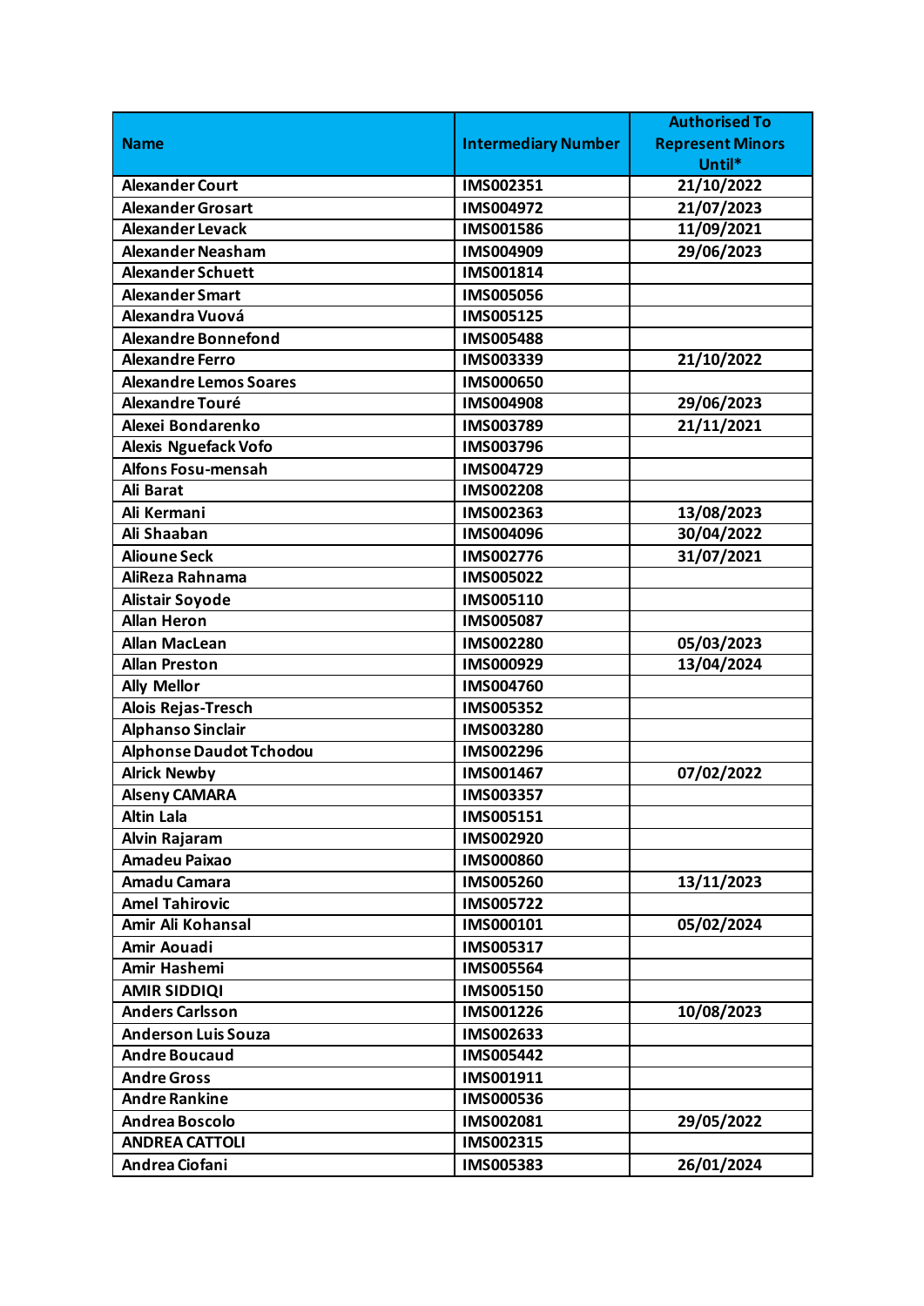| Name | Intermediary Number | Authorised To Represent Minors Until* |
|---|---|---|
| Alexander Court | IMS002351 | 21/10/2022 |
| Alexander Grosart | IMS004972 | 21/07/2023 |
| Alexander Levack | IMS001586 | 11/09/2021 |
| Alexander Neasham | IMS004909 | 29/06/2023 |
| Alexander Schuett | IMS001814 | |
| Alexander Smart | IMS005056 | |
| Alexandra Vuová | IMS005125 | |
| Alexandre Bonnefond | IMS005488 | |
| Alexandre Ferro | IMS003339 | 21/10/2022 |
| Alexandre Lemos Soares | IMS000650 | |
| Alexandre Touré | IMS004908 | 29/06/2023 |
| Alexei Bondarenko | IMS003789 | 21/11/2021 |
| Alexis Nguefack Vofo | IMS003796 | |
| Alfons Fosu-mensah | IMS004729 | |
| Ali Barat | IMS002208 | |
| Ali Kermani | IMS002363 | 13/08/2023 |
| Ali Shaaban | IMS004096 | 30/04/2022 |
| Alioune Seck | IMS002776 | 31/07/2021 |
| AliReza Rahnama | IMS005022 | |
| Alistair Soyode | IMS005110 | |
| Allan Heron | IMS005087 | |
| Allan MacLean | IMS002280 | 05/03/2023 |
| Allan Preston | IMS000929 | 13/04/2024 |
| Ally Mellor | IMS004760 | |
| Alois Rejas-Tresch | IMS005352 | |
| Alphanso Sinclair | IMS003280 | |
| Alphonse Daudot Tchodou | IMS002296 | |
| Alrick Newby | IMS001467 | 07/02/2022 |
| Alseny CAMARA | IMS003357 | |
| Altin Lala | IMS005151 | |
| Alvin Rajaram | IMS002920 | |
| Amadeu Paixao | IMS000860 | |
| Amadu Camara | IMS005260 | 13/11/2023 |
| Amel Tahirovic | IMS005722 | |
| Amir Ali Kohansal | IMS000101 | 05/02/2024 |
| Amir Aouadi | IMS005317 | |
| Amir Hashemi | IMS005564 | |
| AMIR SIDDIQI | IMS005150 | |
| Anders Carlsson | IMS001226 | 10/08/2023 |
| Anderson Luis Souza | IMS002633 | |
| Andre Boucaud | IMS005442 | |
| Andre Gross | IMS001911 | |
| Andre Rankine | IMS000536 | |
| Andrea Boscolo | IMS002081 | 29/05/2022 |
| ANDREA CATTOLI | IMS002315 | |
| Andrea Ciofani | IMS005383 | 26/01/2024 |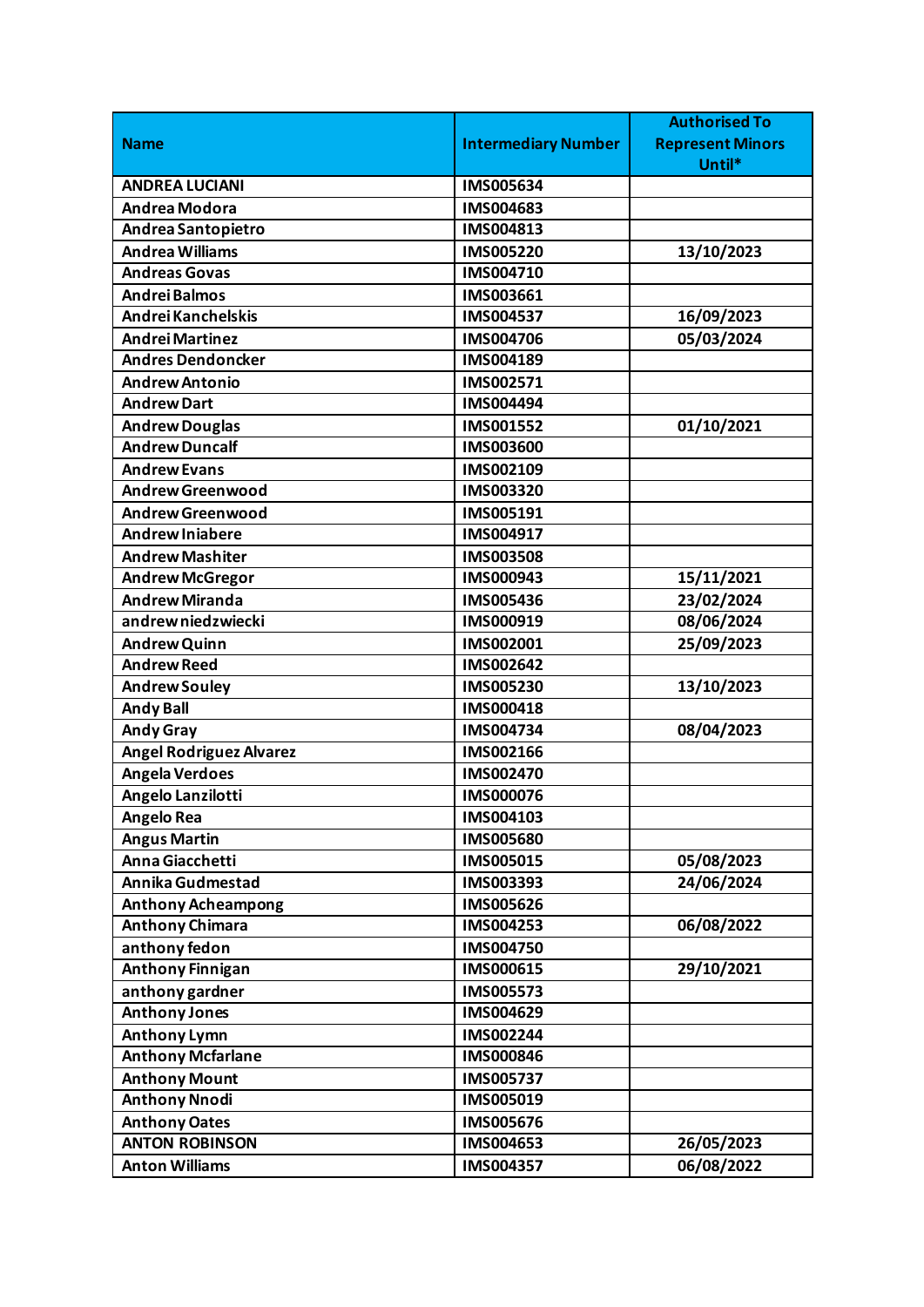| Name | Intermediary Number | Authorised To Represent Minors Until* |
|---|---|---|
| ANDREA LUCIANI | IMS005634 | |
| Andrea Modora | IMS004683 | |
| Andrea Santopietro | IMS004813 | |
| Andrea Williams | IMS005220 | 13/10/2023 |
| Andreas Govas | IMS004710 | |
| Andrei Balmos | IMS003661 | |
| Andrei Kanchelskis | IMS004537 | 16/09/2023 |
| Andrei Martinez | IMS004706 | 05/03/2024 |
| Andres Dendoncker | IMS004189 | |
| Andrew Antonio | IMS002571 | |
| Andrew Dart | IMS004494 | |
| Andrew Douglas | IMS001552 | 01/10/2021 |
| Andrew Duncalf | IMS003600 | |
| Andrew Evans | IMS002109 | |
| Andrew Greenwood | IMS003320 | |
| Andrew Greenwood | IMS005191 | |
| Andrew Iniabere | IMS004917 | |
| Andrew Mashiter | IMS003508 | |
| Andrew McGregor | IMS000943 | 15/11/2021 |
| Andrew Miranda | IMS005436 | 23/02/2024 |
| andrew niedzwiecki | IMS000919 | 08/06/2024 |
| Andrew Quinn | IMS002001 | 25/09/2023 |
| Andrew Reed | IMS002642 | |
| Andrew Souley | IMS005230 | 13/10/2023 |
| Andy Ball | IMS000418 | |
| Andy Gray | IMS004734 | 08/04/2023 |
| Angel Rodriguez Alvarez | IMS002166 | |
| Angela Verdoes | IMS002470 | |
| Angelo Lanzilotti | IMS000076 | |
| Angelo Rea | IMS004103 | |
| Angus Martin | IMS005680 | |
| Anna Giacchetti | IMS005015 | 05/08/2023 |
| Annika Gudmestad | IMS003393 | 24/06/2024 |
| Anthony Acheampong | IMS005626 | |
| Anthony Chimara | IMS004253 | 06/08/2022 |
| anthony fedon | IMS004750 | |
| Anthony Finnigan | IMS000615 | 29/10/2021 |
| anthony gardner | IMS005573 | |
| Anthony Jones | IMS004629 | |
| Anthony Lymn | IMS002244 | |
| Anthony Mcfarlane | IMS000846 | |
| Anthony Mount | IMS005737 | |
| Anthony Nnodi | IMS005019 | |
| Anthony Oates | IMS005676 | |
| ANTON ROBINSON | IMS004653 | 26/05/2023 |
| Anton Williams | IMS004357 | 06/08/2022 |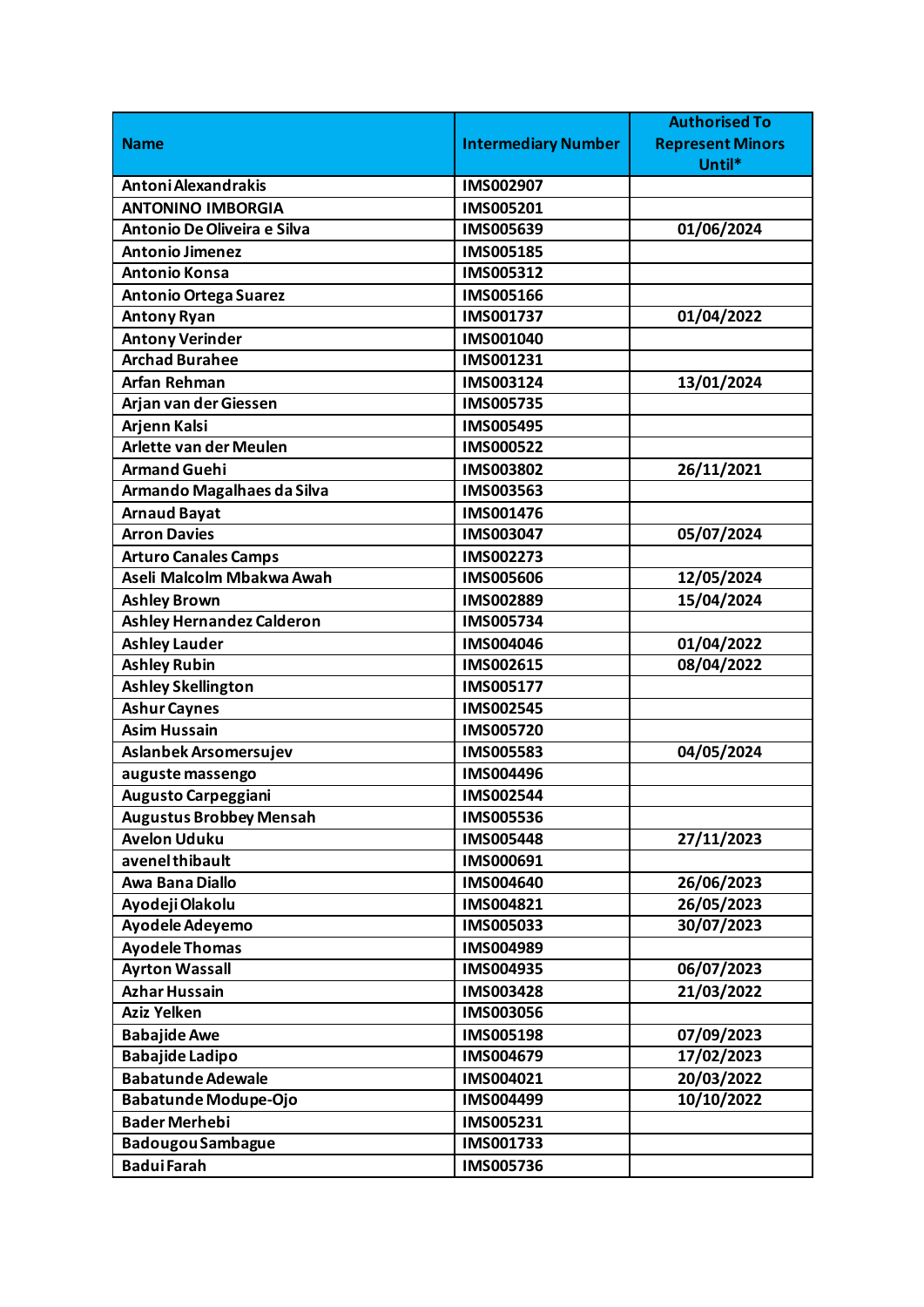| Name | Intermediary Number | Authorised To Represent Minors Until* |
|---|---|---|
| Antoni Alexandrakis | IMS002907 | |
| ANTONINO IMBORGIA | IMS005201 | |
| Antonio De Oliveira e Silva | IMS005639 | 01/06/2024 |
| Antonio Jimenez | IMS005185 | |
| Antonio Konsa | IMS005312 | |
| Antonio Ortega Suarez | IMS005166 | |
| Antony Ryan | IMS001737 | 01/04/2022 |
| Antony Verinder | IMS001040 | |
| Archad Burahee | IMS001231 | |
| Arfan Rehman | IMS003124 | 13/01/2024 |
| Arjan van der Giessen | IMS005735 | |
| Arjenn Kalsi | IMS005495 | |
| Arlette van der Meulen | IMS000522 | |
| Armand Guehi | IMS003802 | 26/11/2021 |
| Armando Magalhaes da Silva | IMS003563 | |
| Arnaud Bayat | IMS001476 | |
| Arron Davies | IMS003047 | 05/07/2024 |
| Arturo Canales Camps | IMS002273 | |
| Aseli Malcolm Mbakwa Awah | IMS005606 | 12/05/2024 |
| Ashley Brown | IMS002889 | 15/04/2024 |
| Ashley Hernandez Calderon | IMS005734 | |
| Ashley Lauder | IMS004046 | 01/04/2022 |
| Ashley Rubin | IMS002615 | 08/04/2022 |
| Ashley Skellington | IMS005177 | |
| Ashur Caynes | IMS002545 | |
| Asim Hussain | IMS005720 | |
| Aslanbek Arsomersujev | IMS005583 | 04/05/2024 |
| auguste massengo | IMS004496 | |
| Augusto Carpeggiani | IMS002544 | |
| Augustus Brobbey Mensah | IMS005536 | |
| Avelon Uduku | IMS005448 | 27/11/2023 |
| avenel thibault | IMS000691 | |
| Awa Bana Diallo | IMS004640 | 26/06/2023 |
| Ayodeji Olakolu | IMS004821 | 26/05/2023 |
| Ayodele Adeyemo | IMS005033 | 30/07/2023 |
| Ayodele Thomas | IMS004989 | |
| Ayrton Wassall | IMS004935 | 06/07/2023 |
| Azhar Hussain | IMS003428 | 21/03/2022 |
| Aziz Yelken | IMS003056 | |
| Babajide Awe | IMS005198 | 07/09/2023 |
| Babajide Ladipo | IMS004679 | 17/02/2023 |
| Babatunde Adewale | IMS004021 | 20/03/2022 |
| Babatunde Modupe-Ojo | IMS004499 | 10/10/2022 |
| Bader Merhebi | IMS005231 | |
| Badougou Sambague | IMS001733 | |
| Badui Farah | IMS005736 | |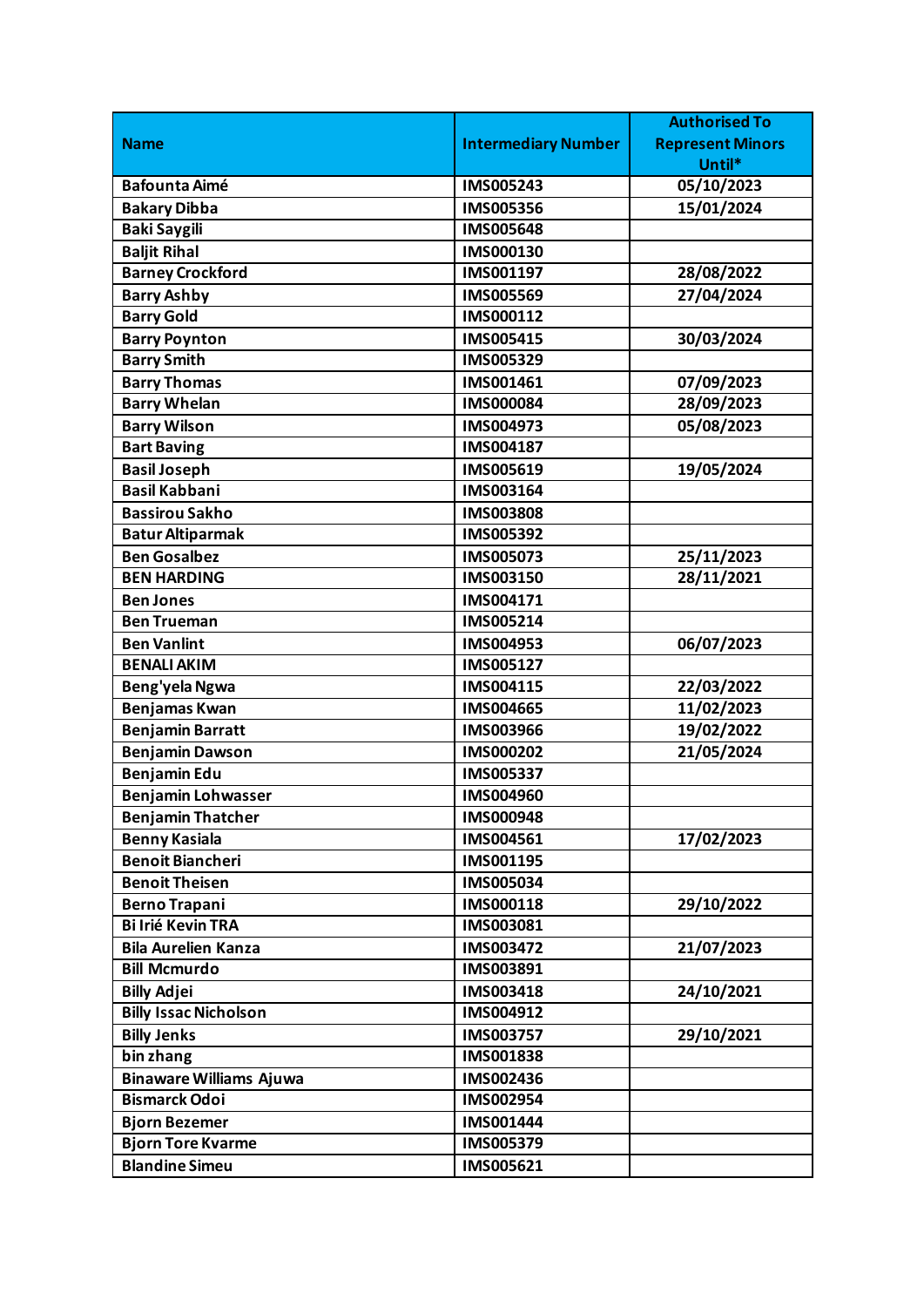| Name | Intermediary Number | Authorised To Represent Minors Until* |
| --- | --- | --- |
| Bafounta Aimé | IMS005243 | 05/10/2023 |
| Bakary Dibba | IMS005356 | 15/01/2024 |
| Baki Saygili | IMS005648 | |
| Baljit Rihal | IMS000130 | |
| Barney Crockford | IMS001197 | 28/08/2022 |
| Barry Ashby | IMS005569 | 27/04/2024 |
| Barry Gold | IMS000112 | |
| Barry Poynton | IMS005415 | 30/03/2024 |
| Barry Smith | IMS005329 | |
| Barry Thomas | IMS001461 | 07/09/2023 |
| Barry Whelan | IMS000084 | 28/09/2023 |
| Barry Wilson | IMS004973 | 05/08/2023 |
| Bart Baving | IMS004187 | |
| Basil Joseph | IMS005619 | 19/05/2024 |
| Basil Kabbani | IMS003164 | |
| Bassirou Sakho | IMS003808 | |
| Batur Altiparmak | IMS005392 | |
| Ben Gosalbez | IMS005073 | 25/11/2023 |
| BEN HARDING | IMS003150 | 28/11/2021 |
| Ben Jones | IMS004171 | |
| Ben Trueman | IMS005214 | |
| Ben Vanlint | IMS004953 | 06/07/2023 |
| BENALI AKIM | IMS005127 | |
| Beng'yela Ngwa | IMS004115 | 22/03/2022 |
| Benjamas Kwan | IMS004665 | 11/02/2023 |
| Benjamin Barratt | IMS003966 | 19/02/2022 |
| Benjamin Dawson | IMS000202 | 21/05/2024 |
| Benjamin Edu | IMS005337 | |
| Benjamin Lohwasser | IMS004960 | |
| Benjamin Thatcher | IMS000948 | |
| Benny Kasiala | IMS004561 | 17/02/2023 |
| Benoit Biancheri | IMS001195 | |
| Benoit Theisen | IMS005034 | |
| Berno Trapani | IMS000118 | 29/10/2022 |
| Bi Irié Kevin TRA | IMS003081 | |
| Bila Aurelien Kanza | IMS003472 | 21/07/2023 |
| Bill Mcmurdo | IMS003891 | |
| Billy Adjei | IMS003418 | 24/10/2021 |
| Billy Issac Nicholson | IMS004912 | |
| Billy Jenks | IMS003757 | 29/10/2021 |
| bin zhang | IMS001838 | |
| Binaware Williams Ajuwa | IMS002436 | |
| Bismarck Odoi | IMS002954 | |
| Bjorn Bezemer | IMS001444 | |
| Bjorn Tore Kvarme | IMS005379 | |
| Blandine Simeu | IMS005621 | |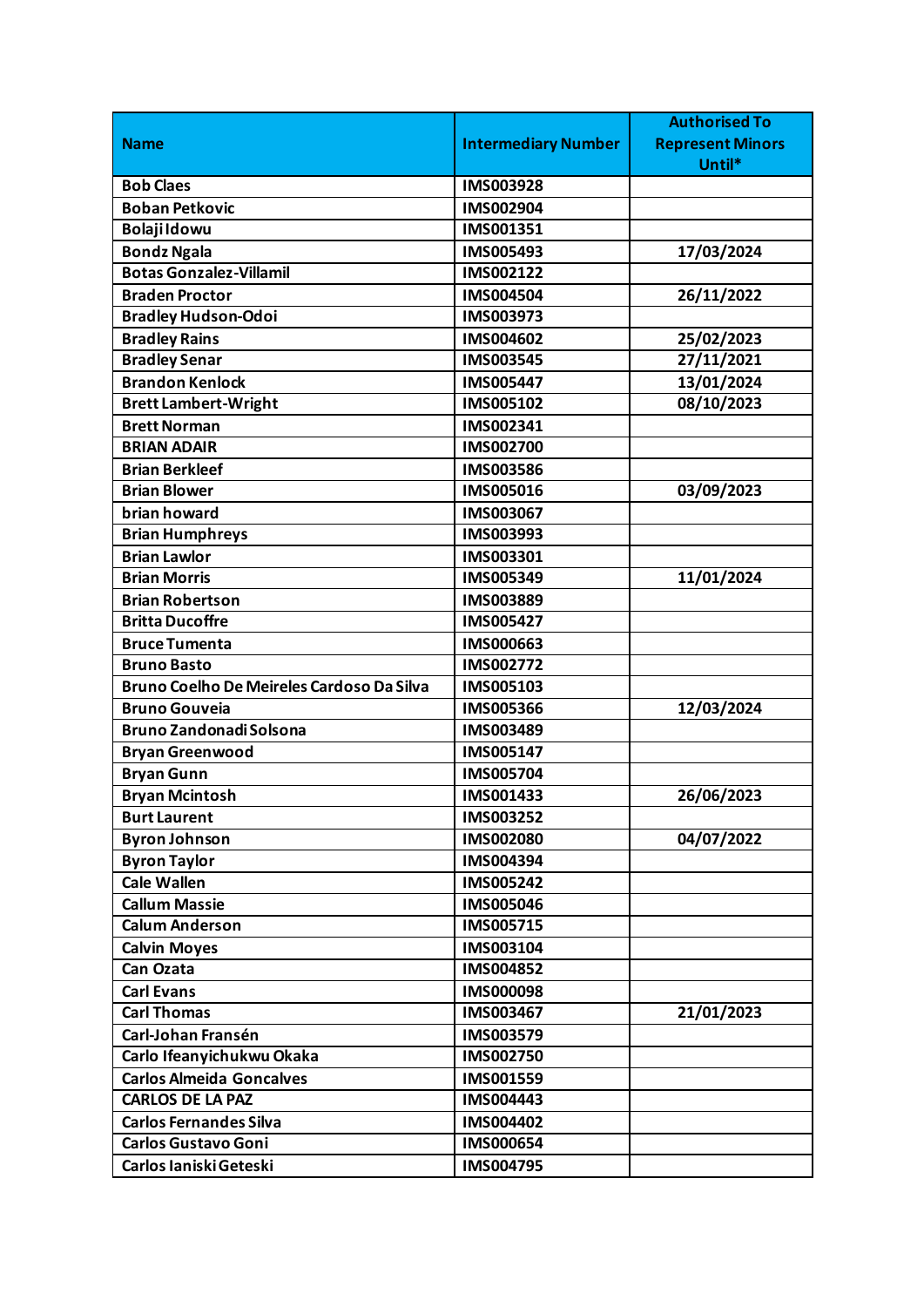| Name | Intermediary Number | Authorised To Represent Minors Until* |
|---|---|---|
| Bob Claes | IMS003928 | |
| Boban Petkovic | IMS002904 | |
| Bolaji Idowu | IMS001351 | |
| Bondz Ngala | IMS005493 | 17/03/2024 |
| Botas Gonzalez-Villamil | IMS002122 | |
| Braden Proctor | IMS004504 | 26/11/2022 |
| Bradley Hudson-Odoi | IMS003973 | |
| Bradley Rains | IMS004602 | 25/02/2023 |
| Bradley Senar | IMS003545 | 27/11/2021 |
| Brandon Kenlock | IMS005447 | 13/01/2024 |
| Brett Lambert-Wright | IMS005102 | 08/10/2023 |
| Brett Norman | IMS002341 | |
| BRIAN ADAIR | IMS002700 | |
| Brian Berkleef | IMS003586 | |
| Brian Blower | IMS005016 | 03/09/2023 |
| brian howard | IMS003067 | |
| Brian Humphreys | IMS003993 | |
| Brian Lawlor | IMS003301 | |
| Brian Morris | IMS005349 | 11/01/2024 |
| Brian Robertson | IMS003889 | |
| Britta Ducoffre | IMS005427 | |
| Bruce Tumenta | IMS000663 | |
| Bruno Basto | IMS002772 | |
| Bruno Coelho De Meireles Cardoso Da Silva | IMS005103 | |
| Bruno Gouveia | IMS005366 | 12/03/2024 |
| Bruno Zandonadi Solsona | IMS003489 | |
| Bryan Greenwood | IMS005147 | |
| Bryan Gunn | IMS005704 | |
| Bryan Mcintosh | IMS001433 | 26/06/2023 |
| Burt Laurent | IMS003252 | |
| Byron Johnson | IMS002080 | 04/07/2022 |
| Byron Taylor | IMS004394 | |
| Cale Wallen | IMS005242 | |
| Callum Massie | IMS005046 | |
| Calum Anderson | IMS005715 | |
| Calvin Moyes | IMS003104 | |
| Can Ozata | IMS004852 | |
| Carl Evans | IMS000098 | |
| Carl Thomas | IMS003467 | 21/01/2023 |
| Carl-Johan Fransén | IMS003579 | |
| Carlo Ifeanyichukwu Okaka | IMS002750 | |
| Carlos Almeida Goncalves | IMS001559 | |
| CARLOS DE LA PAZ | IMS004443 | |
| Carlos Fernandes Silva | IMS004402 | |
| Carlos Gustavo Goni | IMS000654 | |
| Carlos Ianiski Geteski | IMS004795 | |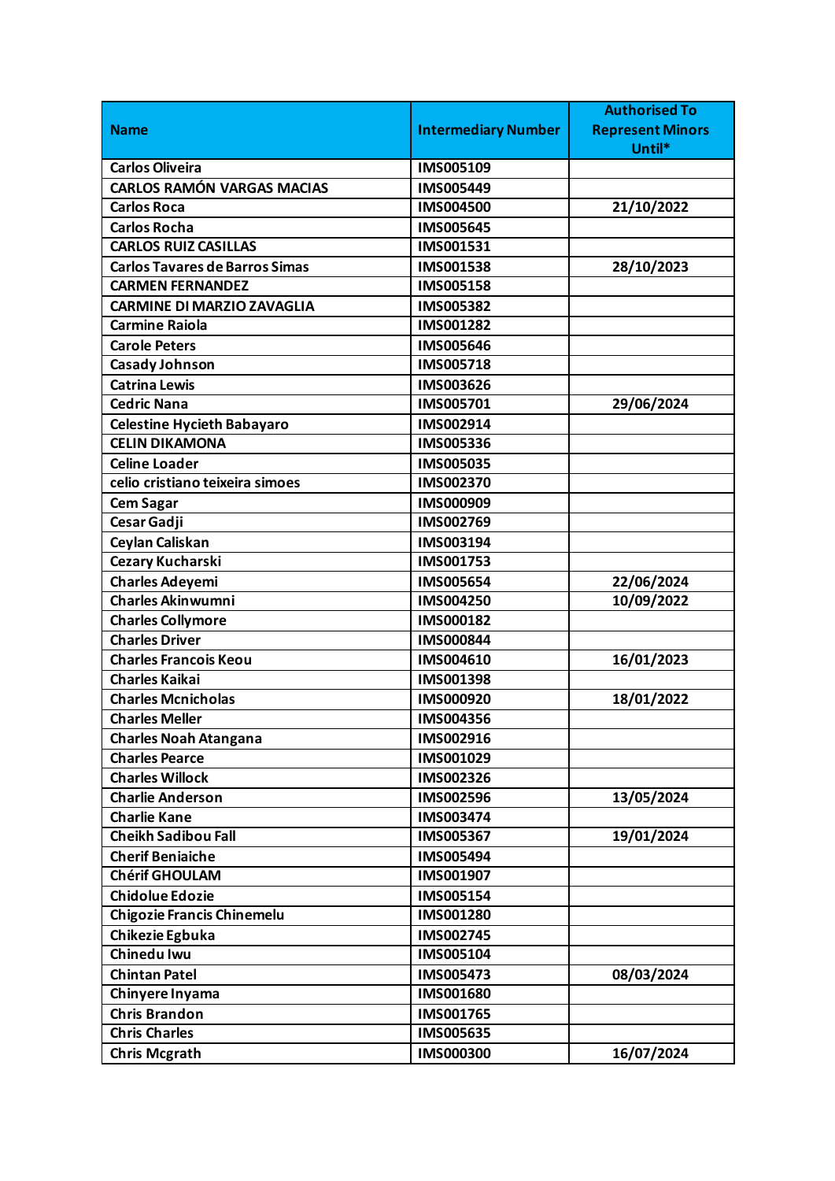| Name | Intermediary Number | Authorised To Represent Minors Until* |
| --- | --- | --- |
| Carlos Oliveira | IMS005109 | |
| CARLOS RAMÓN VARGAS MACIAS | IMS005449 | |
| Carlos Roca | IMS004500 | 21/10/2022 |
| Carlos Rocha | IMS005645 | |
| CARLOS RUIZ CASILLAS | IMS001531 | |
| Carlos Tavares de Barros Simas | IMS001538 | 28/10/2023 |
| CARMEN FERNANDEZ | IMS005158 | |
| CARMINE DI MARZIO ZAVAGLIA | IMS005382 | |
| Carmine Raiola | IMS001282 | |
| Carole Peters | IMS005646 | |
| Casady Johnson | IMS005718 | |
| Catrina Lewis | IMS003626 | |
| Cedric Nana | IMS005701 | 29/06/2024 |
| Celestine Hycieth Babayaro | IMS002914 | |
| CELIN DIKAMONA | IMS005336 | |
| Celine Loader | IMS005035 | |
| celio cristiano teixeira simoes | IMS002370 | |
| Cem Sagar | IMS000909 | |
| Cesar Gadji | IMS002769 | |
| Ceylan Caliskan | IMS003194 | |
| Cezary Kucharski | IMS001753 | |
| Charles Adeyemi | IMS005654 | 22/06/2024 |
| Charles Akinwumni | IMS004250 | 10/09/2022 |
| Charles Collymore | IMS000182 | |
| Charles Driver | IMS000844 | |
| Charles Francois Keou | IMS004610 | 16/01/2023 |
| Charles Kaikai | IMS001398 | |
| Charles Mcnicholas | IMS000920 | 18/01/2022 |
| Charles Meller | IMS004356 | |
| Charles Noah Atangana | IMS002916 | |
| Charles Pearce | IMS001029 | |
| Charles Willock | IMS002326 | |
| Charlie Anderson | IMS002596 | 13/05/2024 |
| Charlie Kane | IMS003474 | |
| Cheikh Sadibou Fall | IMS005367 | 19/01/2024 |
| Cherif Beniaiche | IMS005494 | |
| Chérif GHOULAM | IMS001907 | |
| Chidolue Edozie | IMS005154 | |
| Chigozie Francis Chinemelu | IMS001280 | |
| Chikezie Egbuka | IMS002745 | |
| Chinedu Iwu | IMS005104 | |
| Chintan Patel | IMS005473 | 08/03/2024 |
| Chinyere Inyama | IMS001680 | |
| Chris Brandon | IMS001765 | |
| Chris Charles | IMS005635 | |
| Chris Mcgrath | IMS000300 | 16/07/2024 |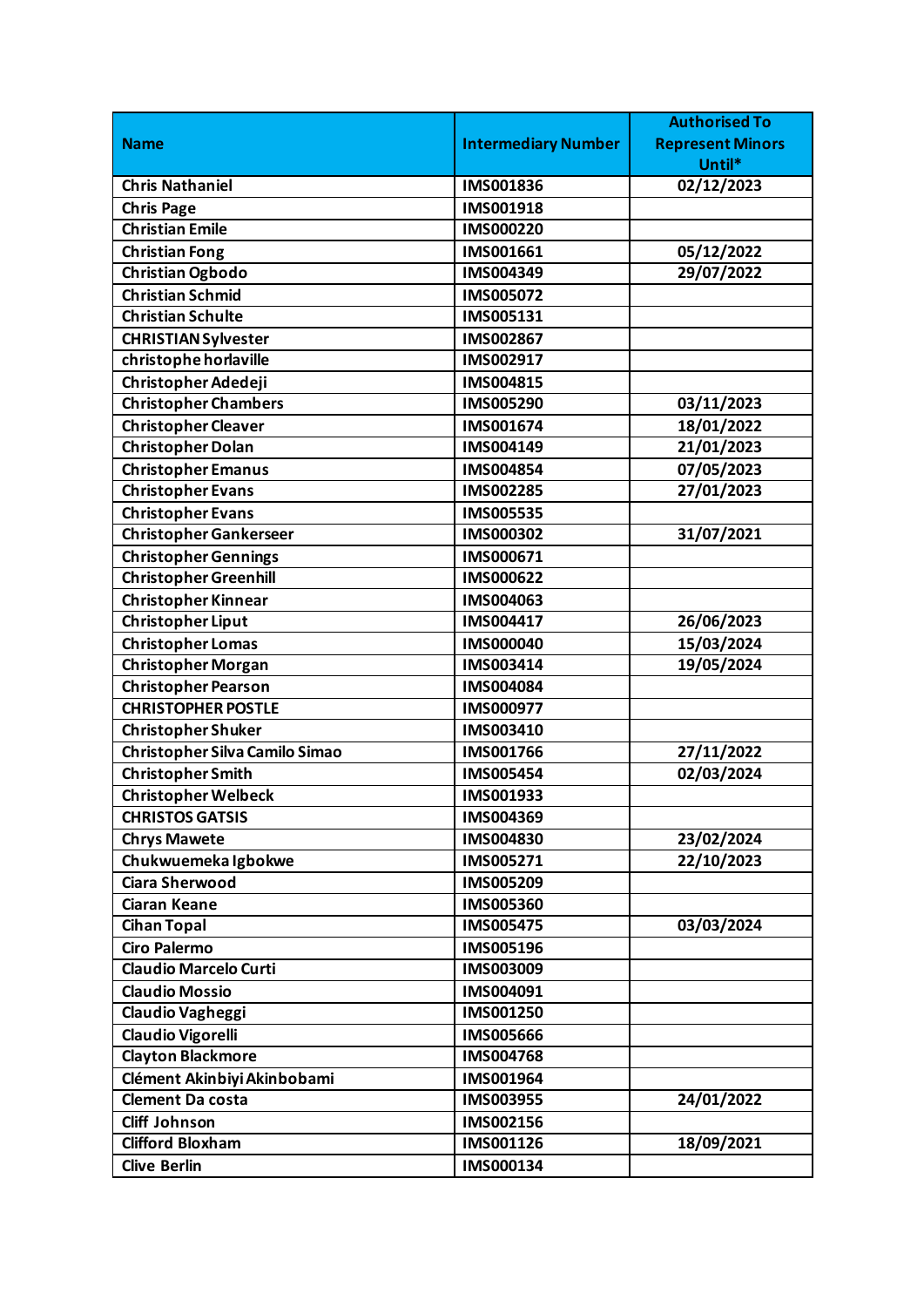| Name | Intermediary Number | Authorised To Represent Minors Until* |
| --- | --- | --- |
| Chris Nathaniel | IMS001836 | 02/12/2023 |
| Chris Page | IMS001918 | |
| Christian Emile | IMS000220 | |
| Christian Fong | IMS001661 | 05/12/2022 |
| Christian Ogbodo | IMS004349 | 29/07/2022 |
| Christian Schmid | IMS005072 | |
| Christian Schulte | IMS005131 | |
| CHRISTIAN Sylvester | IMS002867 | |
| christophe horlaville | IMS002917 | |
| Christopher Adedeji | IMS004815 | |
| Christopher Chambers | IMS005290 | 03/11/2023 |
| Christopher Cleaver | IMS001674 | 18/01/2022 |
| Christopher Dolan | IMS004149 | 21/01/2023 |
| Christopher Emanus | IMS004854 | 07/05/2023 |
| Christopher Evans | IMS002285 | 27/01/2023 |
| Christopher Evans | IMS005535 | |
| Christopher Gankerseer | IMS000302 | 31/07/2021 |
| Christopher Gennings | IMS000671 | |
| Christopher Greenhill | IMS000622 | |
| Christopher Kinnear | IMS004063 | |
| Christopher Liput | IMS004417 | 26/06/2023 |
| Christopher Lomas | IMS000040 | 15/03/2024 |
| Christopher Morgan | IMS003414 | 19/05/2024 |
| Christopher Pearson | IMS004084 | |
| CHRISTOPHER POSTLE | IMS000977 | |
| Christopher Shuker | IMS003410 | |
| Christopher Silva Camilo Simao | IMS001766 | 27/11/2022 |
| Christopher Smith | IMS005454 | 02/03/2024 |
| Christopher Welbeck | IMS001933 | |
| CHRISTOS GATSIS | IMS004369 | |
| Chrys Mawete | IMS004830 | 23/02/2024 |
| Chukwuemeka Igbokwe | IMS005271 | 22/10/2023 |
| Ciara Sherwood | IMS005209 | |
| Ciaran Keane | IMS005360 | |
| Cihan Topal | IMS005475 | 03/03/2024 |
| Ciro Palermo | IMS005196 | |
| Claudio Marcelo Curti | IMS003009 | |
| Claudio Mossio | IMS004091 | |
| Claudio Vagheggi | IMS001250 | |
| Claudio Vigorelli | IMS005666 | |
| Clayton Blackmore | IMS004768 | |
| Clément Akinbiyi Akinbobami | IMS001964 | |
| Clement Da costa | IMS003955 | 24/01/2022 |
| Cliff Johnson | IMS002156 | |
| Clifford Bloxham | IMS001126 | 18/09/2021 |
| Clive Berlin | IMS000134 | |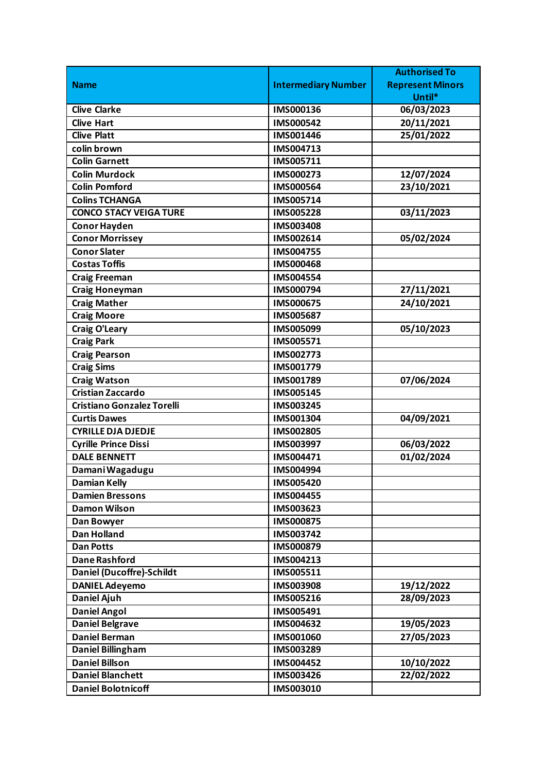| Name | Intermediary Number | Authorised To Represent Minors Until* |
|---|---|---|
| Clive Clarke | IMS000136 | 06/03/2023 |
| Clive Hart | IMS000542 | 20/11/2021 |
| Clive Platt | IMS001446 | 25/01/2022 |
| colin brown | IMS004713 | |
| Colin Garnett | IMS005711 | |
| Colin Murdock | IMS000273 | 12/07/2024 |
| Colin Pomford | IMS000564 | 23/10/2021 |
| Colins TCHANGA | IMS005714 | |
| CONCO STACY VEIGA TURE | IMS005228 | 03/11/2023 |
| Conor Hayden | IMS003408 | |
| Conor Morrissey | IMS002614 | 05/02/2024 |
| Conor Slater | IMS004755 | |
| Costas Toffis | IMS000468 | |
| Craig Freeman | IMS004554 | |
| Craig Honeyman | IMS000794 | 27/11/2021 |
| Craig Mather | IMS000675 | 24/10/2021 |
| Craig Moore | IMS005687 | |
| Craig O'Leary | IMS005099 | 05/10/2023 |
| Craig Park | IMS005571 | |
| Craig Pearson | IMS002773 | |
| Craig Sims | IMS001779 | |
| Craig Watson | IMS001789 | 07/06/2024 |
| Cristian Zaccardo | IMS005145 | |
| Cristiano Gonzalez Torelli | IMS003245 | |
| Curtis Dawes | IMS001304 | 04/09/2021 |
| CYRILLE DJA DJEDJE | IMS002805 | |
| Cyrille Prince Dissi | IMS003997 | 06/03/2022 |
| DALE BENNETT | IMS004471 | 01/02/2024 |
| Damani Wagadugu | IMS004994 | |
| Damian Kelly | IMS005420 | |
| Damien Bressons | IMS004455 | |
| Damon Wilson | IMS003623 | |
| Dan Bowyer | IMS000875 | |
| Dan Holland | IMS003742 | |
| Dan Potts | IMS000879 | |
| Dane Rashford | IMS004213 | |
| Daniel (Ducoffre)-Schildt | IMS005511 | |
| DANIEL Adeyemo | IMS003908 | 19/12/2022 |
| Daniel Ajuh | IMS005216 | 28/09/2023 |
| Daniel Angol | IMS005491 | |
| Daniel Belgrave | IMS004632 | 19/05/2023 |
| Daniel Berman | IMS001060 | 27/05/2023 |
| Daniel Billingham | IMS003289 | |
| Daniel Billson | IMS004452 | 10/10/2022 |
| Daniel Blanchett | IMS003426 | 22/02/2022 |
| Daniel Bolotnicoff | IMS003010 | |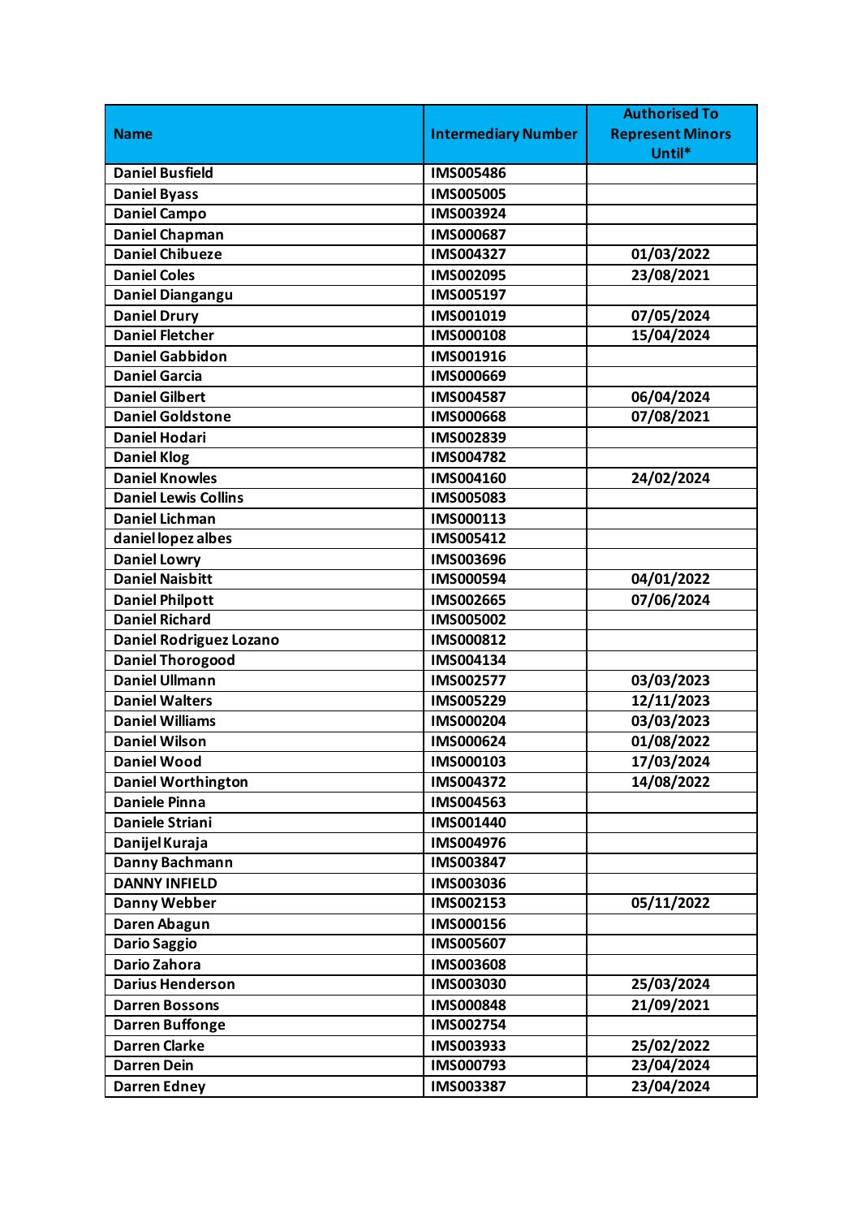| Name | Intermediary Number | Authorised To Represent Minors Until* |
| --- | --- | --- |
| Daniel Busfield | IMS005486 | |
| Daniel Byass | IMS005005 | |
| Daniel Campo | IMS003924 | |
| Daniel Chapman | IMS000687 | |
| Daniel Chibueze | IMS004327 | 01/03/2022 |
| Daniel Coles | IMS002095 | 23/08/2021 |
| Daniel Diangangu | IMS005197 | |
| Daniel Drury | IMS001019 | 07/05/2024 |
| Daniel Fletcher | IMS000108 | 15/04/2024 |
| Daniel Gabbidon | IMS001916 | |
| Daniel Garcia | IMS000669 | |
| Daniel Gilbert | IMS004587 | 06/04/2024 |
| Daniel Goldstone | IMS000668 | 07/08/2021 |
| Daniel Hodari | IMS002839 | |
| Daniel Klog | IMS004782 | |
| Daniel Knowles | IMS004160 | 24/02/2024 |
| Daniel Lewis Collins | IMS005083 | |
| Daniel Lichman | IMS000113 | |
| daniel lopez albes | IMS005412 | |
| Daniel Lowry | IMS003696 | |
| Daniel Naisbitt | IMS000594 | 04/01/2022 |
| Daniel Philpott | IMS002665 | 07/06/2024 |
| Daniel Richard | IMS005002 | |
| Daniel Rodriguez Lozano | IMS000812 | |
| Daniel Thorogood | IMS004134 | |
| Daniel Ullmann | IMS002577 | 03/03/2023 |
| Daniel Walters | IMS005229 | 12/11/2023 |
| Daniel Williams | IMS000204 | 03/03/2023 |
| Daniel Wilson | IMS000624 | 01/08/2022 |
| Daniel Wood | IMS000103 | 17/03/2024 |
| Daniel Worthington | IMS004372 | 14/08/2022 |
| Daniele Pinna | IMS004563 | |
| Daniele Striani | IMS001440 | |
| Danijel Kuraja | IMS004976 | |
| Danny Bachmann | IMS003847 | |
| DANNY INFIELD | IMS003036 | |
| Danny Webber | IMS002153 | 05/11/2022 |
| Daren Abagun | IMS000156 | |
| Dario Saggio | IMS005607 | |
| Dario Zahora | IMS003608 | |
| Darius Henderson | IMS003030 | 25/03/2024 |
| Darren Bossons | IMS000848 | 21/09/2021 |
| Darren Buffonge | IMS002754 | |
| Darren Clarke | IMS003933 | 25/02/2022 |
| Darren Dein | IMS000793 | 23/04/2024 |
| Darren Edney | IMS003387 | 23/04/2024 |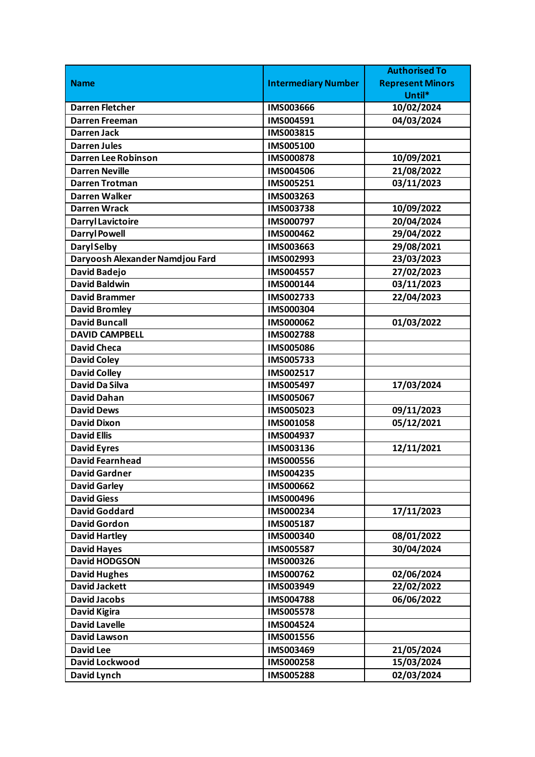| Name | Intermediary Number | Authorised To Represent Minors Until* |
|---|---|---|
| Darren Fletcher | IMS003666 | 10/02/2024 |
| Darren Freeman | IMS004591 | 04/03/2024 |
| Darren Jack | IMS003815 | |
| Darren Jules | IMS005100 | |
| Darren Lee Robinson | IMS000878 | 10/09/2021 |
| Darren Neville | IMS004506 | 21/08/2022 |
| Darren Trotman | IMS005251 | 03/11/2023 |
| Darren Walker | IMS003263 | |
| Darren Wrack | IMS003738 | 10/09/2022 |
| Darryl Lavictoire | IMS000797 | 20/04/2024 |
| Darryl Powell | IMS000462 | 29/04/2022 |
| Daryl Selby | IMS003663 | 29/08/2021 |
| Daryoosh Alexander Namdjou Fard | IMS002993 | 23/03/2023 |
| David Badejo | IMS004557 | 27/02/2023 |
| David Baldwin | IMS000144 | 03/11/2023 |
| David Brammer | IMS002733 | 22/04/2023 |
| David Bromley | IMS000304 | |
| David Buncall | IMS000062 | 01/03/2022 |
| DAVID CAMPBELL | IMS002788 | |
| David Checa | IMS005086 | |
| David Coley | IMS005733 | |
| David Colley | IMS002517 | |
| David Da Silva | IMS005497 | 17/03/2024 |
| David Dahan | IMS005067 | |
| David Dews | IMS005023 | 09/11/2023 |
| David Dixon | IMS001058 | 05/12/2021 |
| David Ellis | IMS004937 | |
| David Eyres | IMS003136 | 12/11/2021 |
| David Fearnhead | IMS000556 | |
| David Gardner | IMS004235 | |
| David Garley | IMS000662 | |
| David Giess | IMS000496 | |
| David Goddard | IMS000234 | 17/11/2023 |
| David Gordon | IMS005187 | |
| David Hartley | IMS000340 | 08/01/2022 |
| David Hayes | IMS005587 | 30/04/2024 |
| David HODGSON | IMS000326 | |
| David Hughes | IMS000762 | 02/06/2024 |
| David Jackett | IMS003949 | 22/02/2022 |
| David Jacobs | IMS004788 | 06/06/2022 |
| David Kigira | IMS005578 | |
| David Lavelle | IMS004524 | |
| David Lawson | IMS001556 | |
| David Lee | IMS003469 | 21/05/2024 |
| David Lockwood | IMS000258 | 15/03/2024 |
| David Lynch | IMS005288 | 02/03/2024 |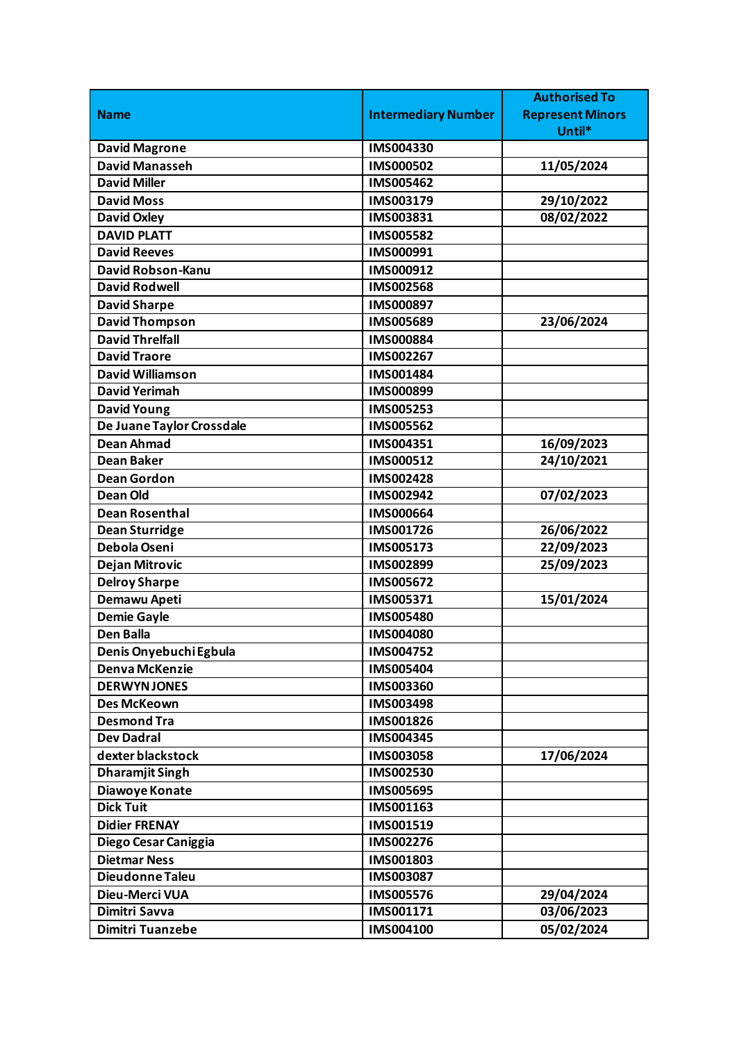| Name | Intermediary Number | Authorised To Represent Minors Until* |
|---|---|---|
| David Magrone | IMS004330 | |
| David Manasseh | IMS000502 | 11/05/2024 |
| David Miller | IMS005462 | |
| David Moss | IMS003179 | 29/10/2022 |
| David Oxley | IMS003831 | 08/02/2022 |
| DAVID PLATT | IMS005582 | |
| David Reeves | IMS000991 | |
| David Robson-Kanu | IMS000912 | |
| David Rodwell | IMS002568 | |
| David Sharpe | IMS000897 | |
| David Thompson | IMS005689 | 23/06/2024 |
| David Threlfall | IMS000884 | |
| David Traore | IMS002267 | |
| David Williamson | IMS001484 | |
| David Yerimah | IMS000899 | |
| David Young | IMS005253 | |
| De Juane Taylor Crossdale | IMS005562 | |
| Dean Ahmad | IMS004351 | 16/09/2023 |
| Dean Baker | IMS000512 | 24/10/2021 |
| Dean Gordon | IMS002428 | |
| Dean Old | IMS002942 | 07/02/2023 |
| Dean Rosenthal | IMS000664 | |
| Dean Sturridge | IMS001726 | 26/06/2022 |
| Debola Oseni | IMS005173 | 22/09/2023 |
| Dejan Mitrovic | IMS002899 | 25/09/2023 |
| Delroy Sharpe | IMS005672 | |
| Demawu Apeti | IMS005371 | 15/01/2024 |
| Demie Gayle | IMS005480 | |
| Den Balla | IMS004080 | |
| Denis Onyebuchi Egbula | IMS004752 | |
| Denva McKenzie | IMS005404 | |
| DERWYN JONES | IMS003360 | |
| Des McKeown | IMS003498 | |
| Desmond Tra | IMS001826 | |
| Dev Dadral | IMS004345 | |
| dexter blackstock | IMS003058 | 17/06/2024 |
| Dharamjit Singh | IMS002530 | |
| Diawoye Konate | IMS005695 | |
| Dick Tuit | IMS001163 | |
| Didier FRENAY | IMS001519 | |
| Diego Cesar Caniggia | IMS002276 | |
| Dietmar Ness | IMS001803 | |
| Dieudonne Taleu | IMS003087 | |
| Dieu-Merci VUA | IMS005576 | 29/04/2024 |
| Dimitri Savva | IMS001171 | 03/06/2023 |
| Dimitri Tuanzebe | IMS004100 | 05/02/2024 |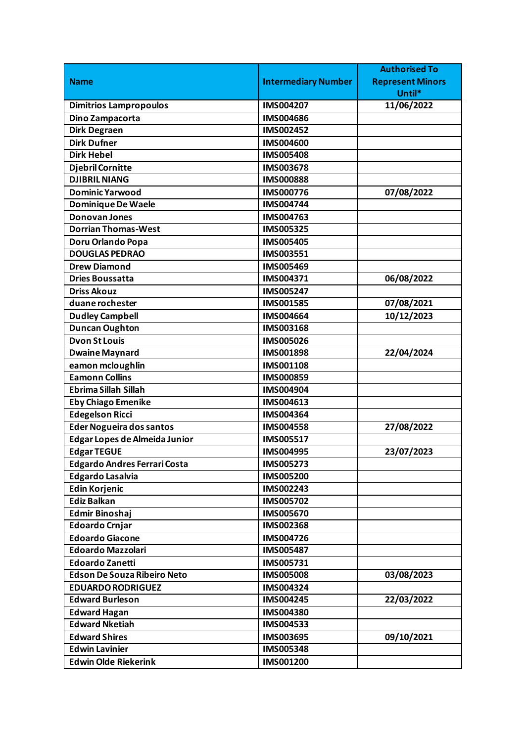| Name | Intermediary Number | Authorised To Represent Minors Until* |
|---|---|---|
| Dimitrios Lampropoulos | IMS004207 | 11/06/2022 |
| Dino Zampacorta | IMS004686 | |
| Dirk Degraen | IMS002452 | |
| Dirk Dufner | IMS004600 | |
| Dirk Hebel | IMS005408 | |
| Djebril Cornitte | IMS003678 | |
| DJIBRIL NIANG | IMS000888 | |
| Dominic Yarwood | IMS000776 | 07/08/2022 |
| Dominique De Waele | IMS004744 | |
| Donovan Jones | IMS004763 | |
| Dorrian Thomas-West | IMS005325 | |
| Doru Orlando Popa | IMS005405 | |
| DOUGLAS PEDRAO | IMS003551 | |
| Drew Diamond | IMS005469 | |
| Dries Boussatta | IMS004371 | 06/08/2022 |
| Driss Akouz | IMS005247 | |
| duane rochester | IMS001585 | 07/08/2021 |
| Dudley Campbell | IMS004664 | 10/12/2023 |
| Duncan Oughton | IMS003168 | |
| Dvon St Louis | IMS005026 | |
| Dwaine Maynard | IMS001898 | 22/04/2024 |
| eamon mcloughlin | IMS001108 | |
| Eamonn Collins | IMS000859 | |
| Ebrima Sillah Sillah | IMS004904 | |
| Eby Chiago Emenike | IMS004613 | |
| Edegelson Ricci | IMS004364 | |
| Eder Nogueira dos santos | IMS004558 | 27/08/2022 |
| Edgar Lopes de Almeida Junior | IMS005517 | |
| Edgar TEGUE | IMS004995 | 23/07/2023 |
| Edgardo Andres Ferrari Costa | IMS005273 | |
| Edgardo Lasalvia | IMS005200 | |
| Edin Korjenic | IMS002243 | |
| Ediz Balkan | IMS005702 | |
| Edmir Binoshaj | IMS005670 | |
| Edoardo Crnjar | IMS002368 | |
| Edoardo Giacone | IMS004726 | |
| Edoardo Mazzolari | IMS005487 | |
| Edoardo Zanetti | IMS005731 | |
| Edson De Souza Ribeiro Neto | IMS005008 | 03/08/2023 |
| EDUARDO RODRIGUEZ | IMS004324 | |
| Edward Burleson | IMS004245 | 22/03/2022 |
| Edward Hagan | IMS004380 | |
| Edward Nketiah | IMS004533 | |
| Edward Shires | IMS003695 | 09/10/2021 |
| Edwin Lavinier | IMS005348 | |
| Edwin Olde Riekerink | IMS001200 | |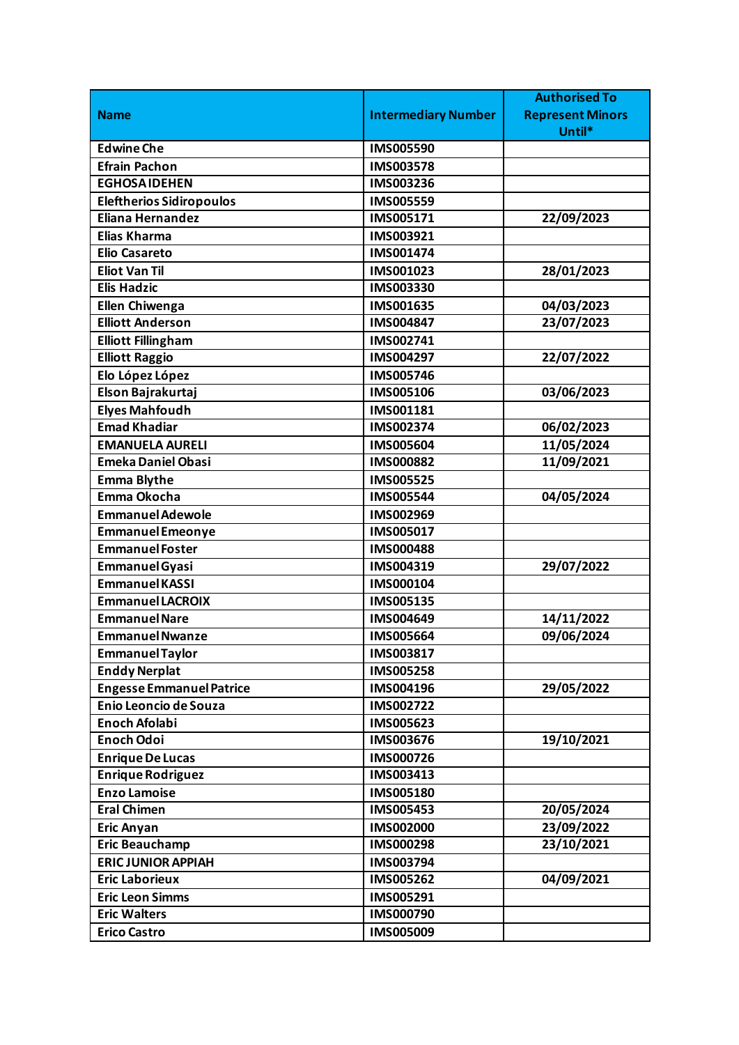| Name | Intermediary Number | Authorised To Represent Minors Until* |
| --- | --- | --- |
| Edwine Che | IMS005590 | |
| Efrain Pachon | IMS003578 | |
| EGHOSA IDEHEN | IMS003236 | |
| Eleftherios Sidiropoulos | IMS005559 | |
| Eliana Hernandez | IMS005171 | 22/09/2023 |
| Elias Kharma | IMS003921 | |
| Elio Casareto | IMS001474 | |
| Eliot Van Til | IMS001023 | 28/01/2023 |
| Elis Hadzic | IMS003330 | |
| Ellen Chiwenga | IMS001635 | 04/03/2023 |
| Elliott Anderson | IMS004847 | 23/07/2023 |
| Elliott Fillingham | IMS002741 | |
| Elliott Raggio | IMS004297 | 22/07/2022 |
| Elo López López | IMS005746 | |
| Elson Bajrakurtaj | IMS005106 | 03/06/2023 |
| Elyes Mahfoudh | IMS001181 | |
| Emad Khadiar | IMS002374 | 06/02/2023 |
| EMANUELA AURELI | IMS005604 | 11/05/2024 |
| Emeka Daniel Obasi | IMS000882 | 11/09/2021 |
| Emma Blythe | IMS005525 | |
| Emma Okocha | IMS005544 | 04/05/2024 |
| Emmanuel Adewole | IMS002969 | |
| Emmanuel Emeonye | IMS005017 | |
| Emmanuel Foster | IMS000488 | |
| Emmanuel Gyasi | IMS004319 | 29/07/2022 |
| Emmanuel KASSI | IMS000104 | |
| Emmanuel LACROIX | IMS005135 | |
| Emmanuel Nare | IMS004649 | 14/11/2022 |
| Emmanuel Nwanze | IMS005664 | 09/06/2024 |
| Emmanuel Taylor | IMS003817 | |
| Enddy Nerplat | IMS005258 | |
| Engesse Emmanuel Patrice | IMS004196 | 29/05/2022 |
| Enio Leoncio de Souza | IMS002722 | |
| Enoch Afolabi | IMS005623 | |
| Enoch Odoi | IMS003676 | 19/10/2021 |
| Enrique De Lucas | IMS000726 | |
| Enrique Rodriguez | IMS003413 | |
| Enzo Lamoise | IMS005180 | |
| Eral Chimen | IMS005453 | 20/05/2024 |
| Eric Anyan | IMS002000 | 23/09/2022 |
| Eric Beauchamp | IMS000298 | 23/10/2021 |
| ERIC JUNIOR APPIAH | IMS003794 | |
| Eric Laborieux | IMS005262 | 04/09/2021 |
| Eric Leon Simms | IMS005291 | |
| Eric Walters | IMS000790 | |
| Erico Castro | IMS005009 | |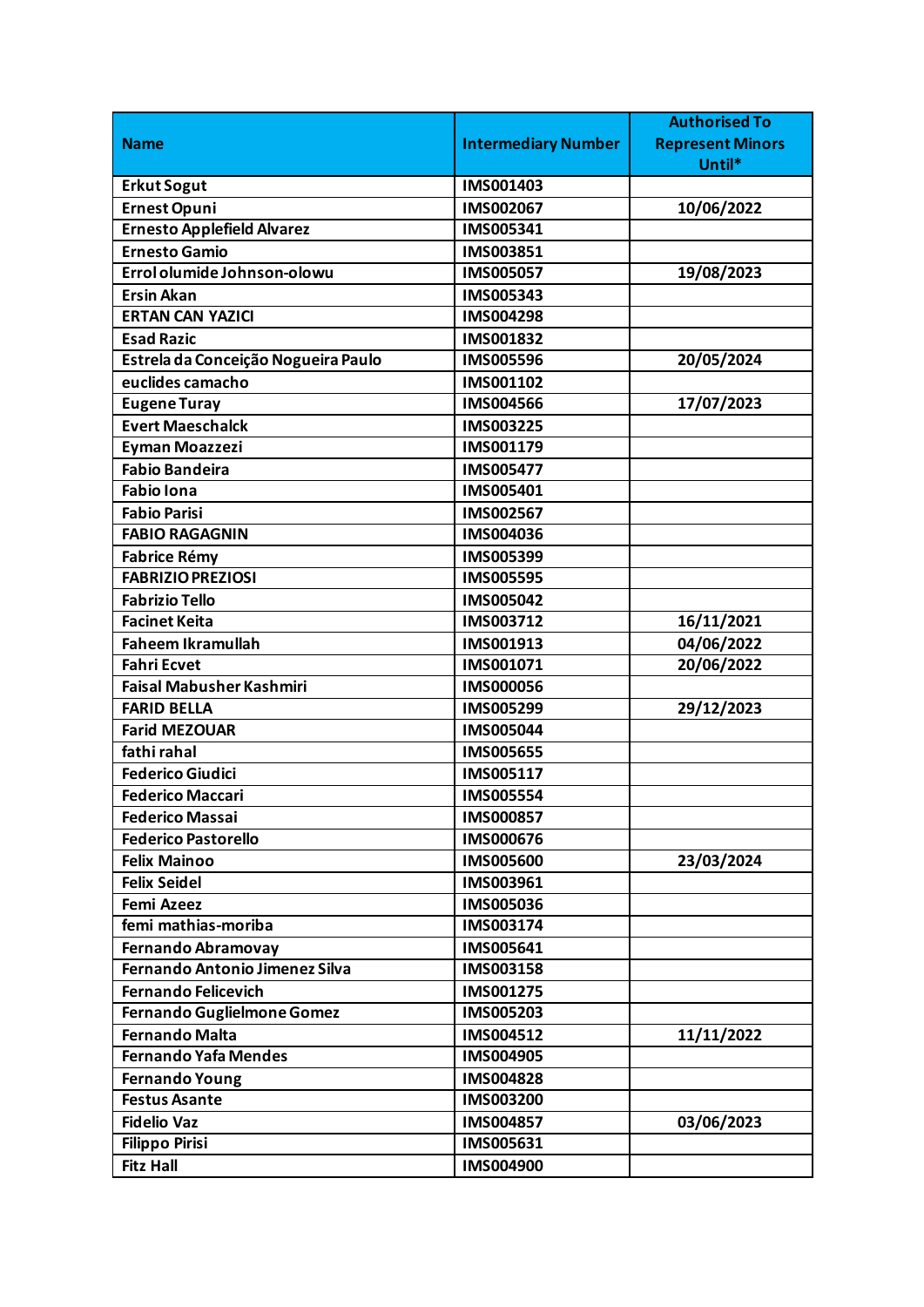| Name | Intermediary Number | Authorised To Represent Minors Until* |
|---|---|---|
| Erkut Sogut | IMS001403 | |
| Ernest Opuni | IMS002067 | 10/06/2022 |
| Ernesto Applefield Alvarez | IMS005341 | |
| Ernesto Gamio | IMS003851 | |
| Errol olumide Johnson-olowu | IMS005057 | 19/08/2023 |
| Ersin Akan | IMS005343 | |
| ERTAN CAN YAZICI | IMS004298 | |
| Esad Razic | IMS001832 | |
| Estrela da Conceição Nogueira Paulo | IMS005596 | 20/05/2024 |
| euclides camacho | IMS001102 | |
| Eugene Turay | IMS004566 | 17/07/2023 |
| Evert Maeschalck | IMS003225 | |
| Eyman Moazzezi | IMS001179 | |
| Fabio Bandeira | IMS005477 | |
| Fabio Iona | IMS005401 | |
| Fabio Parisi | IMS002567 | |
| FABIO RAGAGNIN | IMS004036 | |
| Fabrice Rémy | IMS005399 | |
| FABRIZIO PREZIOSI | IMS005595 | |
| Fabrizio Tello | IMS005042 | |
| Facinet Keita | IMS003712 | 16/11/2021 |
| Faheem Ikramullah | IMS001913 | 04/06/2022 |
| Fahri Ecvet | IMS001071 | 20/06/2022 |
| Faisal Mabusher Kashmiri | IMS000056 | |
| FARID BELLA | IMS005299 | 29/12/2023 |
| Farid MEZOUAR | IMS005044 | |
| fathi rahal | IMS005655 | |
| Federico Giudici | IMS005117 | |
| Federico Maccari | IMS005554 | |
| Federico Massai | IMS000857 | |
| Federico Pastorello | IMS000676 | |
| Felix Mainoo | IMS005600 | 23/03/2024 |
| Felix Seidel | IMS003961 | |
| Femi Azeez | IMS005036 | |
| femi mathias-moriba | IMS003174 | |
| Fernando Abramovay | IMS005641 | |
| Fernando Antonio Jimenez Silva | IMS003158 | |
| Fernando Felicevich | IMS001275 | |
| Fernando Guglielmone Gomez | IMS005203 | |
| Fernando Malta | IMS004512 | 11/11/2022 |
| Fernando Yafa Mendes | IMS004905 | |
| Fernando Young | IMS004828 | |
| Festus Asante | IMS003200 | |
| Fidelio Vaz | IMS004857 | 03/06/2023 |
| Filippo Pirisi | IMS005631 | |
| Fitz Hall | IMS004900 | |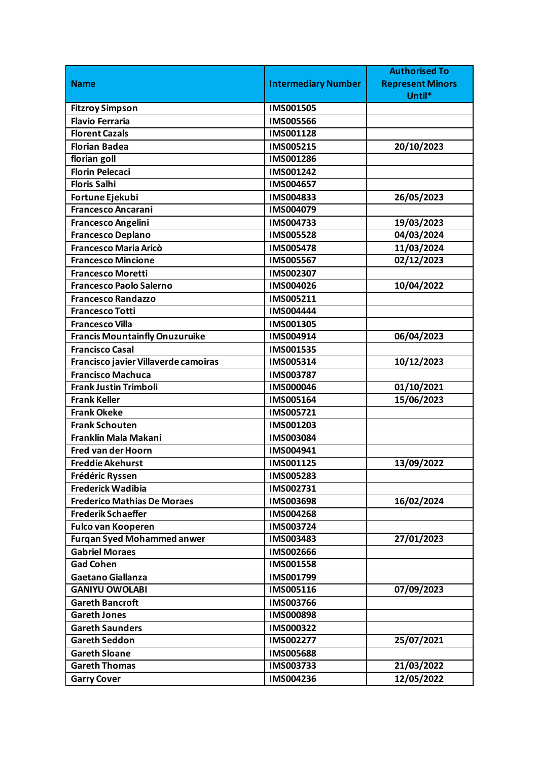| Name | Intermediary Number | Authorised To Represent Minors Until* |
|---|---|---|
| Fitzroy Simpson | IMS001505 | |
| Flavio Ferraria | IMS005566 | |
| Florent Cazals | IMS001128 | |
| Florian Badea | IMS005215 | 20/10/2023 |
| florian goll | IMS001286 | |
| Florin Pelecaci | IMS001242 | |
| Floris Salhi | IMS004657 | |
| Fortune Ejekubi | IMS004833 | 26/05/2023 |
| Francesco Ancarani | IMS004079 | |
| Francesco Angelini | IMS004733 | 19/03/2023 |
| Francesco Deplano | IMS005528 | 04/03/2024 |
| Francesco Maria Aricò | IMS005478 | 11/03/2024 |
| Francesco Mincione | IMS005567 | 02/12/2023 |
| Francesco Moretti | IMS002307 | |
| Francesco Paolo Salerno | IMS004026 | 10/04/2022 |
| Francesco Randazzo | IMS005211 | |
| Francesco Totti | IMS004444 | |
| Francesco Villa | IMS001305 | |
| Francis Mountainfly Onuzuruike | IMS004914 | 06/04/2023 |
| Francisco Casal | IMS001535 | |
| Francisco javier Villaverde camoiras | IMS005314 | 10/12/2023 |
| Francisco Machuca | IMS003787 | |
| Frank Justin Trimboli | IMS000046 | 01/10/2021 |
| Frank Keller | IMS005164 | 15/06/2023 |
| Frank Okeke | IMS005721 | |
| Frank Schouten | IMS001203 | |
| Franklin Mala Makani | IMS003084 | |
| Fred van der Hoorn | IMS004941 | |
| Freddie Akehurst | IMS001125 | 13/09/2022 |
| Frédéric Ryssen | IMS005283 | |
| Frederick Wadibia | IMS002731 | |
| Frederico Mathias De Moraes | IMS003698 | 16/02/2024 |
| Frederik Schaeffer | IMS004268 | |
| Fulco van Kooperen | IMS003724 | |
| Furqan Syed Mohammed anwer | IMS003483 | 27/01/2023 |
| Gabriel Moraes | IMS002666 | |
| Gad Cohen | IMS001558 | |
| Gaetano Giallanza | IMS001799 | |
| GANIYU OWOLABI | IMS005116 | 07/09/2023 |
| Gareth Bancroft | IMS003766 | |
| Gareth Jones | IMS000898 | |
| Gareth Saunders | IMS000322 | |
| Gareth Seddon | IMS002277 | 25/07/2021 |
| Gareth Sloane | IMS005688 | |
| Gareth Thomas | IMS003733 | 21/03/2022 |
| Garry Cover | IMS004236 | 12/05/2022 |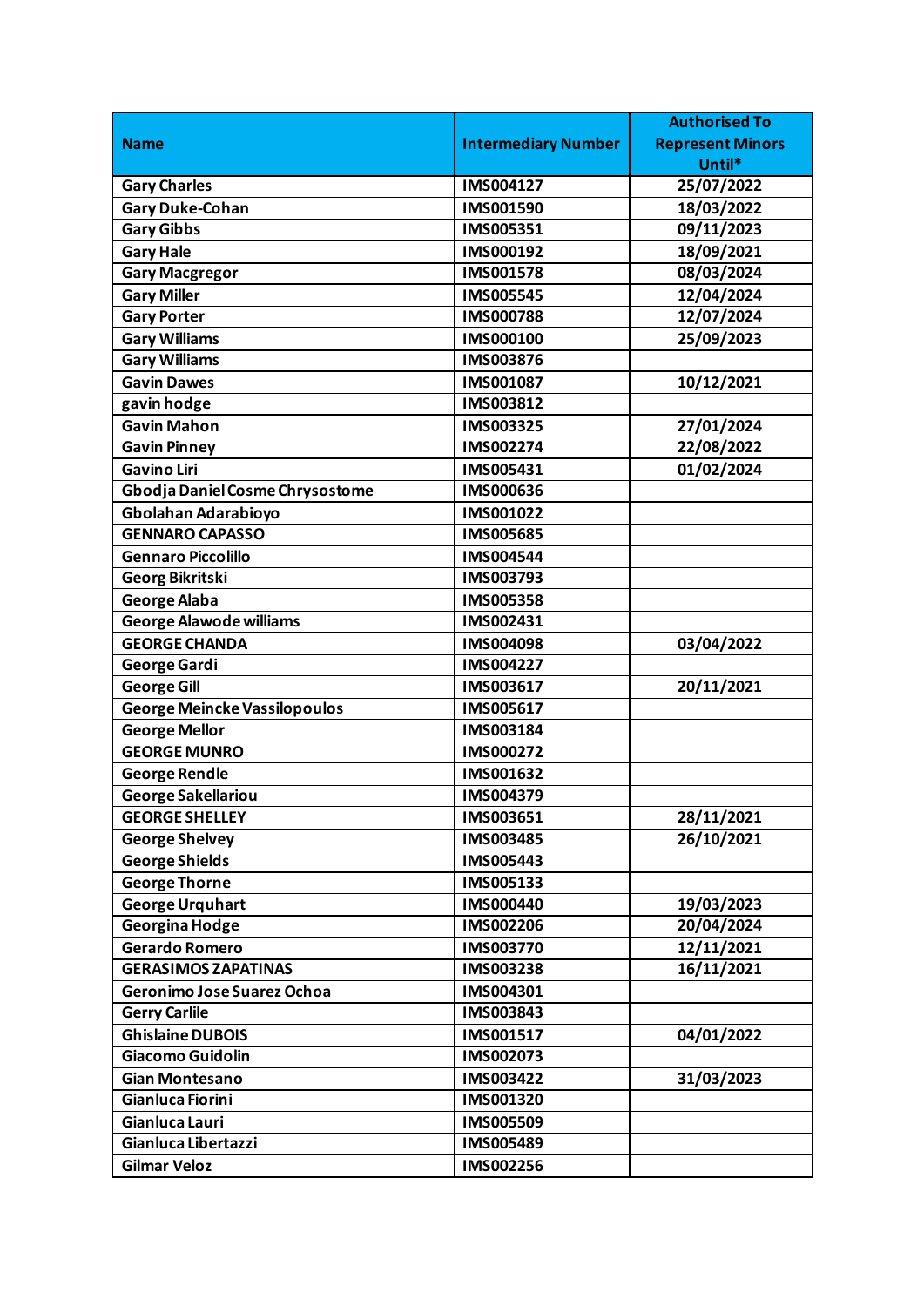| Name | Intermediary Number | Authorised To Represent Minors Until* |
|---|---|---|
| Gary Charles | IMS004127 | 25/07/2022 |
| Gary Duke-Cohan | IMS001590 | 18/03/2022 |
| Gary Gibbs | IMS005351 | 09/11/2023 |
| Gary Hale | IMS000192 | 18/09/2021 |
| Gary Macgregor | IMS001578 | 08/03/2024 |
| Gary Miller | IMS005545 | 12/04/2024 |
| Gary Porter | IMS000788 | 12/07/2024 |
| Gary Williams | IMS000100 | 25/09/2023 |
| Gary Williams | IMS003876 | |
| Gavin Dawes | IMS001087 | 10/12/2021 |
| gavin hodge | IMS003812 | |
| Gavin Mahon | IMS003325 | 27/01/2024 |
| Gavin Pinney | IMS002274 | 22/08/2022 |
| Gavino Liri | IMS005431 | 01/02/2024 |
| Gbodja Daniel Cosme Chrysostome | IMS000636 | |
| Gbolahan Adarabioyo | IMS001022 | |
| GENNARO CAPASSO | IMS005685 | |
| Gennaro Piccolillo | IMS004544 | |
| Georg Bikritski | IMS003793 | |
| George Alaba | IMS005358 | |
| George Alawode williams | IMS002431 | |
| GEORGE CHANDA | IMS004098 | 03/04/2022 |
| George Gardi | IMS004227 | |
| George Gill | IMS003617 | 20/11/2021 |
| George Meincke Vassilopoulos | IMS005617 | |
| George Mellor | IMS003184 | |
| GEORGE MUNRO | IMS000272 | |
| George Rendle | IMS001632 | |
| George Sakellariou | IMS004379 | |
| GEORGE SHELLEY | IMS003651 | 28/11/2021 |
| George Shelvey | IMS003485 | 26/10/2021 |
| George Shields | IMS005443 | |
| George Thorne | IMS005133 | |
| George Urquhart | IMS000440 | 19/03/2023 |
| Georgina Hodge | IMS002206 | 20/04/2024 |
| Gerardo Romero | IMS003770 | 12/11/2021 |
| GERASIMOS ZAPATINAS | IMS003238 | 16/11/2021 |
| Geronimo Jose Suarez Ochoa | IMS004301 | |
| Gerry Carlile | IMS003843 | |
| Ghislaine DUBOIS | IMS001517 | 04/01/2022 |
| Giacomo Guidolin | IMS002073 | |
| Gian Montesano | IMS003422 | 31/03/2023 |
| Gianluca Fiorini | IMS001320 | |
| Gianluca Lauri | IMS005509 | |
| Gianluca Libertazzi | IMS005489 | |
| Gilmar Veloz | IMS002256 | |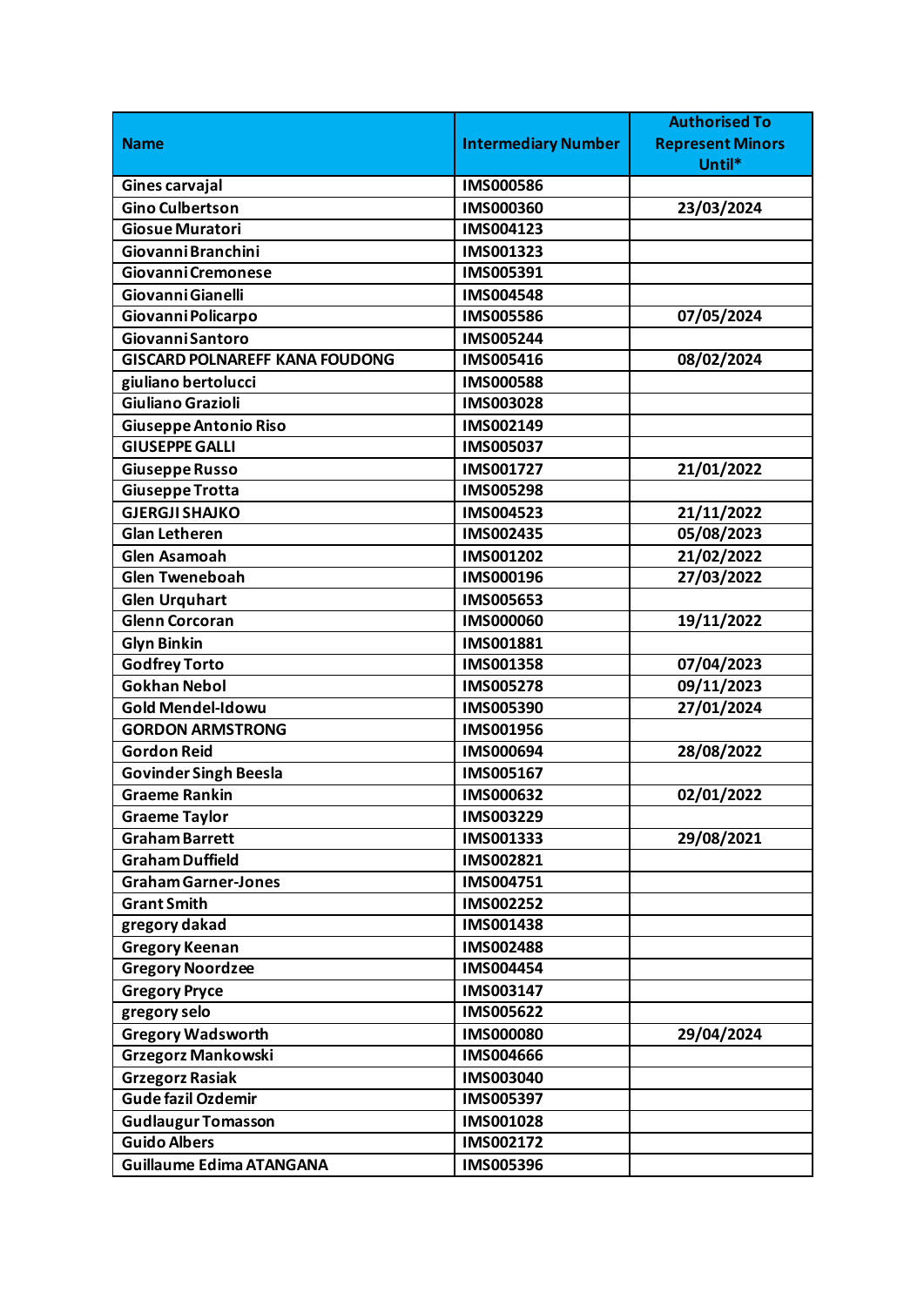| Name | Intermediary Number | Authorised To Represent Minors Until* |
|---|---|---|
| Gines carvajal | IMS000586 | |
| Gino Culbertson | IMS000360 | 23/03/2024 |
| Giosue Muratori | IMS004123 | |
| Giovanni Branchini | IMS001323 | |
| Giovanni Cremonese | IMS005391 | |
| Giovanni Gianelli | IMS004548 | |
| Giovanni Policarpo | IMS005586 | 07/05/2024 |
| Giovanni Santoro | IMS005244 | |
| GISCARD POLNAREFF KANA FOUDONG | IMS005416 | 08/02/2024 |
| giuliano bertolucci | IMS000588 | |
| Giuliano Grazioli | IMS003028 | |
| Giuseppe Antonio Riso | IMS002149 | |
| GIUSEPPE GALLI | IMS005037 | |
| Giuseppe Russo | IMS001727 | 21/01/2022 |
| Giuseppe Trotta | IMS005298 | |
| GJERGJI SHAJKO | IMS004523 | 21/11/2022 |
| Glan Letheren | IMS002435 | 05/08/2023 |
| Glen Asamoah | IMS001202 | 21/02/2022 |
| Glen Tweneboah | IMS000196 | 27/03/2022 |
| Glen Urquhart | IMS005653 | |
| Glenn Corcoran | IMS000060 | 19/11/2022 |
| Glyn Binkin | IMS001881 | |
| Godfrey Torto | IMS001358 | 07/04/2023 |
| Gokhan Nebol | IMS005278 | 09/11/2023 |
| Gold Mendel-Idowu | IMS005390 | 27/01/2024 |
| GORDON ARMSTRONG | IMS001956 | |
| Gordon Reid | IMS000694 | 28/08/2022 |
| Govinder Singh Beesla | IMS005167 | |
| Graeme Rankin | IMS000632 | 02/01/2022 |
| Graeme Taylor | IMS003229 | |
| Graham Barrett | IMS001333 | 29/08/2021 |
| Graham Duffield | IMS002821 | |
| Graham Garner-Jones | IMS004751 | |
| Grant Smith | IMS002252 | |
| gregory dakad | IMS001438 | |
| Gregory Keenan | IMS002488 | |
| Gregory Noordzee | IMS004454 | |
| Gregory Pryce | IMS003147 | |
| gregory selo | IMS005622 | |
| Gregory Wadsworth | IMS000080 | 29/04/2024 |
| Grzegorz Mankowski | IMS004666 | |
| Grzegorz Rasiak | IMS003040 | |
| Gude fazil Ozdemir | IMS005397 | |
| Gudlaugur Tomasson | IMS001028 | |
| Guido Albers | IMS002172 | |
| Guillaume Edima ATANGANA | IMS005396 | |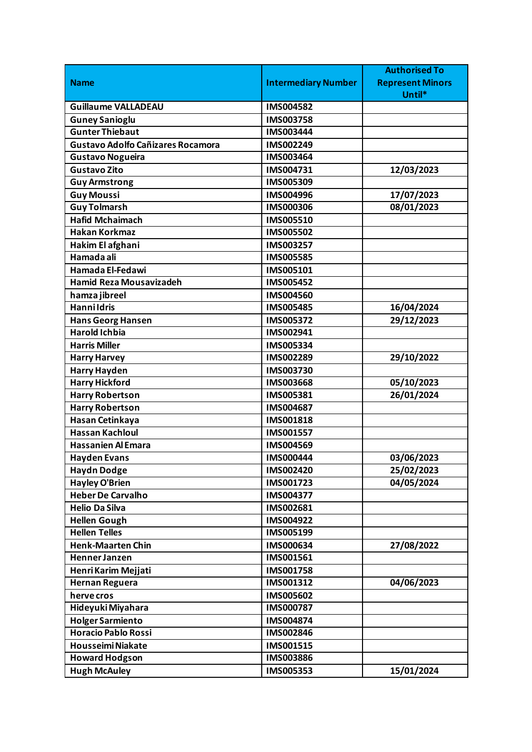| Name | Intermediary Number | Authorised To Represent Minors Until* |
| --- | --- | --- |
| Guillaume VALLADEAU | IMS004582 | |
| Guney Sanioglu | IMS003758 | |
| Gunter Thiebaut | IMS003444 | |
| Gustavo Adolfo Cañizares Rocamora | IMS002249 | |
| Gustavo Nogueira | IMS003464 | |
| Gustavo Zito | IMS004731 | 12/03/2023 |
| Guy Armstrong | IMS005309 | |
| Guy Moussi | IMS004996 | 17/07/2023 |
| Guy Tolmarsh | IMS000306 | 08/01/2023 |
| Hafid Mchaimach | IMS005510 | |
| Hakan Korkmaz | IMS005502 | |
| Hakim El afghani | IMS003257 | |
| Hamada ali | IMS005585 | |
| Hamada El-Fedawi | IMS005101 | |
| Hamid Reza Mousavizadeh | IMS005452 | |
| hamza jibreel | IMS004560 | |
| Hanni Idris | IMS005485 | 16/04/2024 |
| Hans Georg Hansen | IMS005372 | 29/12/2023 |
| Harold Ichbia | IMS002941 | |
| Harris Miller | IMS005334 | |
| Harry Harvey | IMS002289 | 29/10/2022 |
| Harry Hayden | IMS003730 | |
| Harry Hickford | IMS003668 | 05/10/2023 |
| Harry Robertson | IMS005381 | 26/01/2024 |
| Harry Robertson | IMS004687 | |
| Hasan Cetinkaya | IMS001818 | |
| Hassan Kachloul | IMS001557 | |
| Hassanien Al Emara | IMS004569 | |
| Hayden Evans | IMS000444 | 03/06/2023 |
| Haydn Dodge | IMS002420 | 25/02/2023 |
| Hayley O'Brien | IMS001723 | 04/05/2024 |
| Heber De Carvalho | IMS004377 | |
| Helio Da Silva | IMS002681 | |
| Hellen Gough | IMS004922 | |
| Hellen Telles | IMS005199 | |
| Henk-Maarten Chin | IMS000634 | 27/08/2022 |
| Henner Janzen | IMS001561 | |
| Henri Karim Mejjati | IMS001758 | |
| Hernan Reguera | IMS001312 | 04/06/2023 |
| herve cros | IMS005602 | |
| Hideyuki Miyahara | IMS000787 | |
| Holger Sarmiento | IMS004874 | |
| Horacio Pablo Rossi | IMS002846 | |
| Housseimi Niakate | IMS001515 | |
| Howard Hodgson | IMS003886 | |
| Hugh McAuley | IMS005353 | 15/01/2024 |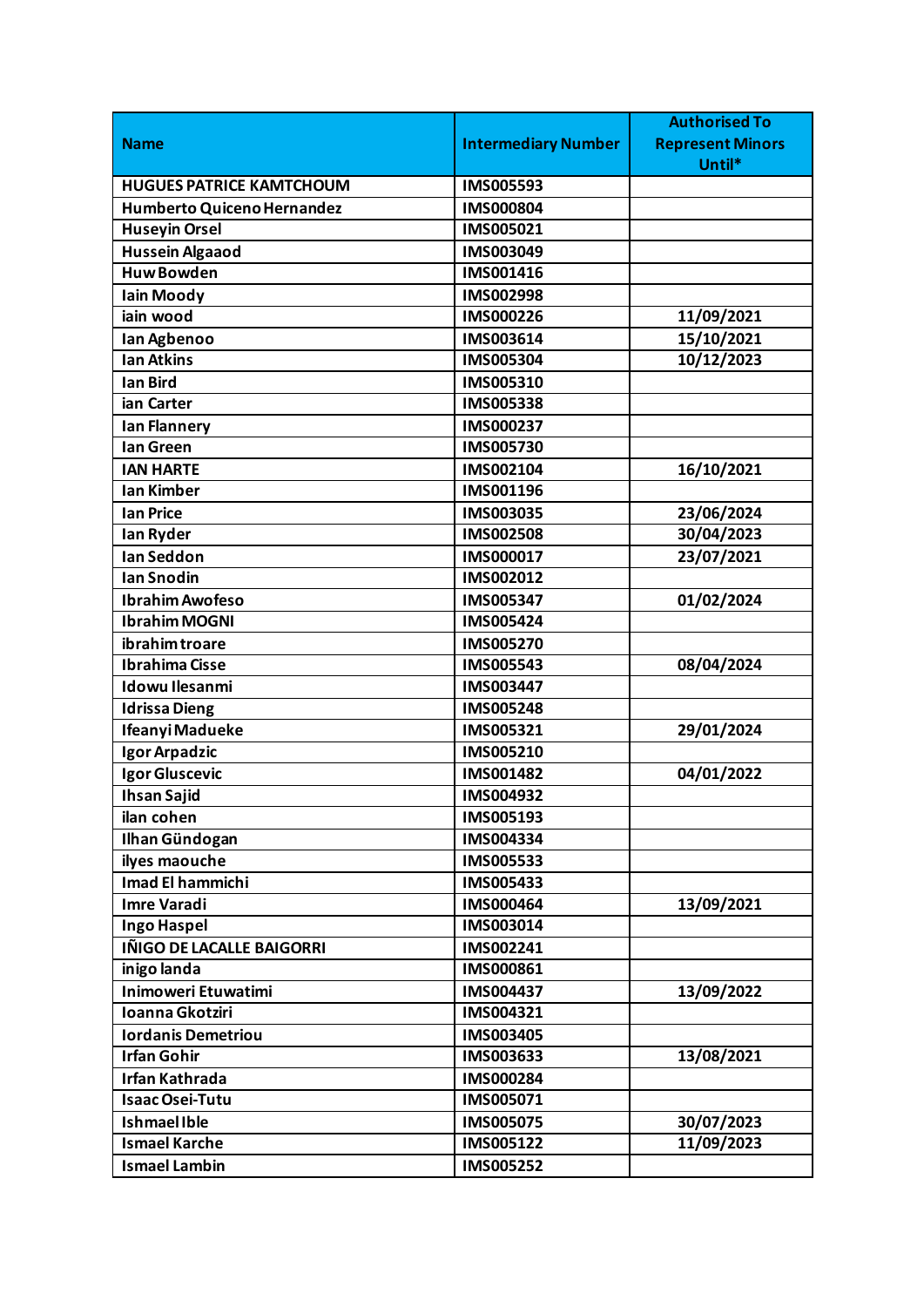| Name | Intermediary Number | Authorised To Represent Minors Until* |
|---|---|---|
| HUGUES PATRICE KAMTCHOUM | IMS005593 | |
| Humberto Quiceno Hernandez | IMS000804 | |
| Huseyin Orsel | IMS005021 | |
| Hussein Algaaod | IMS003049 | |
| Huw Bowden | IMS001416 | |
| Iain Moody | IMS002998 | |
| iain wood | IMS000226 | 11/09/2021 |
| Ian Agbenoo | IMS003614 | 15/10/2021 |
| Ian Atkins | IMS005304 | 10/12/2023 |
| Ian Bird | IMS005310 | |
| ian Carter | IMS005338 | |
| Ian Flannery | IMS000237 | |
| Ian Green | IMS005730 | |
| IAN HARTE | IMS002104 | 16/10/2021 |
| Ian Kimber | IMS001196 | |
| Ian Price | IMS003035 | 23/06/2024 |
| Ian Ryder | IMS002508 | 30/04/2023 |
| Ian Seddon | IMS000017 | 23/07/2021 |
| Ian Snodin | IMS002012 | |
| Ibrahim Awofeso | IMS005347 | 01/02/2024 |
| Ibrahim MOGNI | IMS005424 | |
| ibrahim troare | IMS005270 | |
| Ibrahima Cisse | IMS005543 | 08/04/2024 |
| Idowu Ilesanmi | IMS003447 | |
| Idrissa Dieng | IMS005248 | |
| Ifeanyi Madueke | IMS005321 | 29/01/2024 |
| Igor Arpadzic | IMS005210 | |
| Igor Gluscevic | IMS001482 | 04/01/2022 |
| Ihsan Sajid | IMS004932 | |
| ilan cohen | IMS005193 | |
| Ilhan Gündogan | IMS004334 | |
| ilyes maouche | IMS005533 | |
| Imad El hammichi | IMS005433 | |
| Imre Varadi | IMS000464 | 13/09/2021 |
| Ingo Haspel | IMS003014 | |
| IÑIGO DE LACALLE BAIGORRI | IMS002241 | |
| inigo landa | IMS000861 | |
| Inimoweri Etuwatimi | IMS004437 | 13/09/2022 |
| Ioanna Gkotziri | IMS004321 | |
| Iordanis Demetriou | IMS003405 | |
| Irfan Gohir | IMS003633 | 13/08/2021 |
| Irfan Kathrada | IMS000284 | |
| Isaac Osei-Tutu | IMS005071 | |
| Ishmael Ible | IMS005075 | 30/07/2023 |
| Ismael Karche | IMS005122 | 11/09/2023 |
| Ismael Lambin | IMS005252 | |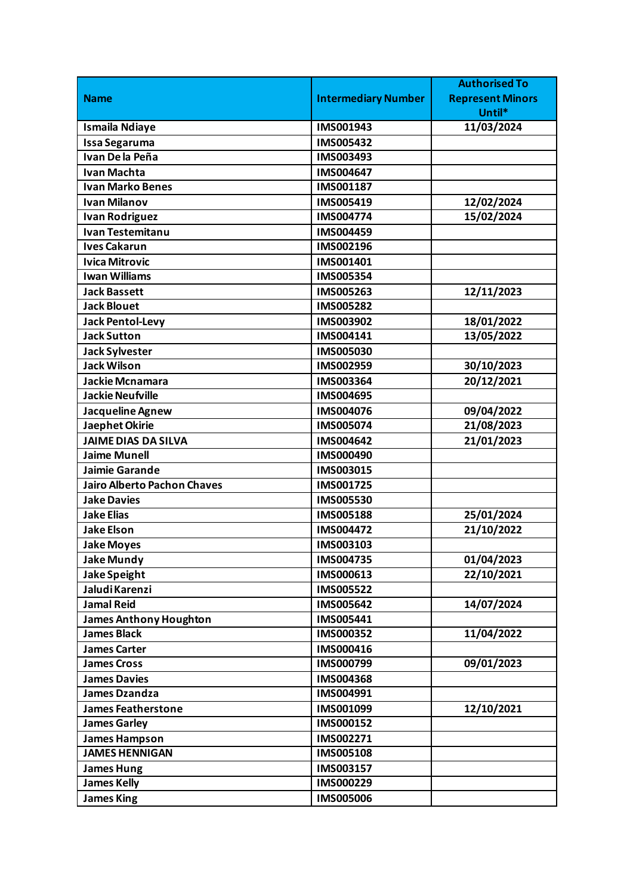| Name | Intermediary Number | Authorised To Represent Minors Until* |
| --- | --- | --- |
| Ismaila Ndiaye | IMS001943 | 11/03/2024 |
| Issa Segaruma | IMS005432 | |
| Ivan De la Peña | IMS003493 | |
| Ivan Machta | IMS004647 | |
| Ivan Marko Benes | IMS001187 | |
| Ivan Milanov | IMS005419 | 12/02/2024 |
| Ivan Rodriguez | IMS004774 | 15/02/2024 |
| Ivan Testemitanu | IMS004459 | |
| Ives Cakarun | IMS002196 | |
| Ivica Mitrovic | IMS001401 | |
| Iwan Williams | IMS005354 | |
| Jack Bassett | IMS005263 | 12/11/2023 |
| Jack Blouet | IMS005282 | |
| Jack Pentol-Levy | IMS003902 | 18/01/2022 |
| Jack Sutton | IMS004141 | 13/05/2022 |
| Jack Sylvester | IMS005030 | |
| Jack Wilson | IMS002959 | 30/10/2023 |
| Jackie Mcnamara | IMS003364 | 20/12/2021 |
| Jackie Neufville | IMS004695 | |
| Jacqueline Agnew | IMS004076 | 09/04/2022 |
| Jaephet Okirie | IMS005074 | 21/08/2023 |
| JAIME DIAS DA SILVA | IMS004642 | 21/01/2023 |
| Jaime Munell | IMS000490 | |
| Jaimie Garande | IMS003015 | |
| Jairo Alberto Pachon Chaves | IMS001725 | |
| Jake Davies | IMS005530 | |
| Jake Elias | IMS005188 | 25/01/2024 |
| Jake Elson | IMS004472 | 21/10/2022 |
| Jake Moyes | IMS003103 | |
| Jake Mundy | IMS004735 | 01/04/2023 |
| Jake Speight | IMS000613 | 22/10/2021 |
| Jaludi Karenzi | IMS005522 | |
| Jamal Reid | IMS005642 | 14/07/2024 |
| James Anthony Houghton | IMS005441 | |
| James Black | IMS000352 | 11/04/2022 |
| James Carter | IMS000416 | |
| James Cross | IMS000799 | 09/01/2023 |
| James Davies | IMS004368 | |
| James Dzandza | IMS004991 | |
| James Featherstone | IMS001099 | 12/10/2021 |
| James Garley | IMS000152 | |
| James Hampson | IMS002271 | |
| JAMES HENNIGAN | IMS005108 | |
| James Hung | IMS003157 | |
| James Kelly | IMS000229 | |
| James King | IMS005006 | |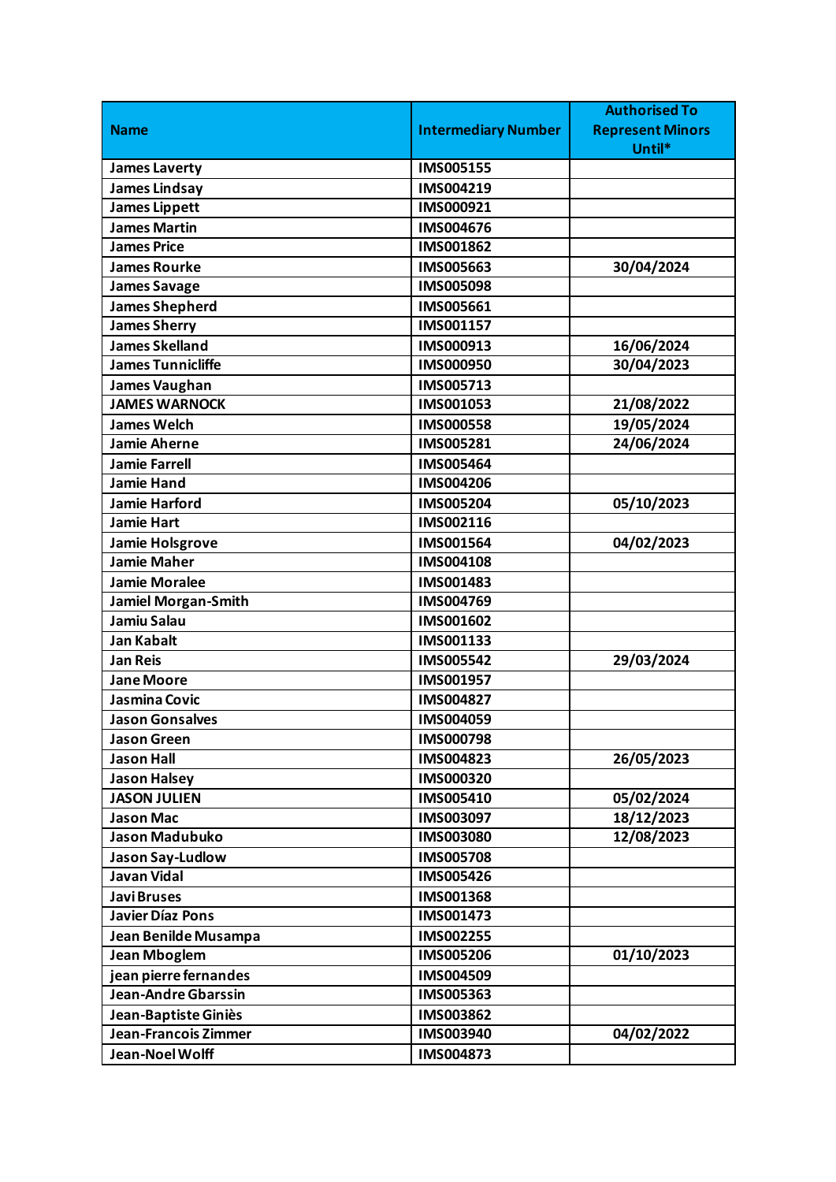| Name | Intermediary Number | Authorised To Represent Minors Until* |
| --- | --- | --- |
| James Laverty | IMS005155 | |
| James Lindsay | IMS004219 | |
| James Lippett | IMS000921 | |
| James Martin | IMS004676 | |
| James Price | IMS001862 | |
| James Rourke | IMS005663 | 30/04/2024 |
| James Savage | IMS005098 | |
| James Shepherd | IMS005661 | |
| James Sherry | IMS001157 | |
| James Skelland | IMS000913 | 16/06/2024 |
| James Tunnicliffe | IMS000950 | 30/04/2023 |
| James Vaughan | IMS005713 | |
| JAMES WARNOCK | IMS001053 | 21/08/2022 |
| James Welch | IMS000558 | 19/05/2024 |
| Jamie Aherne | IMS005281 | 24/06/2024 |
| Jamie Farrell | IMS005464 | |
| Jamie Hand | IMS004206 | |
| Jamie Harford | IMS005204 | 05/10/2023 |
| Jamie Hart | IMS002116 | |
| Jamie Holsgrove | IMS001564 | 04/02/2023 |
| Jamie Maher | IMS004108 | |
| Jamie Moralee | IMS001483 | |
| Jamiel Morgan-Smith | IMS004769 | |
| Jamiu Salau | IMS001602 | |
| Jan Kabalt | IMS001133 | |
| Jan Reis | IMS005542 | 29/03/2024 |
| Jane Moore | IMS001957 | |
| Jasmina Covic | IMS004827 | |
| Jason Gonsalves | IMS004059 | |
| Jason Green | IMS000798 | |
| Jason Hall | IMS004823 | 26/05/2023 |
| Jason Halsey | IMS000320 | |
| JASON JULIEN | IMS005410 | 05/02/2024 |
| Jason Mac | IMS003097 | 18/12/2023 |
| Jason Madubuko | IMS003080 | 12/08/2023 |
| Jason Say-Ludlow | IMS005708 | |
| Javan Vidal | IMS005426 | |
| Javi Bruses | IMS001368 | |
| Javier Díaz Pons | IMS001473 | |
| Jean Benilde Musampa | IMS002255 | |
| Jean Mboglem | IMS005206 | 01/10/2023 |
| jean pierre fernandes | IMS004509 | |
| Jean-Andre Gbarssin | IMS005363 | |
| Jean-Baptiste Giniès | IMS003862 | |
| Jean-Francois Zimmer | IMS003940 | 04/02/2022 |
| Jean-Noel Wolff | IMS004873 | |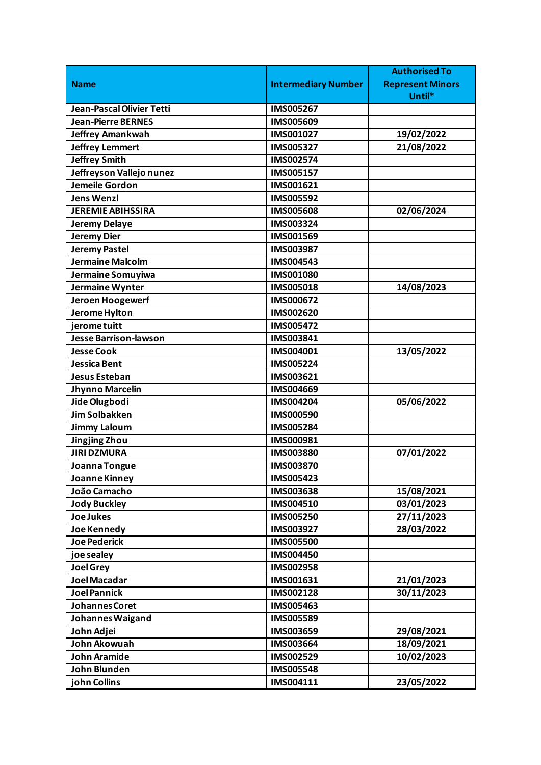| Name | Intermediary Number | Authorised To Represent Minors Until* |
|---|---|---|
| Jean-Pascal Olivier Tetti | IMS005267 | |
| Jean-Pierre BERNES | IMS005609 | |
| Jeffrey Amankwah | IMS001027 | 19/02/2022 |
| Jeffrey Lemmert | IMS005327 | 21/08/2022 |
| Jeffrey Smith | IMS002574 | |
| Jeffreyson Vallejo nunez | IMS005157 | |
| Jemeile Gordon | IMS001621 | |
| Jens Wenzl | IMS005592 | |
| JEREMIE ABIHSSIRA | IMS005608 | 02/06/2024 |
| Jeremy Delaye | IMS003324 | |
| Jeremy Dier | IMS001569 | |
| Jeremy Pastel | IMS003987 | |
| Jermaine Malcolm | IMS004543 | |
| Jermaine Somuyiwa | IMS001080 | |
| Jermaine Wynter | IMS005018 | 14/08/2023 |
| Jeroen Hoogewerf | IMS000672 | |
| Jerome Hylton | IMS002620 | |
| jerome tuitt | IMS005472 | |
| Jesse Barrison-lawson | IMS003841 | |
| Jesse Cook | IMS004001 | 13/05/2022 |
| Jessica Bent | IMS005224 | |
| Jesus Esteban | IMS003621 | |
| Jhynno Marcelin | IMS004669 | |
| Jide Olugbodi | IMS004204 | 05/06/2022 |
| Jim Solbakken | IMS000590 | |
| Jimmy Laloum | IMS005284 | |
| Jingjing Zhou | IMS000981 | |
| JIRI DZMURA | IMS003880 | 07/01/2022 |
| Joanna Tongue | IMS003870 | |
| Joanne Kinney | IMS005423 | |
| João Camacho | IMS003638 | 15/08/2021 |
| Jody Buckley | IMS004510 | 03/01/2023 |
| Joe Jukes | IMS005250 | 27/11/2023 |
| Joe Kennedy | IMS003927 | 28/03/2022 |
| Joe Pederick | IMS005500 | |
| joe sealey | IMS004450 | |
| Joel Grey | IMS002958 | |
| Joel Macadar | IMS001631 | 21/01/2023 |
| Joel Pannick | IMS002128 | 30/11/2023 |
| Johannes Coret | IMS005463 | |
| Johannes Waigand | IMS005589 | |
| John Adjei | IMS003659 | 29/08/2021 |
| John Akowuah | IMS003664 | 18/09/2021 |
| John Aramide | IMS002529 | 10/02/2023 |
| John Blunden | IMS005548 | |
| john Collins | IMS004111 | 23/05/2022 |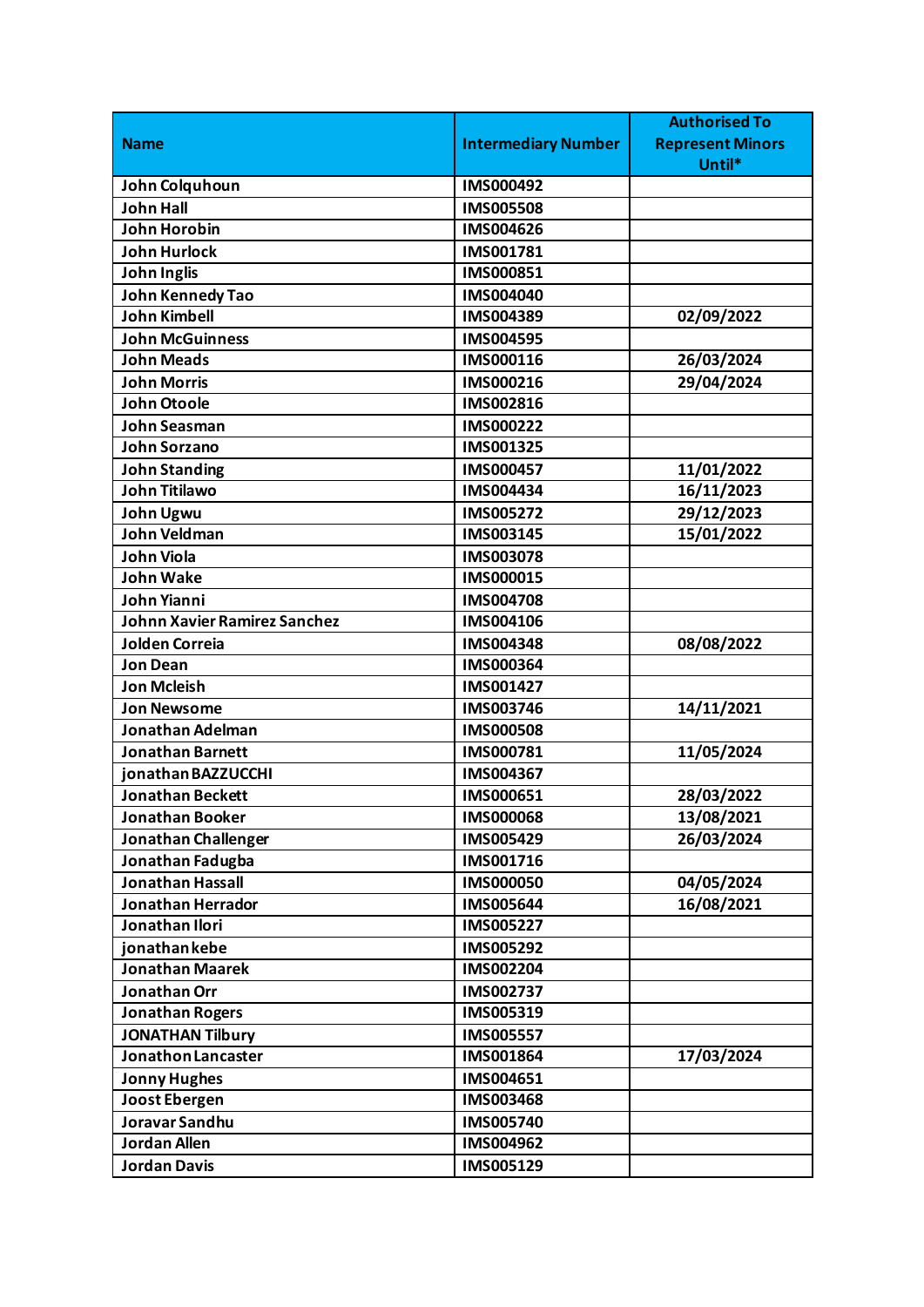| Name | Intermediary Number | Authorised To Represent Minors Until* |
| --- | --- | --- |
| John Colquhoun | IMS000492 | |
| John Hall | IMS005508 | |
| John Horobin | IMS004626 | |
| John Hurlock | IMS001781 | |
| John Inglis | IMS000851 | |
| John Kennedy Tao | IMS004040 | |
| John Kimbell | IMS004389 | 02/09/2022 |
| John McGuinness | IMS004595 | |
| John Meads | IMS000116 | 26/03/2024 |
| John Morris | IMS000216 | 29/04/2024 |
| John Otoole | IMS002816 | |
| John Seasman | IMS000222 | |
| John Sorzano | IMS001325 | |
| John Standing | IMS000457 | 11/01/2022 |
| John Titilawo | IMS004434 | 16/11/2023 |
| John Ugwu | IMS005272 | 29/12/2023 |
| John Veldman | IMS003145 | 15/01/2022 |
| John Viola | IMS003078 | |
| John Wake | IMS000015 | |
| John Yianni | IMS004708 | |
| Johnn Xavier Ramirez Sanchez | IMS004106 | |
| Jolden Correia | IMS004348 | 08/08/2022 |
| Jon Dean | IMS000364 | |
| Jon Mcleish | IMS001427 | |
| Jon Newsome | IMS003746 | 14/11/2021 |
| Jonathan Adelman | IMS000508 | |
| Jonathan Barnett | IMS000781 | 11/05/2024 |
| jonathan BAZZUCCHI | IMS004367 | |
| Jonathan Beckett | IMS000651 | 28/03/2022 |
| Jonathan Booker | IMS000068 | 13/08/2021 |
| Jonathan Challenger | IMS005429 | 26/03/2024 |
| Jonathan Fadugba | IMS001716 | |
| Jonathan Hassall | IMS000050 | 04/05/2024 |
| Jonathan Herrador | IMS005644 | 16/08/2021 |
| Jonathan Ilori | IMS005227 | |
| jonathan kebe | IMS005292 | |
| Jonathan Maarek | IMS002204 | |
| Jonathan Orr | IMS002737 | |
| Jonathan Rogers | IMS005319 | |
| JONATHAN Tilbury | IMS005557 | |
| Jonathon Lancaster | IMS001864 | 17/03/2024 |
| Jonny Hughes | IMS004651 | |
| Joost Ebergen | IMS003468 | |
| Joravar Sandhu | IMS005740 | |
| Jordan Allen | IMS004962 | |
| Jordan Davis | IMS005129 | |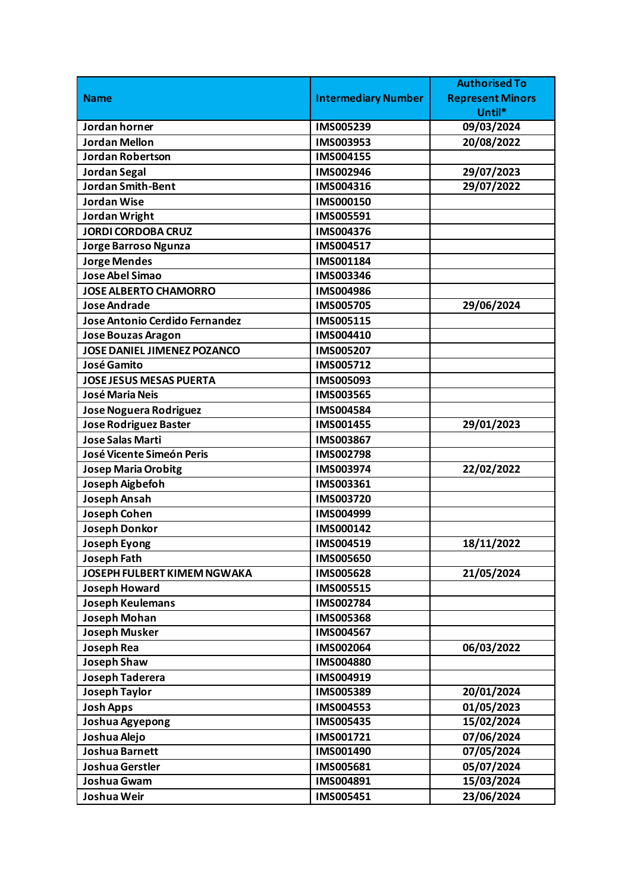| Name | Intermediary Number | Authorised To Represent Minors Until* |
| --- | --- | --- |
| Jordan horner | IMS005239 | 09/03/2024 |
| Jordan Mellon | IMS003953 | 20/08/2022 |
| Jordan Robertson | IMS004155 | |
| Jordan Segal | IMS002946 | 29/07/2023 |
| Jordan Smith-Bent | IMS004316 | 29/07/2022 |
| Jordan Wise | IMS000150 | |
| Jordan Wright | IMS005591 | |
| JORDI CORDOBA CRUZ | IMS004376 | |
| Jorge Barroso Ngunza | IMS004517 | |
| Jorge Mendes | IMS001184 | |
| Jose Abel Simao | IMS003346 | |
| JOSE ALBERTO CHAMORRO | IMS004986 | |
| Jose Andrade | IMS005705 | 29/06/2024 |
| Jose Antonio Cerdido Fernandez | IMS005115 | |
| Jose Bouzas Aragon | IMS004410 | |
| JOSE DANIEL JIMENEZ POZANCO | IMS005207 | |
| José Gamito | IMS005712 | |
| JOSE JESUS MESAS PUERTA | IMS005093 | |
| José Maria Neis | IMS003565 | |
| Jose Noguera Rodriguez | IMS004584 | |
| Jose Rodriguez Baster | IMS001455 | 29/01/2023 |
| Jose Salas Marti | IMS003867 | |
| José Vicente Simeón Peris | IMS002798 | |
| Josep Maria Orobitg | IMS003974 | 22/02/2022 |
| Joseph Aigbefoh | IMS003361 | |
| Joseph Ansah | IMS003720 | |
| Joseph Cohen | IMS004999 | |
| Joseph Donkor | IMS000142 | |
| Joseph Eyong | IMS004519 | 18/11/2022 |
| Joseph Fath | IMS005650 | |
| JOSEPH FULBERT KIMEM NGWAKA | IMS005628 | 21/05/2024 |
| Joseph Howard | IMS005515 | |
| Joseph Keulemans | IMS002784 | |
| Joseph Mohan | IMS005368 | |
| Joseph Musker | IMS004567 | |
| Joseph Rea | IMS002064 | 06/03/2022 |
| Joseph Shaw | IMS004880 | |
| Joseph Taderera | IMS004919 | |
| Joseph Taylor | IMS005389 | 20/01/2024 |
| Josh Apps | IMS004553 | 01/05/2023 |
| Joshua Agyepong | IMS005435 | 15/02/2024 |
| Joshua Alejo | IMS001721 | 07/06/2024 |
| Joshua Barnett | IMS001490 | 07/05/2024 |
| Joshua Gerstler | IMS005681 | 05/07/2024 |
| Joshua Gwam | IMS004891 | 15/03/2024 |
| Joshua Weir | IMS005451 | 23/06/2024 |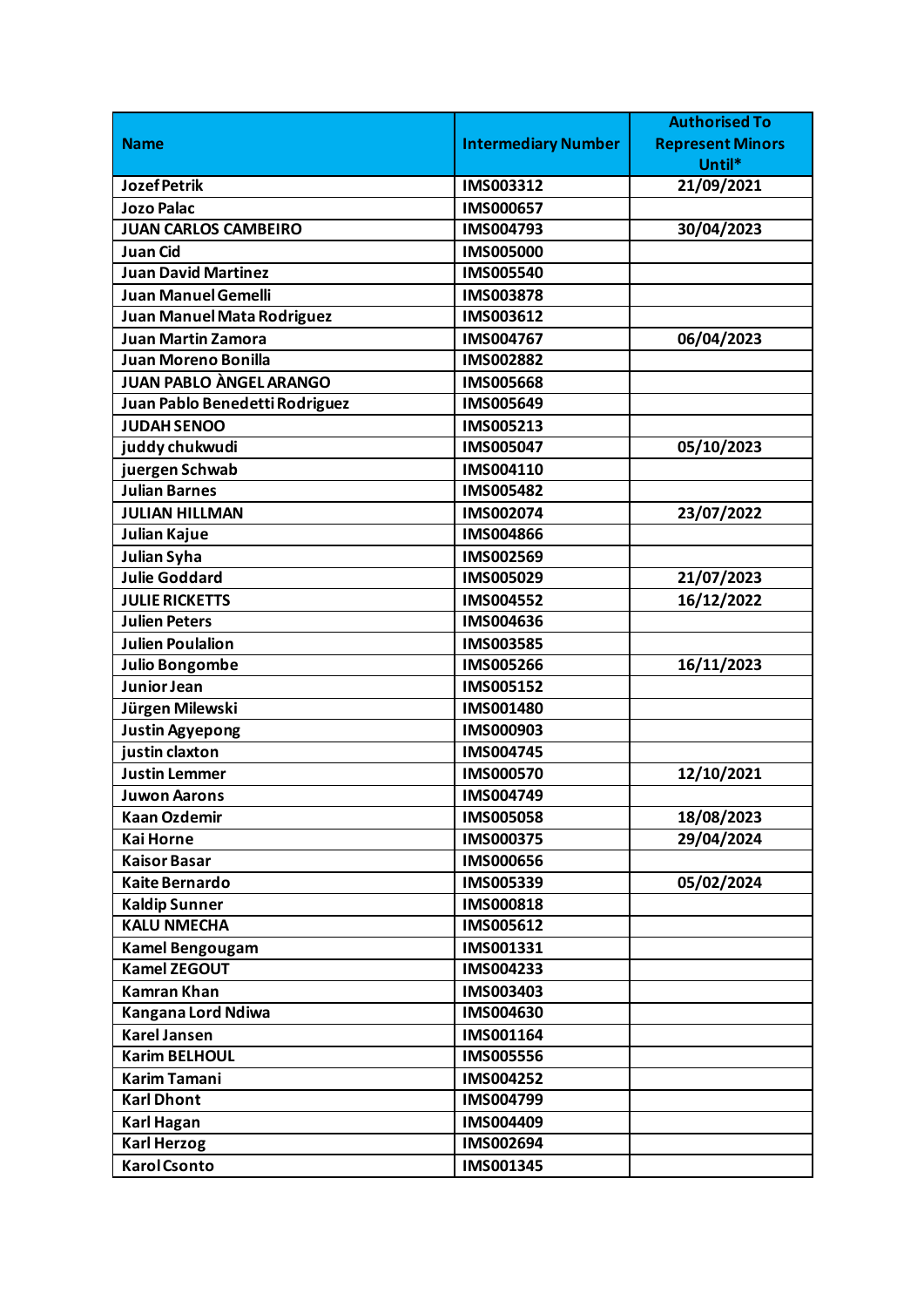| Name | Intermediary Number | Authorised To Represent Minors Until* |
|---|---|---|
| Jozef Petrik | IMS003312 | 21/09/2021 |
| Jozo Palac | IMS000657 | |
| JUAN CARLOS CAMBEIRO | IMS004793 | 30/04/2023 |
| Juan Cid | IMS005000 | |
| Juan David Martinez | IMS005540 | |
| Juan Manuel Gemelli | IMS003878 | |
| Juan Manuel Mata Rodriguez | IMS003612 | |
| Juan Martin Zamora | IMS004767 | 06/04/2023 |
| Juan Moreno Bonilla | IMS002882 | |
| JUAN PABLO ÀNGEL ARANGO | IMS005668 | |
| Juan Pablo Benedetti Rodriguez | IMS005649 | |
| JUDAH SENOO | IMS005213 | |
| juddy chukwudi | IMS005047 | 05/10/2023 |
| juergen Schwab | IMS004110 | |
| Julian Barnes | IMS005482 | |
| JULIAN HILLMAN | IMS002074 | 23/07/2022 |
| Julian Kajue | IMS004866 | |
| Julian Syha | IMS002569 | |
| Julie Goddard | IMS005029 | 21/07/2023 |
| JULIE RICKETTS | IMS004552 | 16/12/2022 |
| Julien Peters | IMS004636 | |
| Julien Poulalion | IMS003585 | |
| Julio Bongombe | IMS005266 | 16/11/2023 |
| Junior Jean | IMS005152 | |
| Jürgen Milewski | IMS001480 | |
| Justin Agyepong | IMS000903 | |
| justin claxton | IMS004745 | |
| Justin Lemmer | IMS000570 | 12/10/2021 |
| Juwon Aarons | IMS004749 | |
| Kaan Ozdemir | IMS005058 | 18/08/2023 |
| Kai Horne | IMS000375 | 29/04/2024 |
| Kaisor Basar | IMS000656 | |
| Kaite Bernardo | IMS005339 | 05/02/2024 |
| Kaldip Sunner | IMS000818 | |
| KALU NMECHA | IMS005612 | |
| Kamel Bengougam | IMS001331 | |
| Kamel ZEGOUT | IMS004233 | |
| Kamran Khan | IMS003403 | |
| Kangana Lord Ndiwa | IMS004630 | |
| Karel Jansen | IMS001164 | |
| Karim BELHOUL | IMS005556 | |
| Karim Tamani | IMS004252 | |
| Karl Dhont | IMS004799 | |
| Karl Hagan | IMS004409 | |
| Karl Herzog | IMS002694 | |
| Karol Csonto | IMS001345 | |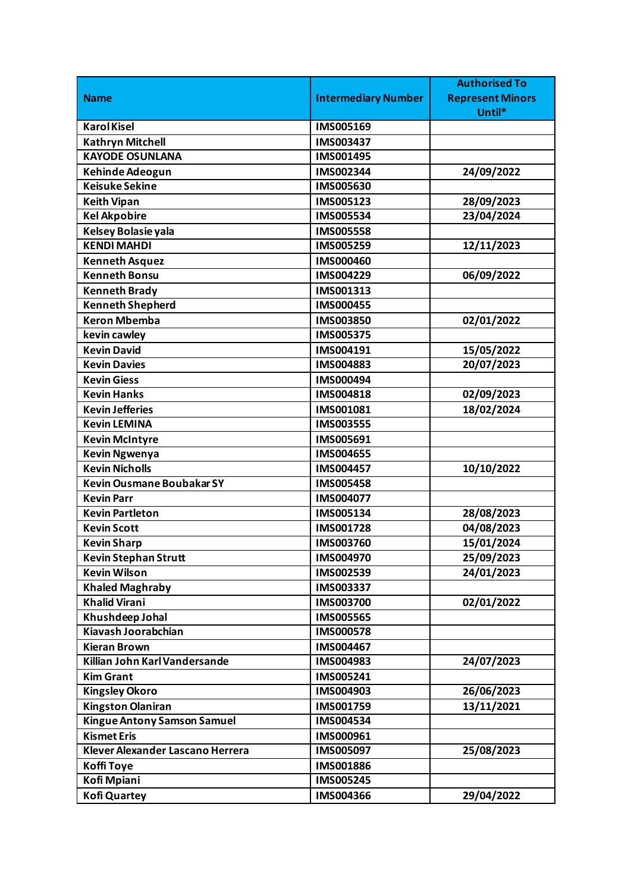| Name | Intermediary Number | Authorised To Represent Minors Until* |
|---|---|---|
| Karol Kisel | IMS005169 | |
| Kathryn Mitchell | IMS003437 | |
| KAYODE OSUNLANA | IMS001495 | |
| Kehinde Adeogun | IMS002344 | 24/09/2022 |
| Keisuke Sekine | IMS005630 | |
| Keith Vipan | IMS005123 | 28/09/2023 |
| Kel Akpobire | IMS005534 | 23/04/2024 |
| Kelsey Bolasie yala | IMS005558 | |
| KENDI MAHDI | IMS005259 | 12/11/2023 |
| Kenneth Asquez | IMS000460 | |
| Kenneth Bonsu | IMS004229 | 06/09/2022 |
| Kenneth Brady | IMS001313 | |
| Kenneth Shepherd | IMS000455 | |
| Keron Mbemba | IMS003850 | 02/01/2022 |
| kevin cawley | IMS005375 | |
| Kevin David | IMS004191 | 15/05/2022 |
| Kevin Davies | IMS004883 | 20/07/2023 |
| Kevin Giess | IMS000494 | |
| Kevin Hanks | IMS004818 | 02/09/2023 |
| Kevin Jefferies | IMS001081 | 18/02/2024 |
| Kevin LEMINA | IMS003555 | |
| Kevin McIntyre | IMS005691 | |
| Kevin Ngwenya | IMS004655 | |
| Kevin Nicholls | IMS004457 | 10/10/2022 |
| Kevin Ousmane Boubakar SY | IMS005458 | |
| Kevin Parr | IMS004077 | |
| Kevin Partleton | IMS005134 | 28/08/2023 |
| Kevin Scott | IMS001728 | 04/08/2023 |
| Kevin Sharp | IMS003760 | 15/01/2024 |
| Kevin Stephan Strutt | IMS004970 | 25/09/2023 |
| Kevin Wilson | IMS002539 | 24/01/2023 |
| Khaled Maghraby | IMS003337 | |
| Khalid Virani | IMS003700 | 02/01/2022 |
| Khushdeep Johal | IMS005565 | |
| Kiavash Joorabchian | IMS000578 | |
| Kieran Brown | IMS004467 | |
| Killian John Karl Vandersande | IMS004983 | 24/07/2023 |
| Kim Grant | IMS005241 | |
| Kingsley Okoro | IMS004903 | 26/06/2023 |
| Kingston Olaniran | IMS001759 | 13/11/2021 |
| Kingue Antony Samson Samuel | IMS004534 | |
| Kismet Eris | IMS000961 | |
| Klever Alexander Lascano Herrera | IMS005097 | 25/08/2023 |
| Koffi Toye | IMS001886 | |
| Kofi Mpiani | IMS005245 | |
| Kofi Quartey | IMS004366 | 29/04/2022 |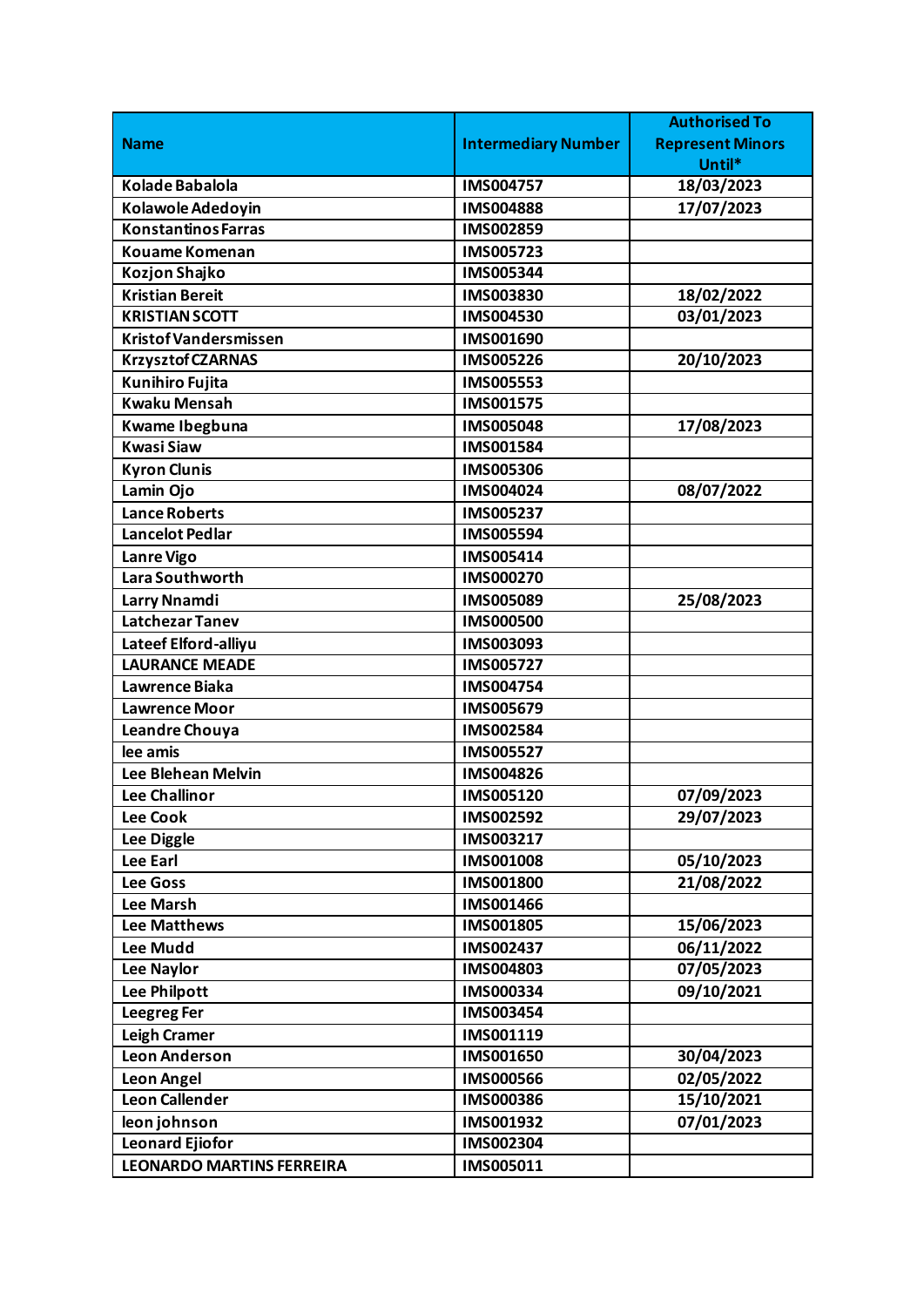| Name | Intermediary Number | Authorised To Represent Minors Until* |
|---|---|---|
| Kolade Babalola | IMS004757 | 18/03/2023 |
| Kolawole Adedoyin | IMS004888 | 17/07/2023 |
| Konstantinos Farras | IMS002859 | |
| Kouame Komenan | IMS005723 | |
| Kozjon Shajko | IMS005344 | |
| Kristian Bereit | IMS003830 | 18/02/2022 |
| KRISTIAN SCOTT | IMS004530 | 03/01/2023 |
| Kristof Vandersmissen | IMS001690 | |
| Krzysztof CZARNAS | IMS005226 | 20/10/2023 |
| Kunihiro Fujita | IMS005553 | |
| Kwaku Mensah | IMS001575 | |
| Kwame Ibegbuna | IMS005048 | 17/08/2023 |
| Kwasi Siaw | IMS001584 | |
| Kyron Clunis | IMS005306 | |
| Lamin Ojo | IMS004024 | 08/07/2022 |
| Lance Roberts | IMS005237 | |
| Lancelot Pedlar | IMS005594 | |
| Lanre Vigo | IMS005414 | |
| Lara Southworth | IMS000270 | |
| Larry Nnamdi | IMS005089 | 25/08/2023 |
| Latchezar Tanev | IMS000500 | |
| Lateef Elford-alliyu | IMS003093 | |
| LAURANCE MEADE | IMS005727 | |
| Lawrence Biaka | IMS004754 | |
| Lawrence Moor | IMS005679 | |
| Leandre Chouya | IMS002584 | |
| lee amis | IMS005527 | |
| Lee Blehean Melvin | IMS004826 | |
| Lee Challinor | IMS005120 | 07/09/2023 |
| Lee Cook | IMS002592 | 29/07/2023 |
| Lee Diggle | IMS003217 | |
| Lee Earl | IMS001008 | 05/10/2023 |
| Lee Goss | IMS001800 | 21/08/2022 |
| Lee Marsh | IMS001466 | |
| Lee Matthews | IMS001805 | 15/06/2023 |
| Lee Mudd | IMS002437 | 06/11/2022 |
| Lee Naylor | IMS004803 | 07/05/2023 |
| Lee Philpott | IMS000334 | 09/10/2021 |
| Leegreg Fer | IMS003454 | |
| Leigh Cramer | IMS001119 | |
| Leon Anderson | IMS001650 | 30/04/2023 |
| Leon Angel | IMS000566 | 02/05/2022 |
| Leon Callender | IMS000386 | 15/10/2021 |
| leon johnson | IMS001932 | 07/01/2023 |
| Leonard Ejiofor | IMS002304 | |
| LEONARDO MARTINS FERREIRA | IMS005011 | |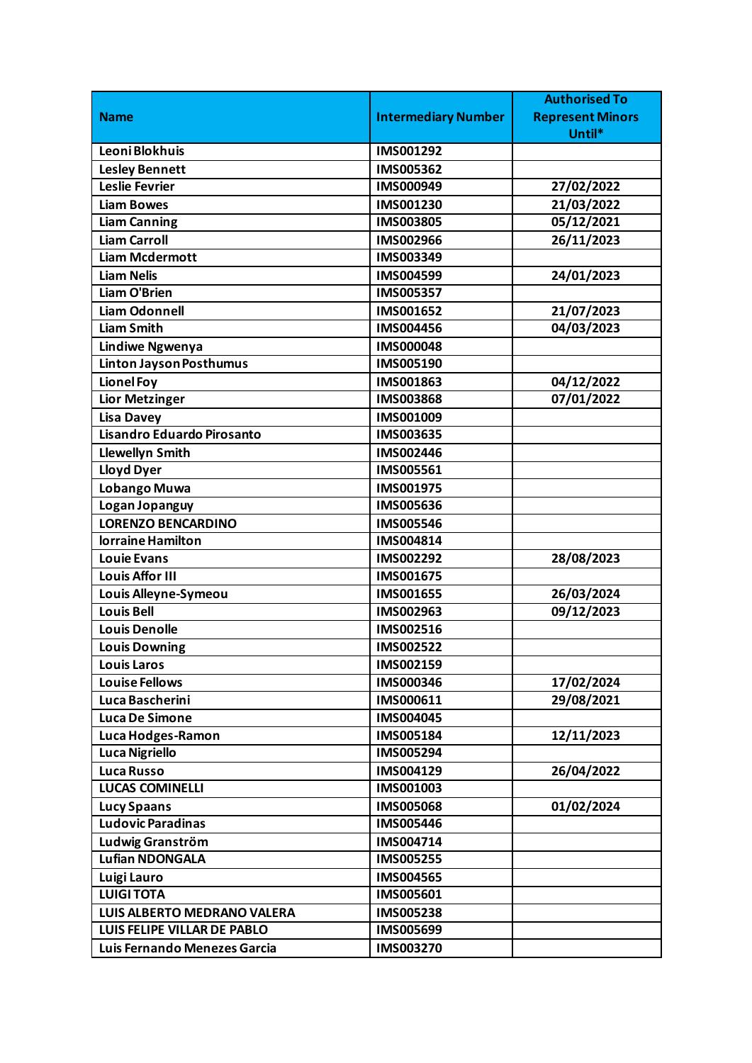| Name | Intermediary Number | Authorised To Represent Minors Until* |
| --- | --- | --- |
| Leoni Blokhuis | IMS001292 | |
| Lesley Bennett | IMS005362 | |
| Leslie Fevrier | IMS000949 | 27/02/2022 |
| Liam Bowes | IMS001230 | 21/03/2022 |
| Liam Canning | IMS003805 | 05/12/2021 |
| Liam Carroll | IMS002966 | 26/11/2023 |
| Liam Mcdermott | IMS003349 | |
| Liam Nelis | IMS004599 | 24/01/2023 |
| Liam O'Brien | IMS005357 | |
| Liam Odonnell | IMS001652 | 21/07/2023 |
| Liam Smith | IMS004456 | 04/03/2023 |
| Lindiwe Ngwenya | IMS000048 | |
| Linton Jayson Posthumus | IMS005190 | |
| Lionel Foy | IMS001863 | 04/12/2022 |
| Lior Metzinger | IMS003868 | 07/01/2022 |
| Lisa Davey | IMS001009 | |
| Lisandro Eduardo Pirosanto | IMS003635 | |
| Llewellyn Smith | IMS002446 | |
| Lloyd Dyer | IMS005561 | |
| Lobango Muwa | IMS001975 | |
| Logan Jopanguy | IMS005636 | |
| LORENZO BENCARDINO | IMS005546 | |
| lorraine Hamilton | IMS004814 | |
| Louie Evans | IMS002292 | 28/08/2023 |
| Louis Affor III | IMS001675 | |
| Louis Alleyne-Symeou | IMS001655 | 26/03/2024 |
| Louis Bell | IMS002963 | 09/12/2023 |
| Louis Denolle | IMS002516 | |
| Louis Downing | IMS002522 | |
| Louis Laros | IMS002159 | |
| Louise Fellows | IMS000346 | 17/02/2024 |
| Luca Bascherini | IMS000611 | 29/08/2021 |
| Luca De Simone | IMS004045 | |
| Luca Hodges-Ramon | IMS005184 | 12/11/2023 |
| Luca Nigriello | IMS005294 | |
| Luca Russo | IMS004129 | 26/04/2022 |
| LUCAS COMINELLI | IMS001003 | |
| Lucy Spaans | IMS005068 | 01/02/2024 |
| Ludovic Paradinas | IMS005446 | |
| Ludwig Granström | IMS004714 | |
| Lufian NDONGALA | IMS005255 | |
| Luigi Lauro | IMS004565 | |
| LUIGI TOTA | IMS005601 | |
| LUIS ALBERTO MEDRANO VALERA | IMS005238 | |
| LUIS FELIPE VILLAR DE PABLO | IMS005699 | |
| Luis Fernando Menezes Garcia | IMS003270 | |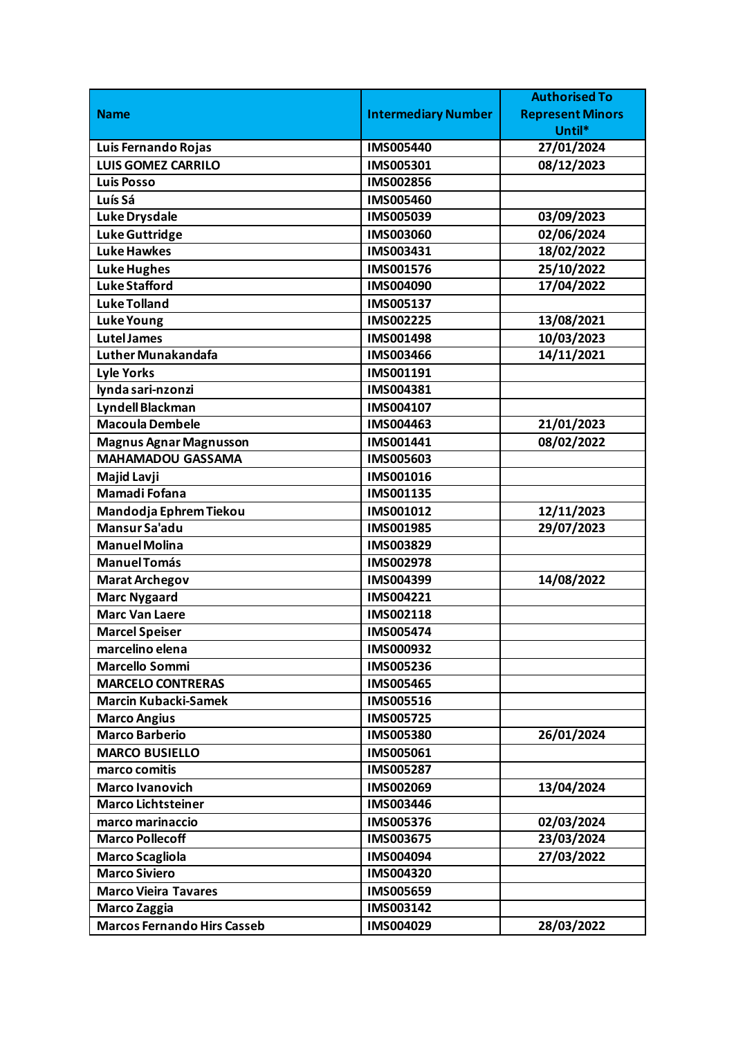| Name | Intermediary Number | Authorised To Represent Minors Until* |
|---|---|---|
| Luis Fernando Rojas | IMS005440 | 27/01/2024 |
| LUIS GOMEZ CARRILO | IMS005301 | 08/12/2023 |
| Luis Posso | IMS002856 | |
| Luís Sá | IMS005460 | |
| Luke Drysdale | IMS005039 | 03/09/2023 |
| Luke Guttridge | IMS003060 | 02/06/2024 |
| Luke Hawkes | IMS003431 | 18/02/2022 |
| Luke Hughes | IMS001576 | 25/10/2022 |
| Luke Stafford | IMS004090 | 17/04/2022 |
| Luke Tolland | IMS005137 | |
| Luke Young | IMS002225 | 13/08/2021 |
| Lutel James | IMS001498 | 10/03/2023 |
| Luther Munakandafa | IMS003466 | 14/11/2021 |
| Lyle Yorks | IMS001191 | |
| lynda sari-nzonzi | IMS004381 | |
| Lyndell Blackman | IMS004107 | |
| Macoula Dembele | IMS004463 | 21/01/2023 |
| Magnus Agnar Magnusson | IMS001441 | 08/02/2022 |
| MAHAMADOU GASSAMA | IMS005603 | |
| Majid Lavji | IMS001016 | |
| Mamadi Fofana | IMS001135 | |
| Mandodja Ephrem Tiekou | IMS001012 | 12/11/2023 |
| Mansur Sa'adu | IMS001985 | 29/07/2023 |
| Manuel Molina | IMS003829 | |
| Manuel Tomás | IMS002978 | |
| Marat Archegov | IMS004399 | 14/08/2022 |
| Marc Nygaard | IMS004221 | |
| Marc Van Laere | IMS002118 | |
| Marcel Speiser | IMS005474 | |
| marcelino elena | IMS000932 | |
| Marcello Sommi | IMS005236 | |
| MARCELO CONTRERAS | IMS005465 | |
| Marcin Kubacki-Samek | IMS005516 | |
| Marco Angius | IMS005725 | |
| Marco Barberio | IMS005380 | 26/01/2024 |
| MARCO BUSIELLO | IMS005061 | |
| marco comitis | IMS005287 | |
| Marco Ivanovich | IMS002069 | 13/04/2024 |
| Marco Lichtsteiner | IMS003446 | |
| marco marinaccio | IMS005376 | 02/03/2024 |
| Marco Pollecoff | IMS003675 | 23/03/2024 |
| Marco Scagliola | IMS004094 | 27/03/2022 |
| Marco Siviero | IMS004320 | |
| Marco Vieira Tavares | IMS005659 | |
| Marco Zaggia | IMS003142 | |
| Marcos Fernando Hirs Casseb | IMS004029 | 28/03/2022 |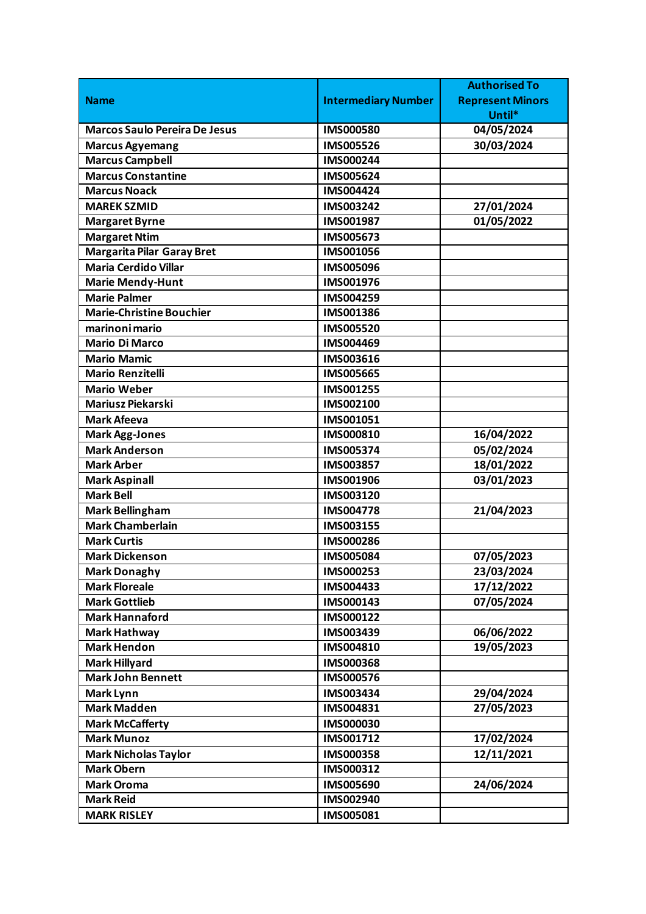| Name | Intermediary Number | Authorised To Represent Minors Until* |
|---|---|---|
| Marcos Saulo Pereira De Jesus | IMS000580 | 04/05/2024 |
| Marcus Agyemang | IMS005526 | 30/03/2024 |
| Marcus Campbell | IMS000244 | |
| Marcus Constantine | IMS005624 | |
| Marcus Noack | IMS004424 | |
| MAREK SZMID | IMS003242 | 27/01/2024 |
| Margaret Byrne | IMS001987 | 01/05/2022 |
| Margaret Ntim | IMS005673 | |
| Margarita Pilar Garay Bret | IMS001056 | |
| Maria Cerdido Villar | IMS005096 | |
| Marie Mendy-Hunt | IMS001976 | |
| Marie Palmer | IMS004259 | |
| Marie-Christine Bouchier | IMS001386 | |
| marinoni mario | IMS005520 | |
| Mario Di Marco | IMS004469 | |
| Mario Mamic | IMS003616 | |
| Mario Renzitelli | IMS005665 | |
| Mario Weber | IMS001255 | |
| Mariusz Piekarski | IMS002100 | |
| Mark Afeeva | IMS001051 | |
| Mark Agg-Jones | IMS000810 | 16/04/2022 |
| Mark Anderson | IMS005374 | 05/02/2024 |
| Mark Arber | IMS003857 | 18/01/2022 |
| Mark Aspinall | IMS001906 | 03/01/2023 |
| Mark Bell | IMS003120 | |
| Mark Bellingham | IMS004778 | 21/04/2023 |
| Mark Chamberlain | IMS003155 | |
| Mark Curtis | IMS000286 | |
| Mark Dickenson | IMS005084 | 07/05/2023 |
| Mark Donaghy | IMS000253 | 23/03/2024 |
| Mark Floreale | IMS004433 | 17/12/2022 |
| Mark Gottlieb | IMS000143 | 07/05/2024 |
| Mark Hannaford | IMS000122 | |
| Mark Hathway | IMS003439 | 06/06/2022 |
| Mark Hendon | IMS004810 | 19/05/2023 |
| Mark Hillyard | IMS000368 | |
| Mark John Bennett | IMS000576 | |
| Mark Lynn | IMS003434 | 29/04/2024 |
| Mark Madden | IMS004831 | 27/05/2023 |
| Mark McCafferty | IMS000030 | |
| Mark Munoz | IMS001712 | 17/02/2024 |
| Mark Nicholas Taylor | IMS000358 | 12/11/2021 |
| Mark Obern | IMS000312 | |
| Mark Oroma | IMS005690 | 24/06/2024 |
| Mark Reid | IMS002940 | |
| MARK RISLEY | IMS005081 | |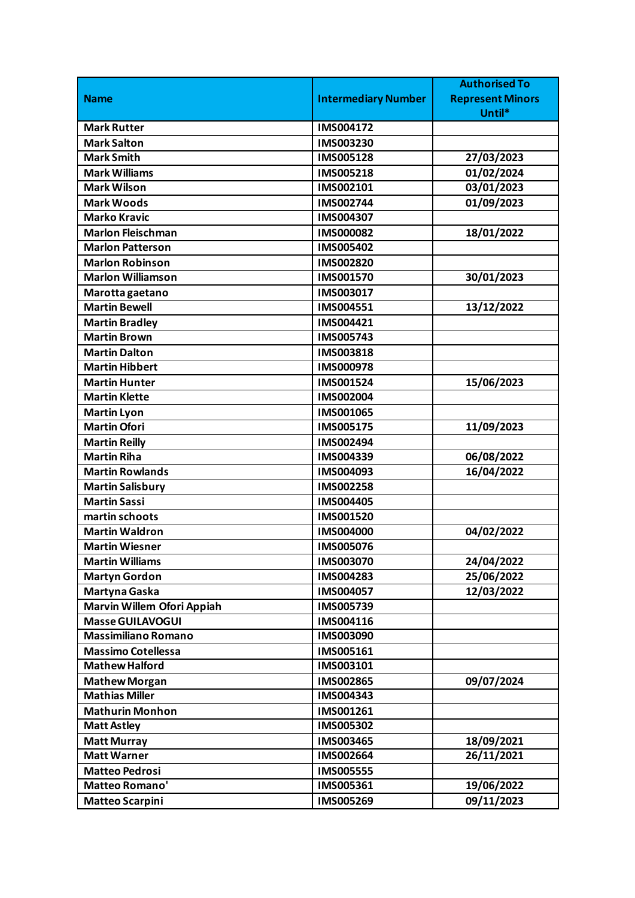| Name | Intermediary Number | Authorised To Represent Minors Until* |
|---|---|---|
| Mark Rutter | IMS004172 | |
| Mark Salton | IMS003230 | |
| Mark Smith | IMS005128 | 27/03/2023 |
| Mark Williams | IMS005218 | 01/02/2024 |
| Mark Wilson | IMS002101 | 03/01/2023 |
| Mark Woods | IMS002744 | 01/09/2023 |
| Marko Kravic | IMS004307 | |
| Marlon Fleischman | IMS000082 | 18/01/2022 |
| Marlon Patterson | IMS005402 | |
| Marlon Robinson | IMS002820 | |
| Marlon Williamson | IMS001570 | 30/01/2023 |
| Marotta gaetano | IMS003017 | |
| Martin Bewell | IMS004551 | 13/12/2022 |
| Martin Bradley | IMS004421 | |
| Martin Brown | IMS005743 | |
| Martin Dalton | IMS003818 | |
| Martin Hibbert | IMS000978 | |
| Martin Hunter | IMS001524 | 15/06/2023 |
| Martin Klette | IMS002004 | |
| Martin Lyon | IMS001065 | |
| Martin Ofori | IMS005175 | 11/09/2023 |
| Martin Reilly | IMS002494 | |
| Martin Riha | IMS004339 | 06/08/2022 |
| Martin Rowlands | IMS004093 | 16/04/2022 |
| Martin Salisbury | IMS002258 | |
| Martin Sassi | IMS004405 | |
| martin schoots | IMS001520 | |
| Martin Waldron | IMS004000 | 04/02/2022 |
| Martin Wiesner | IMS005076 | |
| Martin Williams | IMS003070 | 24/04/2022 |
| Martyn Gordon | IMS004283 | 25/06/2022 |
| Martyna Gaska | IMS004057 | 12/03/2022 |
| Marvin Willem Ofori Appiah | IMS005739 | |
| Masse GUILAVOGUI | IMS004116 | |
| Massimiliano Romano | IMS003090 | |
| Massimo Cotellessa | IMS005161 | |
| Mathew Halford | IMS003101 | |
| Mathew Morgan | IMS002865 | 09/07/2024 |
| Mathias Miller | IMS004343 | |
| Mathurin Monhon | IMS001261 | |
| Matt Astley | IMS005302 | |
| Matt Murray | IMS003465 | 18/09/2021 |
| Matt Warner | IMS002664 | 26/11/2021 |
| Matteo Pedrosi | IMS005555 | |
| Matteo Romano' | IMS005361 | 19/06/2022 |
| Matteo Scarpini | IMS005269 | 09/11/2023 |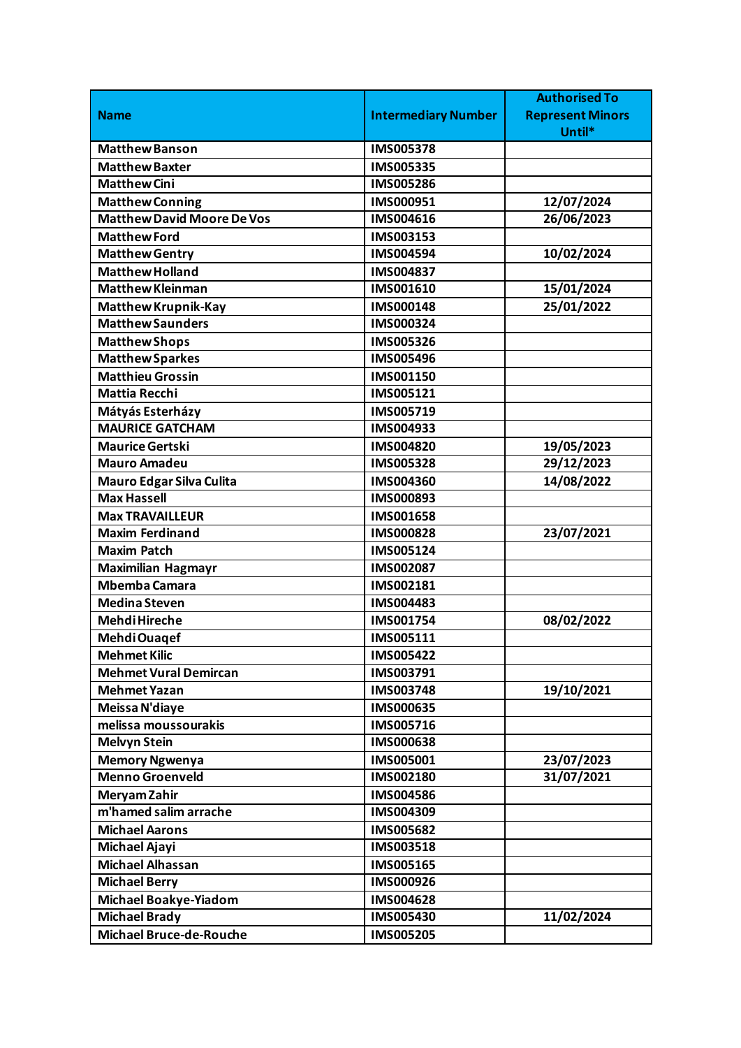| Name | Intermediary Number | Authorised To Represent Minors Until* |
|---|---|---|
| Matthew Banson | IMS005378 | |
| Matthew Baxter | IMS005335 | |
| Matthew Cini | IMS005286 | |
| Matthew Conning | IMS000951 | 12/07/2024 |
| Matthew David Moore De Vos | IMS004616 | 26/06/2023 |
| Matthew Ford | IMS003153 | |
| Matthew Gentry | IMS004594 | 10/02/2024 |
| Matthew Holland | IMS004837 | |
| Matthew Kleinman | IMS001610 | 15/01/2024 |
| Matthew Krupnik-Kay | IMS000148 | 25/01/2022 |
| Matthew Saunders | IMS000324 | |
| Matthew Shops | IMS005326 | |
| Matthew Sparkes | IMS005496 | |
| Matthieu Grossin | IMS001150 | |
| Mattia Recchi | IMS005121 | |
| Mátyás Esterházy | IMS005719 | |
| MAURICE GATCHAM | IMS004933 | |
| Maurice Gertski | IMS004820 | 19/05/2023 |
| Mauro Amadeu | IMS005328 | 29/12/2023 |
| Mauro Edgar Silva Culita | IMS004360 | 14/08/2022 |
| Max Hassell | IMS000893 | |
| Max TRAVAILLEUR | IMS001658 | |
| Maxim Ferdinand | IMS000828 | 23/07/2021 |
| Maxim Patch | IMS005124 | |
| Maximilian Hagmayr | IMS002087 | |
| Mbemba Camara | IMS002181 | |
| Medina Steven | IMS004483 | |
| Mehdi Hireche | IMS001754 | 08/02/2022 |
| Mehdi Ouaqef | IMS005111 | |
| Mehmet Kilic | IMS005422 | |
| Mehmet Vural Demircan | IMS003791 | |
| Mehmet Yazan | IMS003748 | 19/10/2021 |
| Meissa N'diaye | IMS000635 | |
| melissa moussourakis | IMS005716 | |
| Melvyn Stein | IMS000638 | |
| Memory Ngwenya | IMS005001 | 23/07/2023 |
| Menno Groenveld | IMS002180 | 31/07/2021 |
| Meryam Zahir | IMS004586 | |
| m'hamed salim arrache | IMS004309 | |
| Michael Aarons | IMS005682 | |
| Michael Ajayi | IMS003518 | |
| Michael Alhassan | IMS005165 | |
| Michael Berry | IMS000926 | |
| Michael Boakye-Yiadom | IMS004628 | |
| Michael Brady | IMS005430 | 11/02/2024 |
| Michael Bruce-de-Rouche | IMS005205 | |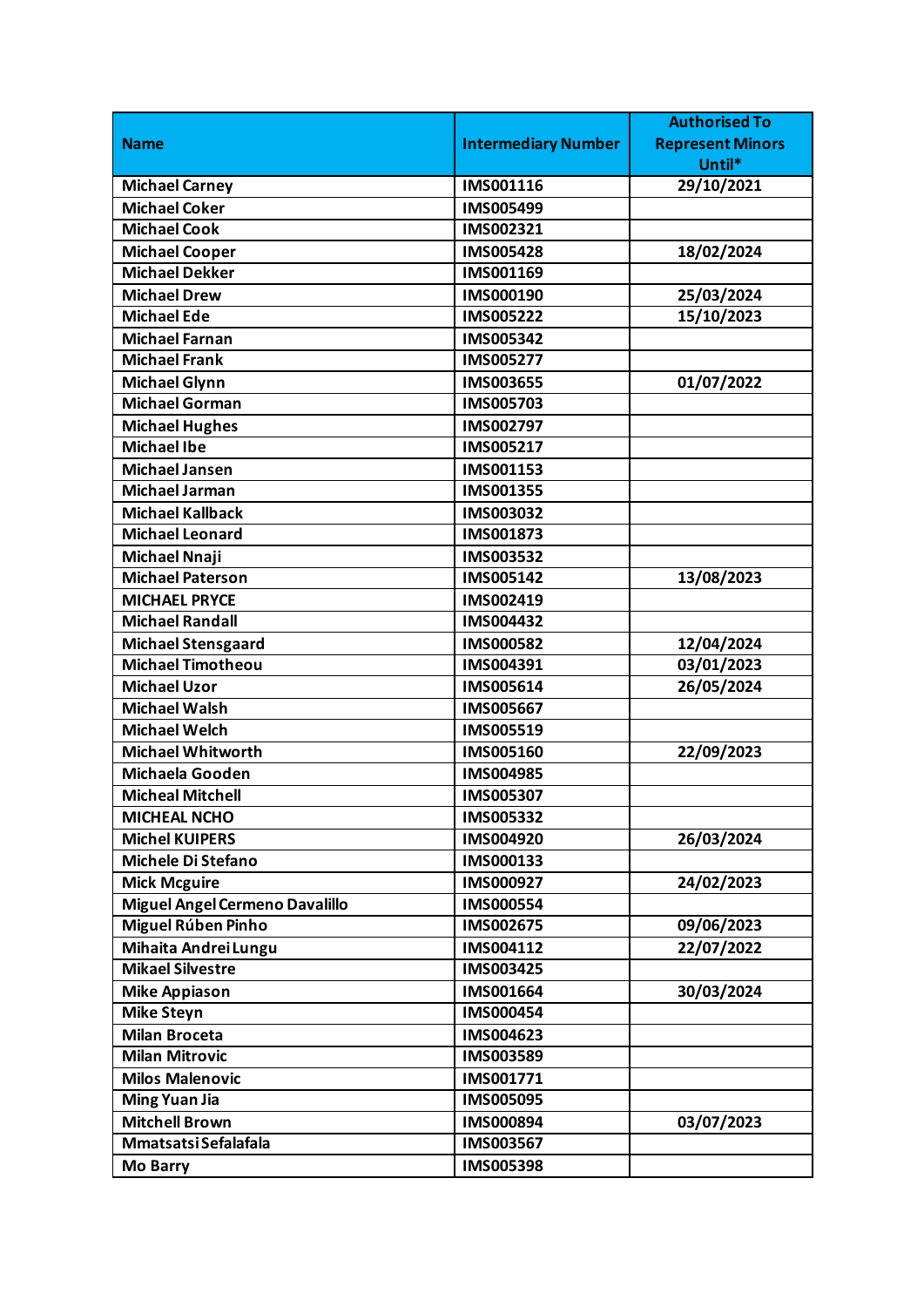| Name | Intermediary Number | Authorised To Represent Minors Until* |
|---|---|---|
| Michael Carney | IMS001116 | 29/10/2021 |
| Michael Coker | IMS005499 | |
| Michael Cook | IMS002321 | |
| Michael Cooper | IMS005428 | 18/02/2024 |
| Michael Dekker | IMS001169 | |
| Michael Drew | IMS000190 | 25/03/2024 |
| Michael Ede | IMS005222 | 15/10/2023 |
| Michael Farnan | IMS005342 | |
| Michael Frank | IMS005277 | |
| Michael Glynn | IMS003655 | 01/07/2022 |
| Michael Gorman | IMS005703 | |
| Michael Hughes | IMS002797 | |
| Michael Ibe | IMS005217 | |
| Michael Jansen | IMS001153 | |
| Michael Jarman | IMS001355 | |
| Michael Kallback | IMS003032 | |
| Michael Leonard | IMS001873 | |
| Michael Nnaji | IMS003532 | |
| Michael Paterson | IMS005142 | 13/08/2023 |
| MICHAEL PRYCE | IMS002419 | |
| Michael Randall | IMS004432 | |
| Michael Stensgaard | IMS000582 | 12/04/2024 |
| Michael Timotheou | IMS004391 | 03/01/2023 |
| Michael Uzor | IMS005614 | 26/05/2024 |
| Michael Walsh | IMS005667 | |
| Michael Welch | IMS005519 | |
| Michael Whitworth | IMS005160 | 22/09/2023 |
| Michaela Gooden | IMS004985 | |
| Micheal Mitchell | IMS005307 | |
| MICHEAL NCHO | IMS005332 | |
| Michel KUIPERS | IMS004920 | 26/03/2024 |
| Michele Di Stefano | IMS000133 | |
| Mick Mcguire | IMS000927 | 24/02/2023 |
| Miguel Angel Cermeno Davalillo | IMS000554 | |
| Miguel Rúben Pinho | IMS002675 | 09/06/2023 |
| Mihaita Andrei Lungu | IMS004112 | 22/07/2022 |
| Mikael Silvestre | IMS003425 | |
| Mike Appiason | IMS001664 | 30/03/2024 |
| Mike Steyn | IMS000454 | |
| Milan Broceta | IMS004623 | |
| Milan Mitrovic | IMS003589 | |
| Milos Malenovic | IMS001771 | |
| Ming Yuan Jia | IMS005095 | |
| Mitchell Brown | IMS000894 | 03/07/2023 |
| Mmatsatsi Sefalafala | IMS003567 | |
| Mo Barry | IMS005398 | |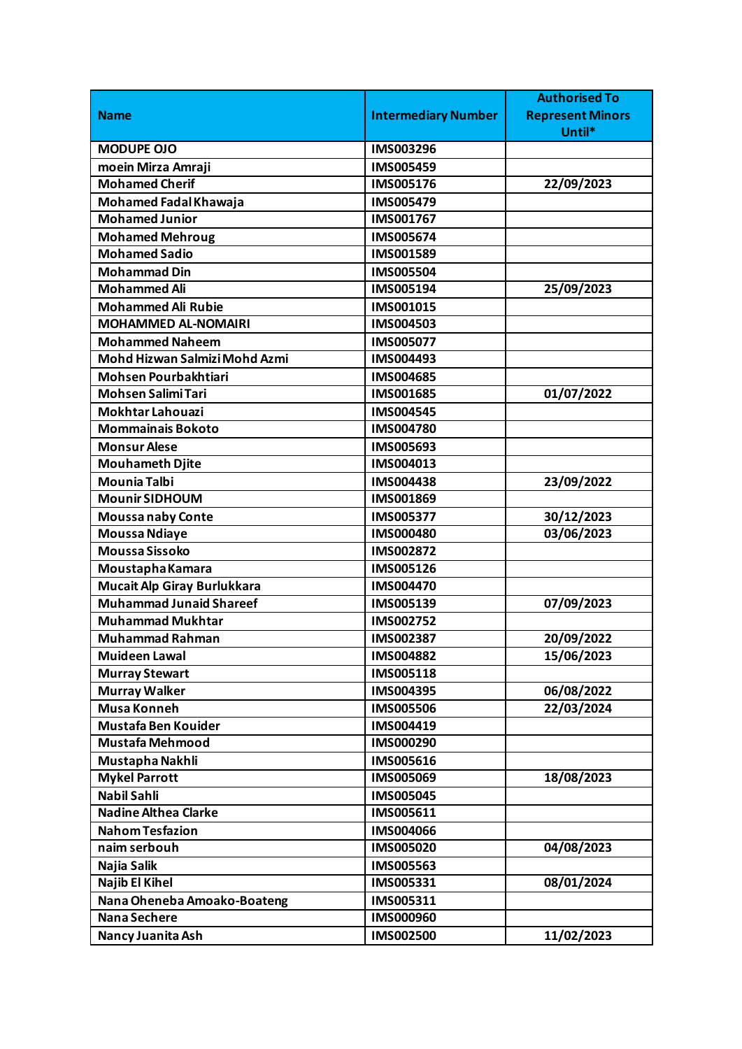| Name | Intermediary Number | Authorised To Represent Minors Until* |
| --- | --- | --- |
| MODUPE OJO | IMS003296 | |
| moein Mirza Amraji | IMS005459 | |
| Mohamed Cherif | IMS005176 | 22/09/2023 |
| Mohamed Fadal Khawaja | IMS005479 | |
| Mohamed Junior | IMS001767 | |
| Mohamed Mehroug | IMS005674 | |
| Mohamed Sadio | IMS001589 | |
| Mohammad Din | IMS005504 | |
| Mohammed Ali | IMS005194 | 25/09/2023 |
| Mohammed Ali Rubie | IMS001015 | |
| MOHAMMED AL-NOMAIRI | IMS004503 | |
| Mohammed Naheem | IMS005077 | |
| Mohd Hizwan Salmizi Mohd Azmi | IMS004493 | |
| Mohsen Pourbakhtiari | IMS004685 | |
| Mohsen Salimi Tari | IMS001685 | 01/07/2022 |
| Mokhtar Lahouazi | IMS004545 | |
| Mommainais Bokoto | IMS004780 | |
| Monsur Alese | IMS005693 | |
| Mouhameth Djite | IMS004013 | |
| Mounia Talbi | IMS004438 | 23/09/2022 |
| Mounir SIDHOUM | IMS001869 | |
| Moussa naby Conte | IMS005377 | 30/12/2023 |
| Moussa Ndiaye | IMS000480 | 03/06/2023 |
| Moussa Sissoko | IMS002872 | |
| Moustapha Kamara | IMS005126 | |
| Mucait Alp Giray Burlukkara | IMS004470 | |
| Muhammad Junaid Shareef | IMS005139 | 07/09/2023 |
| Muhammad Mukhtar | IMS002752 | |
| Muhammad Rahman | IMS002387 | 20/09/2022 |
| Muideen Lawal | IMS004882 | 15/06/2023 |
| Murray Stewart | IMS005118 | |
| Murray Walker | IMS004395 | 06/08/2022 |
| Musa Konneh | IMS005506 | 22/03/2024 |
| Mustafa Ben Kouider | IMS004419 | |
| Mustafa Mehmood | IMS000290 | |
| Mustapha Nakhli | IMS005616 | |
| Mykel Parrott | IMS005069 | 18/08/2023 |
| Nabil Sahli | IMS005045 | |
| Nadine Althea Clarke | IMS005611 | |
| Nahom Tesfazion | IMS004066 | |
| naim serbouh | IMS005020 | 04/08/2023 |
| Najia Salik | IMS005563 | |
| Najib El Kihel | IMS005331 | 08/01/2024 |
| Nana Oheneba Amoako-Boateng | IMS005311 | |
| Nana Sechere | IMS000960 | |
| Nancy Juanita Ash | IMS002500 | 11/02/2023 |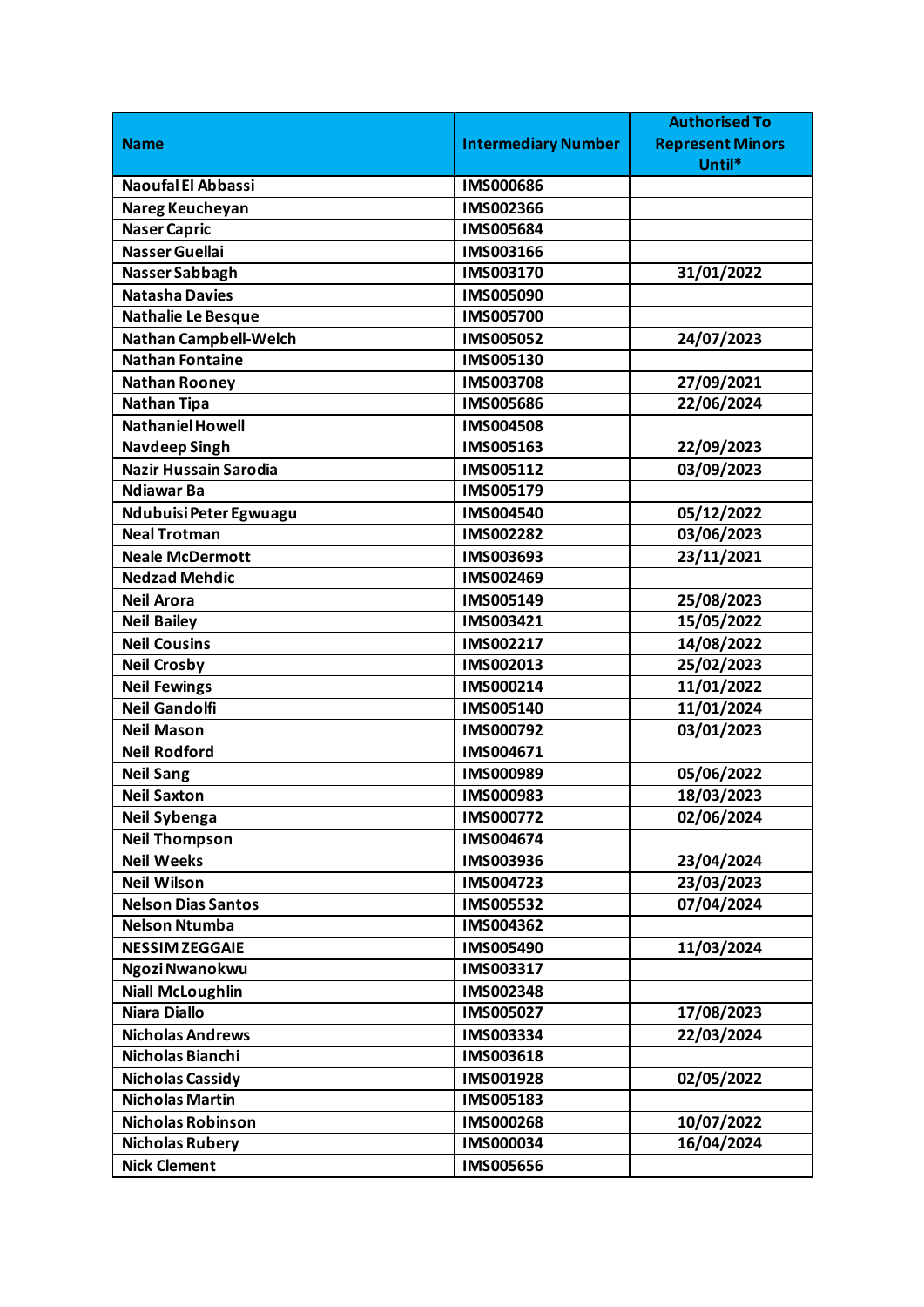| Name | Intermediary Number | Authorised To Represent Minors Until* |
|---|---|---|
| Naoufal El Abbassi | IMS000686 | |
| Nareg Keucheyan | IMS002366 | |
| Naser Capric | IMS005684 | |
| Nasser Guellai | IMS003166 | |
| Nasser Sabbagh | IMS003170 | 31/01/2022 |
| Natasha Davies | IMS005090 | |
| Nathalie Le Besque | IMS005700 | |
| Nathan Campbell-Welch | IMS005052 | 24/07/2023 |
| Nathan Fontaine | IMS005130 | |
| Nathan Rooney | IMS003708 | 27/09/2021 |
| Nathan Tipa | IMS005686 | 22/06/2024 |
| Nathaniel Howell | IMS004508 | |
| Navdeep Singh | IMS005163 | 22/09/2023 |
| Nazir Hussain Sarodia | IMS005112 | 03/09/2023 |
| Ndiawar Ba | IMS005179 | |
| Ndubuisi Peter Egwuagu | IMS004540 | 05/12/2022 |
| Neal Trotman | IMS002282 | 03/06/2023 |
| Neale McDermott | IMS003693 | 23/11/2021 |
| Nedzad Mehdic | IMS002469 | |
| Neil Arora | IMS005149 | 25/08/2023 |
| Neil Bailey | IMS003421 | 15/05/2022 |
| Neil Cousins | IMS002217 | 14/08/2022 |
| Neil Crosby | IMS002013 | 25/02/2023 |
| Neil Fewings | IMS000214 | 11/01/2022 |
| Neil Gandolfi | IMS005140 | 11/01/2024 |
| Neil Mason | IMS000792 | 03/01/2023 |
| Neil Rodford | IMS004671 | |
| Neil Sang | IMS000989 | 05/06/2022 |
| Neil Saxton | IMS000983 | 18/03/2023 |
| Neil Sybenga | IMS000772 | 02/06/2024 |
| Neil Thompson | IMS004674 | |
| Neil Weeks | IMS003936 | 23/04/2024 |
| Neil Wilson | IMS004723 | 23/03/2023 |
| Nelson Dias Santos | IMS005532 | 07/04/2024 |
| Nelson Ntumba | IMS004362 | |
| NESSIM ZEGGAIE | IMS005490 | 11/03/2024 |
| Ngozi Nwanokwu | IMS003317 | |
| Niall McLoughlin | IMS002348 | |
| Niara Diallo | IMS005027 | 17/08/2023 |
| Nicholas Andrews | IMS003334 | 22/03/2024 |
| Nicholas Bianchi | IMS003618 | |
| Nicholas Cassidy | IMS001928 | 02/05/2022 |
| Nicholas Martin | IMS005183 | |
| Nicholas Robinson | IMS000268 | 10/07/2022 |
| Nicholas Rubery | IMS000034 | 16/04/2024 |
| Nick Clement | IMS005656 | |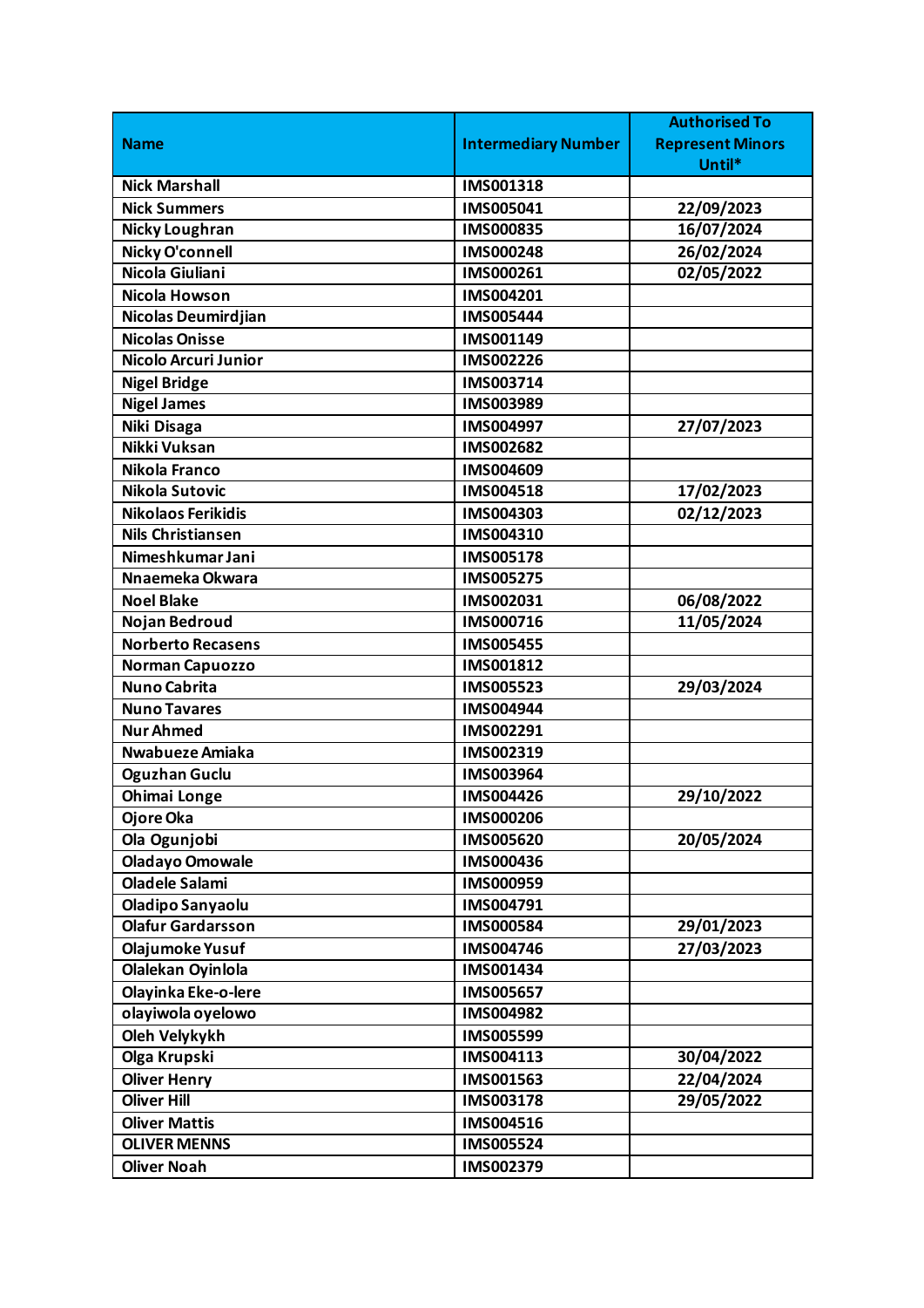| Name | Intermediary Number | Authorised To Represent Minors Until* |
|---|---|---|
| Nick Marshall | IMS001318 | |
| Nick Summers | IMS005041 | 22/09/2023 |
| Nicky Loughran | IMS000835 | 16/07/2024 |
| Nicky O'connell | IMS000248 | 26/02/2024 |
| Nicola Giuliani | IMS000261 | 02/05/2022 |
| Nicola Howson | IMS004201 | |
| Nicolas Deumirdjian | IMS005444 | |
| Nicolas Onisse | IMS001149 | |
| Nicolo Arcuri Junior | IMS002226 | |
| Nigel Bridge | IMS003714 | |
| Nigel James | IMS003989 | |
| Niki Disaga | IMS004997 | 27/07/2023 |
| Nikki Vuksan | IMS002682 | |
| Nikola Franco | IMS004609 | |
| Nikola Sutovic | IMS004518 | 17/02/2023 |
| Nikolaos Ferikidis | IMS004303 | 02/12/2023 |
| Nils Christiansen | IMS004310 | |
| Nimeshkumar Jani | IMS005178 | |
| Nnaemeka Okwara | IMS005275 | |
| Noel Blake | IMS002031 | 06/08/2022 |
| Nojan Bedroud | IMS000716 | 11/05/2024 |
| Norberto Recasens | IMS005455 | |
| Norman Capuozzo | IMS001812 | |
| Nuno Cabrita | IMS005523 | 29/03/2024 |
| Nuno Tavares | IMS004944 | |
| Nur Ahmed | IMS002291 | |
| Nwabueze Amiaka | IMS002319 | |
| Oguzhan Guclu | IMS003964 | |
| Ohimai Longe | IMS004426 | 29/10/2022 |
| Ojore Oka | IMS000206 | |
| Ola Ogunjobi | IMS005620 | 20/05/2024 |
| Oladayo Omowale | IMS000436 | |
| Oladele Salami | IMS000959 | |
| Oladipo Sanyaolu | IMS004791 | |
| Olafur Gardarsson | IMS000584 | 29/01/2023 |
| Olajumoke Yusuf | IMS004746 | 27/03/2023 |
| Olalekan Oyinlola | IMS001434 | |
| Olayinka Eke-o-lere | IMS005657 | |
| olayiwola oyelowo | IMS004982 | |
| Oleh Velykykh | IMS005599 | |
| Olga Krupski | IMS004113 | 30/04/2022 |
| Oliver Henry | IMS001563 | 22/04/2024 |
| Oliver Hill | IMS003178 | 29/05/2022 |
| Oliver Mattis | IMS004516 | |
| OLIVER MENNS | IMS005524 | |
| Oliver Noah | IMS002379 | |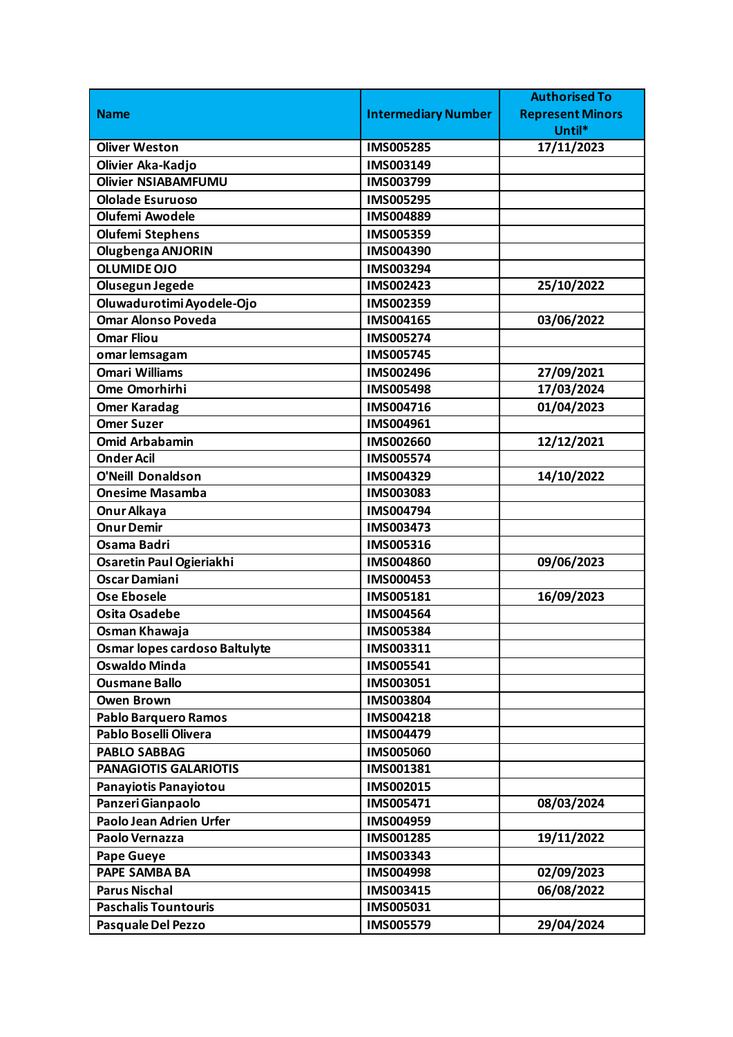| Name | Intermediary Number | Authorised To Represent Minors Until* |
|---|---|---|
| Oliver Weston | IMS005285 | 17/11/2023 |
| Olivier Aka-Kadjo | IMS003149 | |
| Olivier NSIABAMFUMU | IMS003799 | |
| Ololade Esuruoso | IMS005295 | |
| Olufemi Awodele | IMS004889 | |
| Olufemi Stephens | IMS005359 | |
| Olugbenga ANJORIN | IMS004390 | |
| OLUMIDE OJO | IMS003294 | |
| Olusegun Jegede | IMS002423 | 25/10/2022 |
| Oluwadurotimi Ayodele-Ojo | IMS002359 | |
| Omar Alonso Poveda | IMS004165 | 03/06/2022 |
| Omar Fliou | IMS005274 | |
| omar lemsagam | IMS005745 | |
| Omari Williams | IMS002496 | 27/09/2021 |
| Ome Omorhirhi | IMS005498 | 17/03/2024 |
| Omer Karadag | IMS004716 | 01/04/2023 |
| Omer Suzer | IMS004961 | |
| Omid Arbabamin | IMS002660 | 12/12/2021 |
| Onder Acil | IMS005574 | |
| O'Neill Donaldson | IMS004329 | 14/10/2022 |
| Onesime Masamba | IMS003083 | |
| Onur Alkaya | IMS004794 | |
| Onur Demir | IMS003473 | |
| Osama Badri | IMS005316 | |
| Osaretin Paul Ogieriakhi | IMS004860 | 09/06/2023 |
| Oscar Damiani | IMS000453 | |
| Ose Ebosele | IMS005181 | 16/09/2023 |
| Osita Osadebe | IMS004564 | |
| Osman Khawaja | IMS005384 | |
| Osmar lopes cardoso Baltulyte | IMS003311 | |
| Oswaldo Minda | IMS005541 | |
| Ousmane Ballo | IMS003051 | |
| Owen Brown | IMS003804 | |
| Pablo Barquero Ramos | IMS004218 | |
| Pablo Boselli Olivera | IMS004479 | |
| PABLO SABBAG | IMS005060 | |
| PANAGIOTIS GALARIOTIS | IMS001381 | |
| Panayiotis Panayiotou | IMS002015 | |
| Panzeri Gianpaolo | IMS005471 | 08/03/2024 |
| Paolo Jean Adrien Urfer | IMS004959 | |
| Paolo Vernazza | IMS001285 | 19/11/2022 |
| Pape Gueye | IMS003343 | |
| PAPE SAMBA BA | IMS004998 | 02/09/2023 |
| Parus Nischal | IMS003415 | 06/08/2022 |
| Paschalis Tountouris | IMS005031 | |
| Pasquale Del Pezzo | IMS005579 | 29/04/2024 |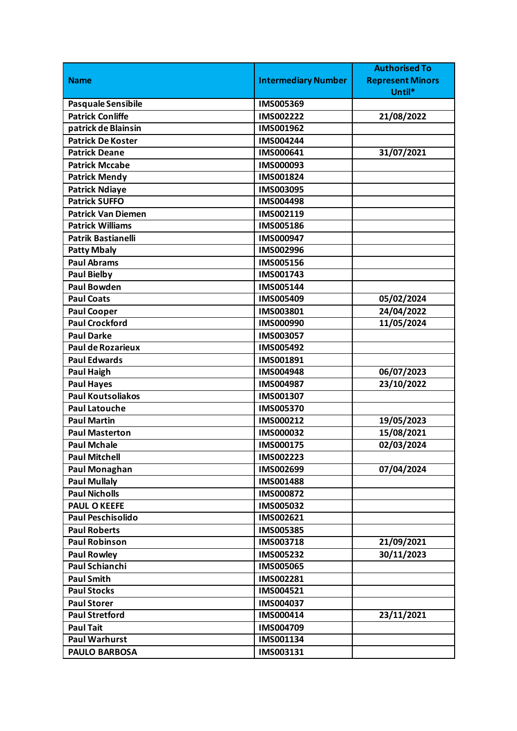| Name | Intermediary Number | Authorised To Represent Minors Until* |
|---|---|---|
| Pasquale Sensibile | IMS005369 | |
| Patrick Conliffe | IMS002222 | 21/08/2022 |
| patrick de Blainsin | IMS001962 | |
| Patrick De Koster | IMS004244 | |
| Patrick Deane | IMS000641 | 31/07/2021 |
| Patrick Mccabe | IMS000093 | |
| Patrick Mendy | IMS001824 | |
| Patrick Ndiaye | IMS003095 | |
| Patrick SUFFO | IMS004498 | |
| Patrick Van Diemen | IMS002119 | |
| Patrick Williams | IMS005186 | |
| Patrik Bastianelli | IMS000947 | |
| Patty Mbaly | IMS002996 | |
| Paul Abrams | IMS005156 | |
| Paul Bielby | IMS001743 | |
| Paul Bowden | IMS005144 | |
| Paul Coats | IMS005409 | 05/02/2024 |
| Paul Cooper | IMS003801 | 24/04/2022 |
| Paul Crockford | IMS000990 | 11/05/2024 |
| Paul Darke | IMS003057 | |
| Paul de Rozarieux | IMS005492 | |
| Paul Edwards | IMS001891 | |
| Paul Haigh | IMS004948 | 06/07/2023 |
| Paul Hayes | IMS004987 | 23/10/2022 |
| Paul Koutsoliakos | IMS001307 | |
| Paul Latouche | IMS005370 | |
| Paul Martin | IMS000212 | 19/05/2023 |
| Paul Masterton | IMS000032 | 15/08/2021 |
| Paul Mchale | IMS000175 | 02/03/2024 |
| Paul Mitchell | IMS002223 | |
| Paul Monaghan | IMS002699 | 07/04/2024 |
| Paul Mullaly | IMS001488 | |
| Paul Nicholls | IMS000872 | |
| PAUL O KEEFE | IMS005032 | |
| Paul Peschisolido | IMS002621 | |
| Paul Roberts | IMS005385 | |
| Paul Robinson | IMS003718 | 21/09/2021 |
| Paul Rowley | IMS005232 | 30/11/2023 |
| Paul Schianchi | IMS005065 | |
| Paul Smith | IMS002281 | |
| Paul Stocks | IMS004521 | |
| Paul Storer | IMS004037 | |
| Paul Stretford | IMS000414 | 23/11/2021 |
| Paul Tait | IMS004709 | |
| Paul Warhurst | IMS001134 | |
| PAULO BARBOSA | IMS003131 | |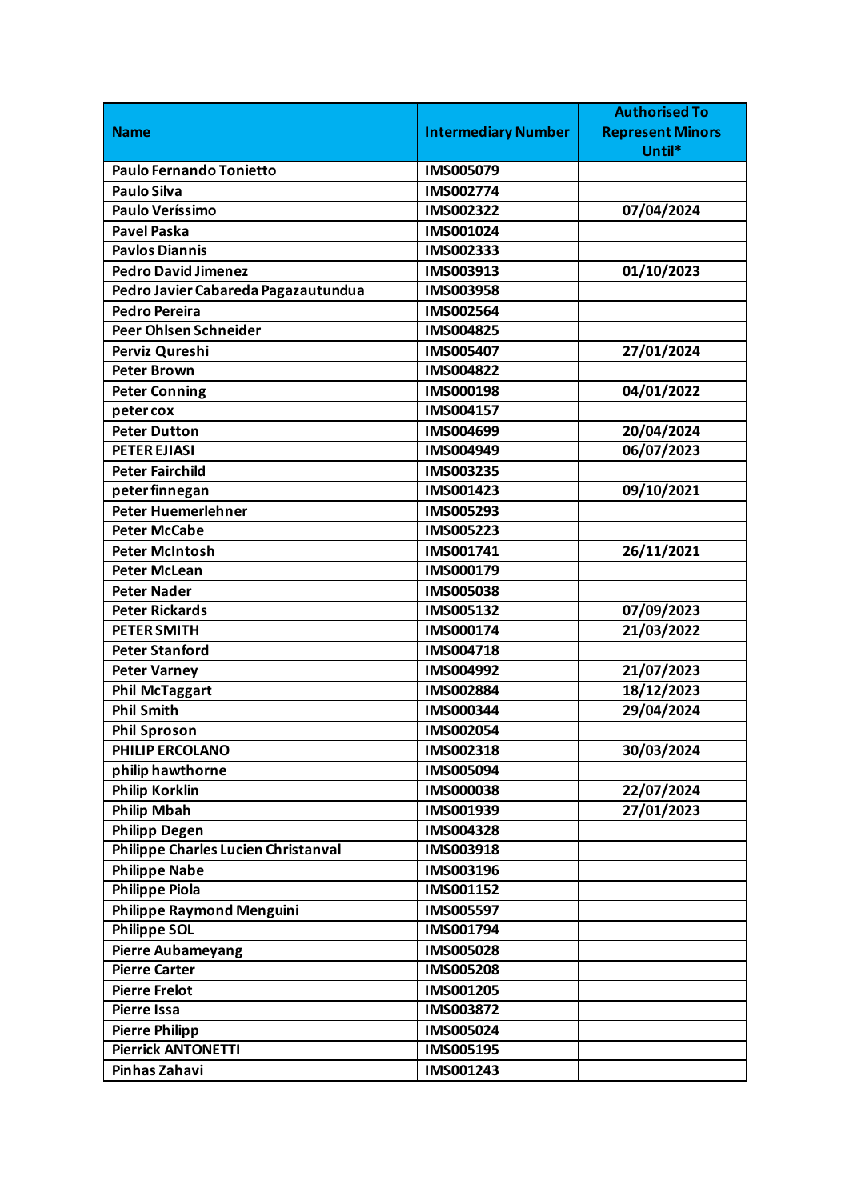| Name | Intermediary Number | Authorised To Represent Minors Until* |
|---|---|---|
| Paulo Fernando Tonietto | IMS005079 | |
| Paulo Silva | IMS002774 | |
| Paulo Veríssimo | IMS002322 | 07/04/2024 |
| Pavel Paska | IMS001024 | |
| Pavlos Diannis | IMS002333 | |
| Pedro David Jimenez | IMS003913 | 01/10/2023 |
| Pedro Javier Cabareda Pagazautundua | IMS003958 | |
| Pedro Pereira | IMS002564 | |
| Peer Ohlsen Schneider | IMS004825 | |
| Perviz Qureshi | IMS005407 | 27/01/2024 |
| Peter Brown | IMS004822 | |
| Peter Conning | IMS000198 | 04/01/2022 |
| peter cox | IMS004157 | |
| Peter Dutton | IMS004699 | 20/04/2024 |
| PETER EJIASI | IMS004949 | 06/07/2023 |
| Peter Fairchild | IMS003235 | |
| peter finnegan | IMS001423 | 09/10/2021 |
| Peter Huemerlehner | IMS005293 | |
| Peter McCabe | IMS005223 | |
| Peter McIntosh | IMS001741 | 26/11/2021 |
| Peter McLean | IMS000179 | |
| Peter Nader | IMS005038 | |
| Peter Rickards | IMS005132 | 07/09/2023 |
| PETER SMITH | IMS000174 | 21/03/2022 |
| Peter Stanford | IMS004718 | |
| Peter Varney | IMS004992 | 21/07/2023 |
| Phil McTaggart | IMS002884 | 18/12/2023 |
| Phil Smith | IMS000344 | 29/04/2024 |
| Phil Sproson | IMS002054 | |
| PHILIP ERCOLANO | IMS002318 | 30/03/2024 |
| philip hawthorne | IMS005094 | |
| Philip Korklin | IMS000038 | 22/07/2024 |
| Philip Mbah | IMS001939 | 27/01/2023 |
| Philipp Degen | IMS004328 | |
| Philippe Charles Lucien Christanval | IMS003918 | |
| Philippe Nabe | IMS003196 | |
| Philippe Piola | IMS001152 | |
| Philippe Raymond Menguini | IMS005597 | |
| Philippe SOL | IMS001794 | |
| Pierre Aubameyang | IMS005028 | |
| Pierre Carter | IMS005208 | |
| Pierre Frelot | IMS001205 | |
| Pierre Issa | IMS003872 | |
| Pierre Philipp | IMS005024 | |
| Pierrick ANTONETTI | IMS005195 | |
| Pinhas Zahavi | IMS001243 | |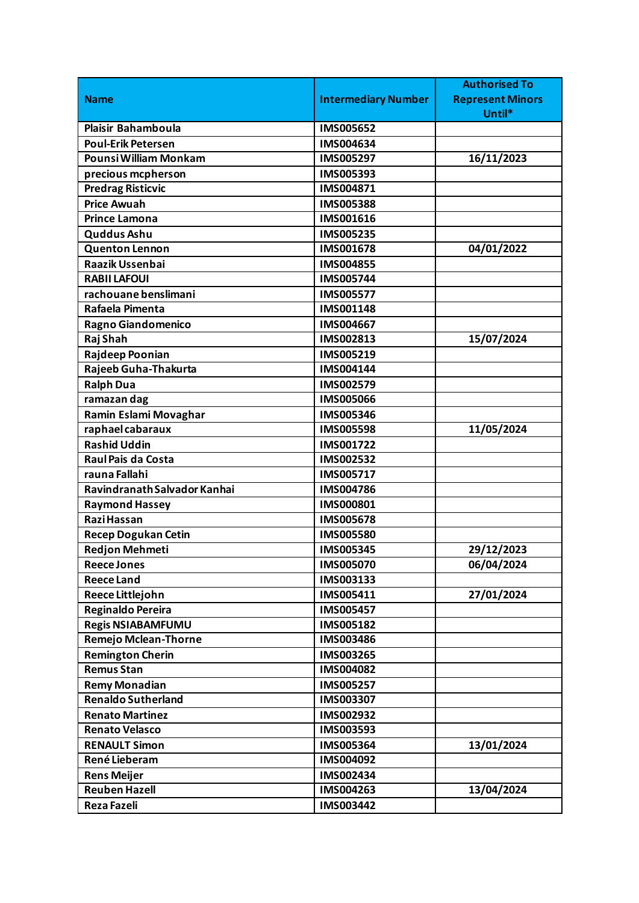| Name | Intermediary Number | Authorised To Represent Minors Until* |
| --- | --- | --- |
| Plaisir Bahamboula | IMS005652 | |
| Poul-Erik Petersen | IMS004634 | |
| Pounsi William Monkam | IMS005297 | 16/11/2023 |
| precious mcpherson | IMS005393 | |
| Predrag Risticvic | IMS004871 | |
| Price Awuah | IMS005388 | |
| Prince Lamona | IMS001616 | |
| Quddus Ashu | IMS005235 | |
| Quenton Lennon | IMS001678 | 04/01/2022 |
| Raazik Ussenbai | IMS004855 | |
| RABII LAFOUI | IMS005744 | |
| rachouane benslimani | IMS005577 | |
| Rafaela Pimenta | IMS001148 | |
| Ragno Giandomenico | IMS004667 | |
| Raj Shah | IMS002813 | 15/07/2024 |
| Rajdeep Poonian | IMS005219 | |
| Rajeeb Guha-Thakurta | IMS004144 | |
| Ralph Dua | IMS002579 | |
| ramazan dag | IMS005066 | |
| Ramin Eslami Movaghar | IMS005346 | |
| raphael cabaraux | IMS005598 | 11/05/2024 |
| Rashid Uddin | IMS001722 | |
| Raul Pais da Costa | IMS002532 | |
| rauna Fallahi | IMS005717 | |
| Ravindranath Salvador Kanhai | IMS004786 | |
| Raymond Hassey | IMS000801 | |
| Razi Hassan | IMS005678 | |
| Recep Dogukan Cetin | IMS005580 | |
| Redjon Mehmeti | IMS005345 | 29/12/2023 |
| Reece Jones | IMS005070 | 06/04/2024 |
| Reece Land | IMS003133 | |
| Reece Littlejohn | IMS005411 | 27/01/2024 |
| Reginaldo Pereira | IMS005457 | |
| Regis NSIABAMFUMU | IMS005182 | |
| Remejo Mclean-Thorne | IMS003486 | |
| Remington Cherin | IMS003265 | |
| Remus Stan | IMS004082 | |
| Remy Monadian | IMS005257 | |
| Renaldo Sutherland | IMS003307 | |
| Renato Martinez | IMS002932 | |
| Renato Velasco | IMS003593 | |
| RENAULT Simon | IMS005364 | 13/01/2024 |
| René Lieberam | IMS004092 | |
| Rens Meijer | IMS002434 | |
| Reuben Hazell | IMS004263 | 13/04/2024 |
| Reza Fazeli | IMS003442 | |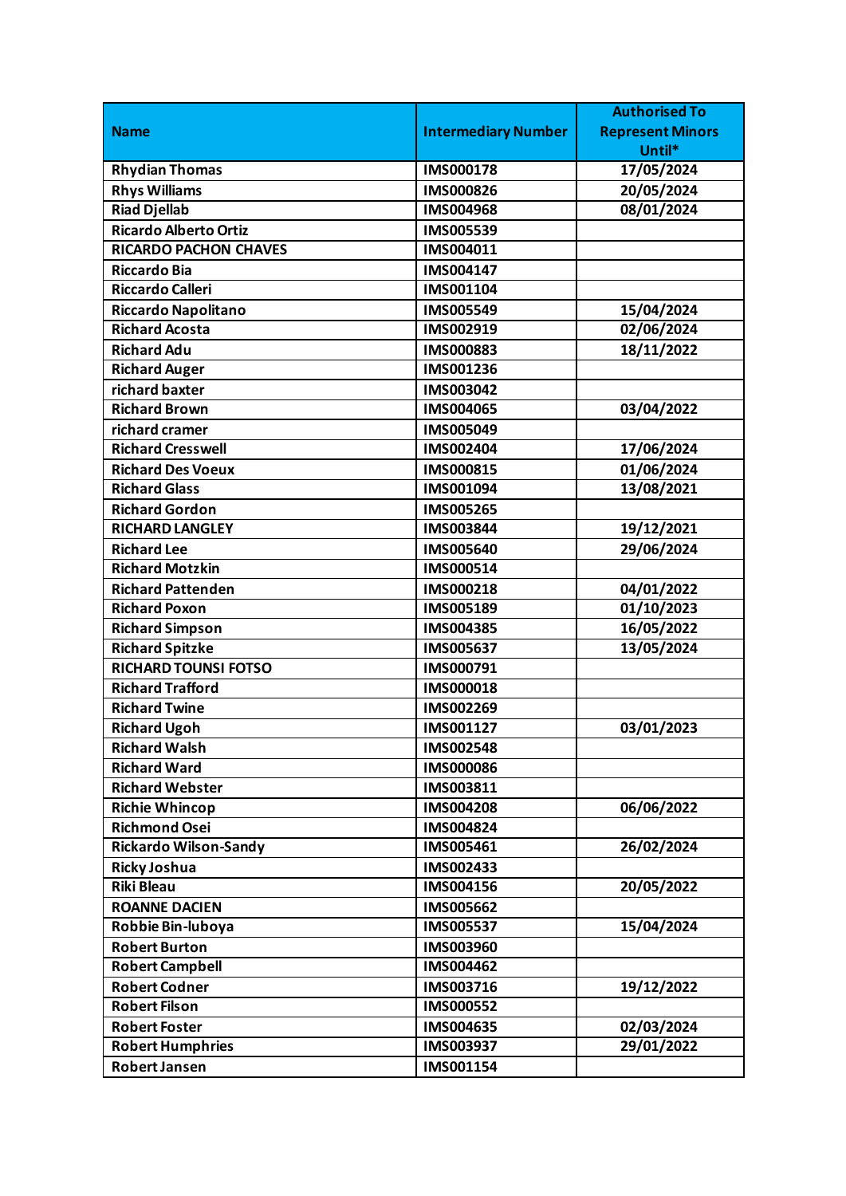| Name | Intermediary Number | Authorised To Represent Minors Until* |
|---|---|---|
| Rhydian Thomas | IMS000178 | 17/05/2024 |
| Rhys Williams | IMS000826 | 20/05/2024 |
| Riad Djellab | IMS004968 | 08/01/2024 |
| Ricardo Alberto Ortiz | IMS005539 | |
| RICARDO PACHON CHAVES | IMS004011 | |
| Riccardo Bia | IMS004147 | |
| Riccardo Calleri | IMS001104 | |
| Riccardo Napolitano | IMS005549 | 15/04/2024 |
| Richard Acosta | IMS002919 | 02/06/2024 |
| Richard Adu | IMS000883 | 18/11/2022 |
| Richard Auger | IMS001236 | |
| richard baxter | IMS003042 | |
| Richard Brown | IMS004065 | 03/04/2022 |
| richard cramer | IMS005049 | |
| Richard Cresswell | IMS002404 | 17/06/2024 |
| Richard Des Voeux | IMS000815 | 01/06/2024 |
| Richard Glass | IMS001094 | 13/08/2021 |
| Richard Gordon | IMS005265 | |
| RICHARD LANGLEY | IMS003844 | 19/12/2021 |
| Richard Lee | IMS005640 | 29/06/2024 |
| Richard Motzkin | IMS000514 | |
| Richard Pattenden | IMS000218 | 04/01/2022 |
| Richard Poxon | IMS005189 | 01/10/2023 |
| Richard Simpson | IMS004385 | 16/05/2022 |
| Richard Spitzke | IMS005637 | 13/05/2024 |
| RICHARD TOUNSI FOTSO | IMS000791 | |
| Richard Trafford | IMS000018 | |
| Richard Twine | IMS002269 | |
| Richard Ugoh | IMS001127 | 03/01/2023 |
| Richard Walsh | IMS002548 | |
| Richard Ward | IMS000086 | |
| Richard Webster | IMS003811 | |
| Richie Whincop | IMS004208 | 06/06/2022 |
| Richmond Osei | IMS004824 | |
| Rickardo Wilson-Sandy | IMS005461 | 26/02/2024 |
| Ricky Joshua | IMS002433 | |
| Riki Bleau | IMS004156 | 20/05/2022 |
| ROANNE DACIEN | IMS005662 | |
| Robbie Bin-luboya | IMS005537 | 15/04/2024 |
| Robert Burton | IMS003960 | |
| Robert Campbell | IMS004462 | |
| Robert Codner | IMS003716 | 19/12/2022 |
| Robert Filson | IMS000552 | |
| Robert Foster | IMS004635 | 02/03/2024 |
| Robert Humphries | IMS003937 | 29/01/2022 |
| Robert Jansen | IMS001154 | |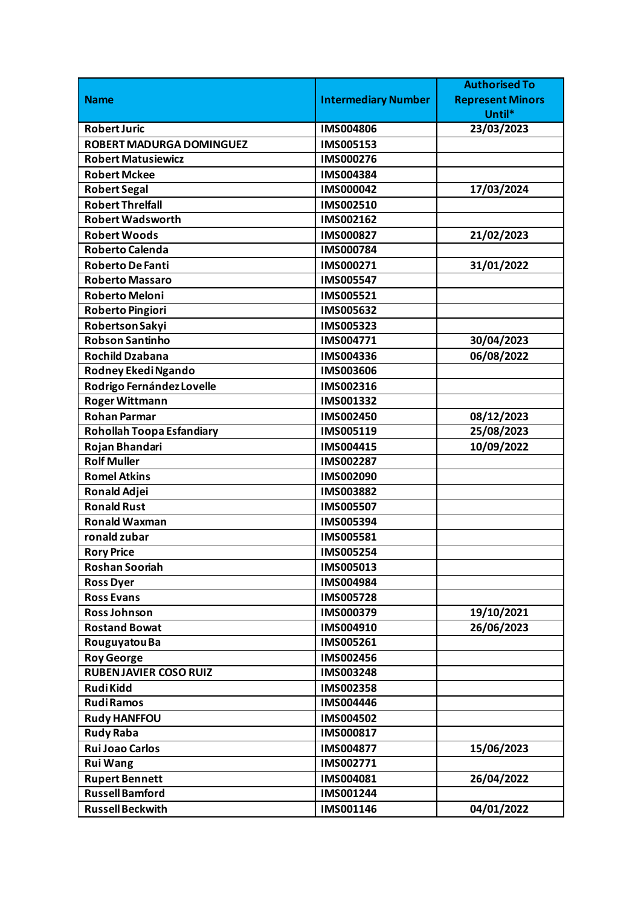| Name | Intermediary Number | Authorised To Represent Minors Until* |
|---|---|---|
| Robert Juric | IMS004806 | 23/03/2023 |
| ROBERT MADURGA DOMINGUEZ | IMS005153 | |
| Robert Matusiewicz | IMS000276 | |
| Robert Mckee | IMS004384 | |
| Robert Segal | IMS000042 | 17/03/2024 |
| Robert Threlfall | IMS002510 | |
| Robert Wadsworth | IMS002162 | |
| Robert Woods | IMS000827 | 21/02/2023 |
| Roberto Calenda | IMS000784 | |
| Roberto De Fanti | IMS000271 | 31/01/2022 |
| Roberto Massaro | IMS005547 | |
| Roberto Meloni | IMS005521 | |
| Roberto Pingiori | IMS005632 | |
| Robertson Sakyi | IMS005323 | |
| Robson Santinho | IMS004771 | 30/04/2023 |
| Rochild Dzabana | IMS004336 | 06/08/2022 |
| Rodney Ekedi Ngando | IMS003606 | |
| Rodrigo Fernández Lovelle | IMS002316 | |
| Roger Wittmann | IMS001332 | |
| Rohan Parmar | IMS002450 | 08/12/2023 |
| Rohollah Toopa Esfandiary | IMS005119 | 25/08/2023 |
| Rojan Bhandari | IMS004415 | 10/09/2022 |
| Rolf Muller | IMS002287 | |
| Romel Atkins | IMS002090 | |
| Ronald Adjei | IMS003882 | |
| Ronald Rust | IMS005507 | |
| Ronald Waxman | IMS005394 | |
| ronald zubar | IMS005581 | |
| Rory Price | IMS005254 | |
| Roshan Sooriah | IMS005013 | |
| Ross Dyer | IMS004984 | |
| Ross Evans | IMS005728 | |
| Ross Johnson | IMS000379 | 19/10/2021 |
| Rostand Bowat | IMS004910 | 26/06/2023 |
| Rouguyatou Ba | IMS005261 | |
| Roy George | IMS002456 | |
| RUBEN JAVIER COSO RUIZ | IMS003248 | |
| Rudi Kidd | IMS002358 | |
| Rudi Ramos | IMS004446 | |
| Rudy HANFFOU | IMS004502 | |
| Rudy Raba | IMS000817 | |
| Rui Joao Carlos | IMS004877 | 15/06/2023 |
| Rui Wang | IMS002771 | |
| Rupert Bennett | IMS004081 | 26/04/2022 |
| Russell Bamford | IMS001244 | |
| Russell Beckwith | IMS001146 | 04/01/2022 |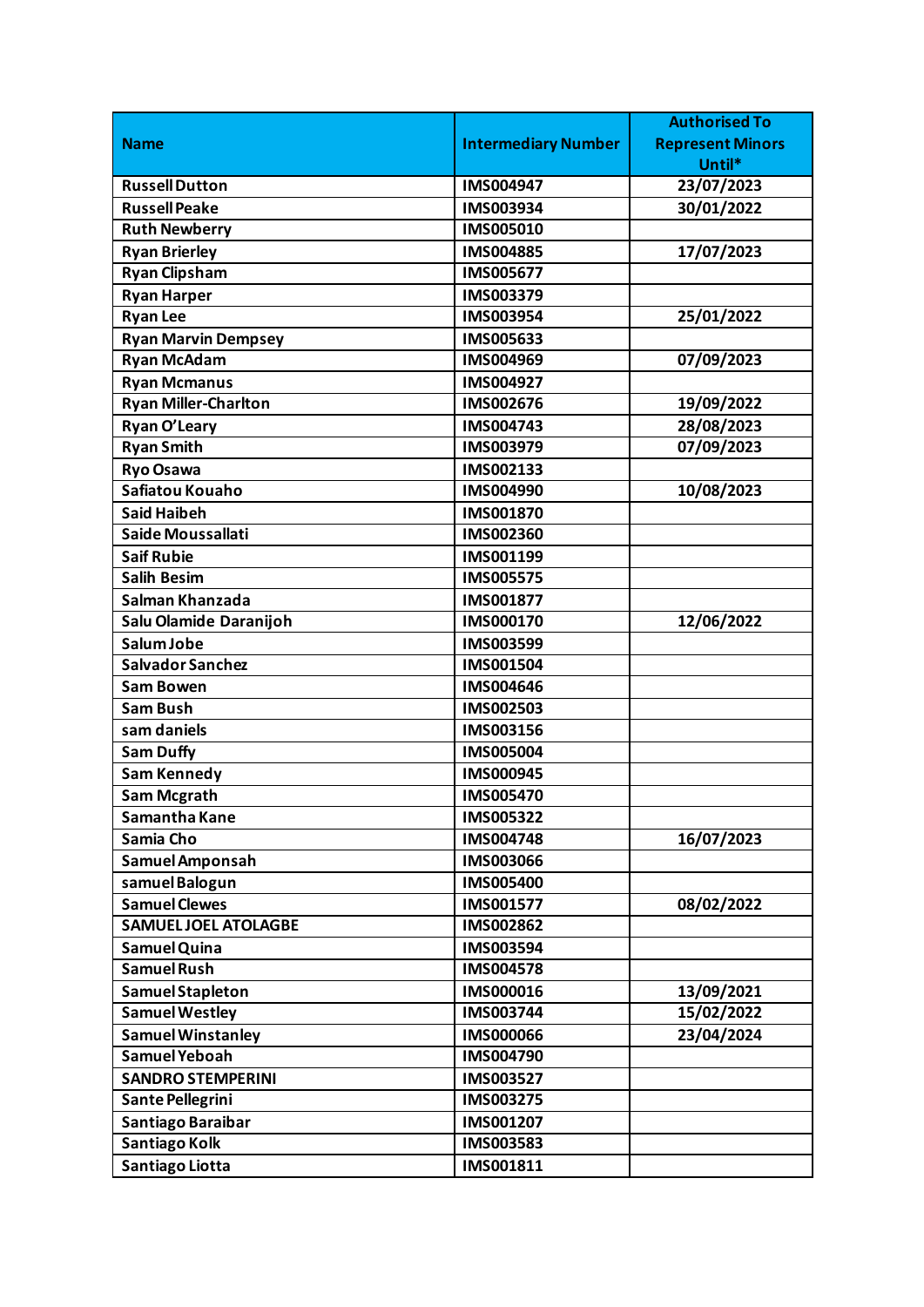| Name | Intermediary Number | Authorised To Represent Minors Until* |
|---|---|---|
| Russell Dutton | IMS004947 | 23/07/2023 |
| Russell Peake | IMS003934 | 30/01/2022 |
| Ruth Newberry | IMS005010 | |
| Ryan Brierley | IMS004885 | 17/07/2023 |
| Ryan Clipsham | IMS005677 | |
| Ryan Harper | IMS003379 | |
| Ryan Lee | IMS003954 | 25/01/2022 |
| Ryan Marvin Dempsey | IMS005633 | |
| Ryan McAdam | IMS004969 | 07/09/2023 |
| Ryan Mcmanus | IMS004927 | |
| Ryan Miller-Charlton | IMS002676 | 19/09/2022 |
| Ryan O'Leary | IMS004743 | 28/08/2023 |
| Ryan Smith | IMS003979 | 07/09/2023 |
| Ryo Osawa | IMS002133 | |
| Safiatou Kouaho | IMS004990 | 10/08/2023 |
| Said Haibeh | IMS001870 | |
| Saide Moussallati | IMS002360 | |
| Saif Rubie | IMS001199 | |
| Salih Besim | IMS005575 | |
| Salman Khanzada | IMS001877 | |
| Salu Olamide Daranijoh | IMS000170 | 12/06/2022 |
| Salum Jobe | IMS003599 | |
| Salvador Sanchez | IMS001504 | |
| Sam Bowen | IMS004646 | |
| Sam Bush | IMS002503 | |
| sam daniels | IMS003156 | |
| Sam Duffy | IMS005004 | |
| Sam Kennedy | IMS000945 | |
| Sam Mcgrath | IMS005470 | |
| Samantha Kane | IMS005322 | |
| Samia Cho | IMS004748 | 16/07/2023 |
| Samuel Amponsah | IMS003066 | |
| samuel Balogun | IMS005400 | |
| Samuel Clewes | IMS001577 | 08/02/2022 |
| SAMUEL JOEL ATOLAGBE | IMS002862 | |
| Samuel Quina | IMS003594 | |
| Samuel Rush | IMS004578 | |
| Samuel Stapleton | IMS000016 | 13/09/2021 |
| Samuel Westley | IMS003744 | 15/02/2022 |
| Samuel Winstanley | IMS000066 | 23/04/2024 |
| Samuel Yeboah | IMS004790 | |
| SANDRO STEMPERINI | IMS003527 | |
| Sante Pellegrini | IMS003275 | |
| Santiago Baraibar | IMS001207 | |
| Santiago Kolk | IMS003583 | |
| Santiago Liotta | IMS001811 | |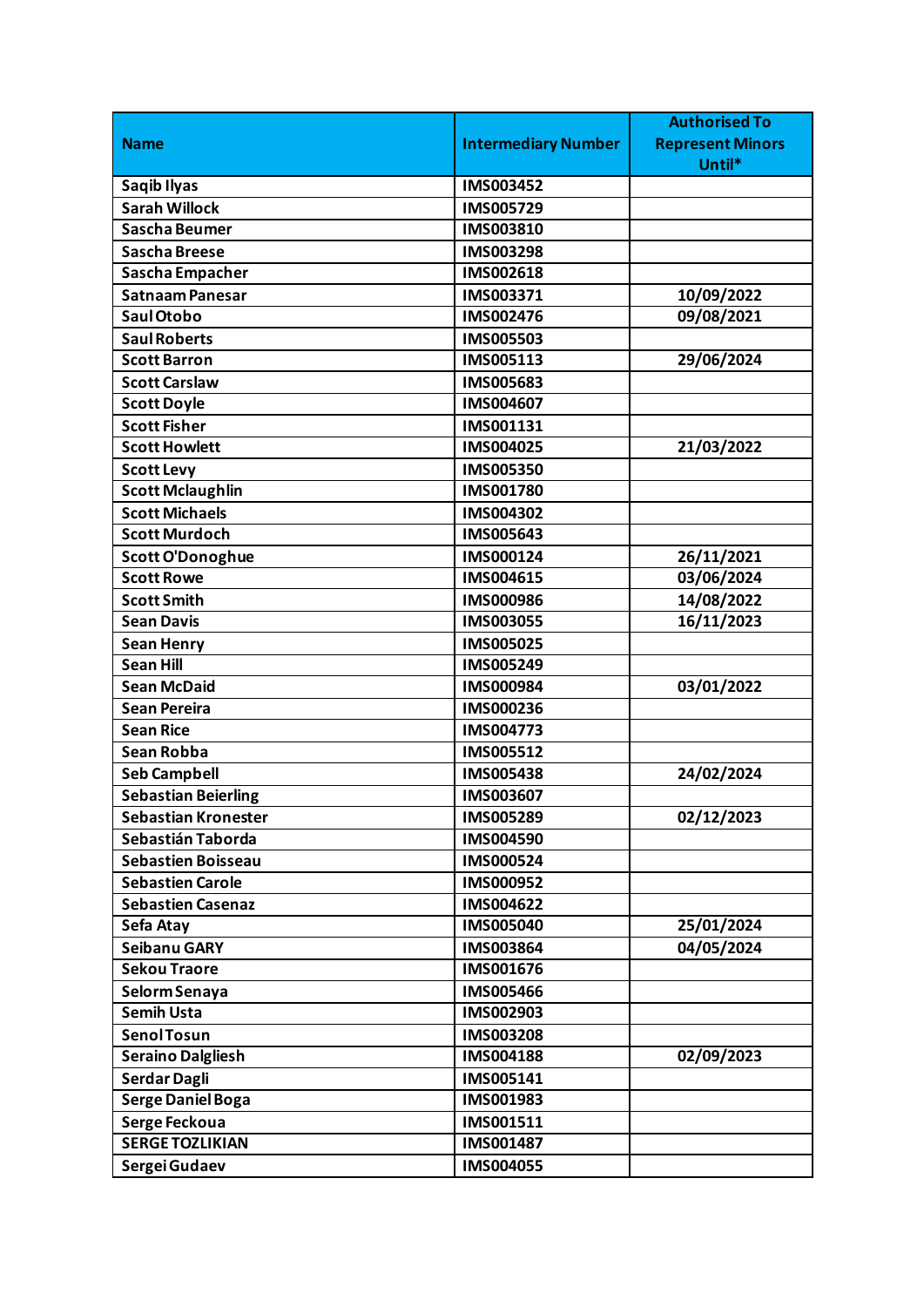| Name | Intermediary Number | Authorised To Represent Minors Until* |
|---|---|---|
| Saqib Ilyas | IMS003452 | |
| Sarah Willock | IMS005729 | |
| Sascha Beumer | IMS003810 | |
| Sascha Breese | IMS003298 | |
| Sascha Empacher | IMS002618 | |
| Satnaam Panesar | IMS003371 | 10/09/2022 |
| Saul Otobo | IMS002476 | 09/08/2021 |
| Saul Roberts | IMS005503 | |
| Scott Barron | IMS005113 | 29/06/2024 |
| Scott Carslaw | IMS005683 | |
| Scott Doyle | IMS004607 | |
| Scott Fisher | IMS001131 | |
| Scott Howlett | IMS004025 | 21/03/2022 |
| Scott Levy | IMS005350 | |
| Scott Mclaughlin | IMS001780 | |
| Scott Michaels | IMS004302 | |
| Scott Murdoch | IMS005643 | |
| Scott O'Donoghue | IMS000124 | 26/11/2021 |
| Scott Rowe | IMS004615 | 03/06/2024 |
| Scott Smith | IMS000986 | 14/08/2022 |
| Sean Davis | IMS003055 | 16/11/2023 |
| Sean Henry | IMS005025 | |
| Sean Hill | IMS005249 | |
| Sean McDaid | IMS000984 | 03/01/2022 |
| Sean Pereira | IMS000236 | |
| Sean Rice | IMS004773 | |
| Sean Robba | IMS005512 | |
| Seb Campbell | IMS005438 | 24/02/2024 |
| Sebastian Beierling | IMS003607 | |
| Sebastian Kronester | IMS005289 | 02/12/2023 |
| Sebastián Taborda | IMS004590 | |
| Sebastien Boisseau | IMS000524 | |
| Sebastien Carole | IMS000952 | |
| Sebastien Casenaz | IMS004622 | |
| Sefa Atay | IMS005040 | 25/01/2024 |
| Seibanu GARY | IMS003864 | 04/05/2024 |
| Sekou Traore | IMS001676 | |
| Selorm Senaya | IMS005466 | |
| Semih Usta | IMS002903 | |
| Senol Tosun | IMS003208 | |
| Seraino Dalgliesh | IMS004188 | 02/09/2023 |
| Serdar Dagli | IMS005141 | |
| Serge Daniel Boga | IMS001983 | |
| Serge Feckoua | IMS001511 | |
| SERGE TOZLIKIAN | IMS001487 | |
| Sergei Gudaev | IMS004055 | |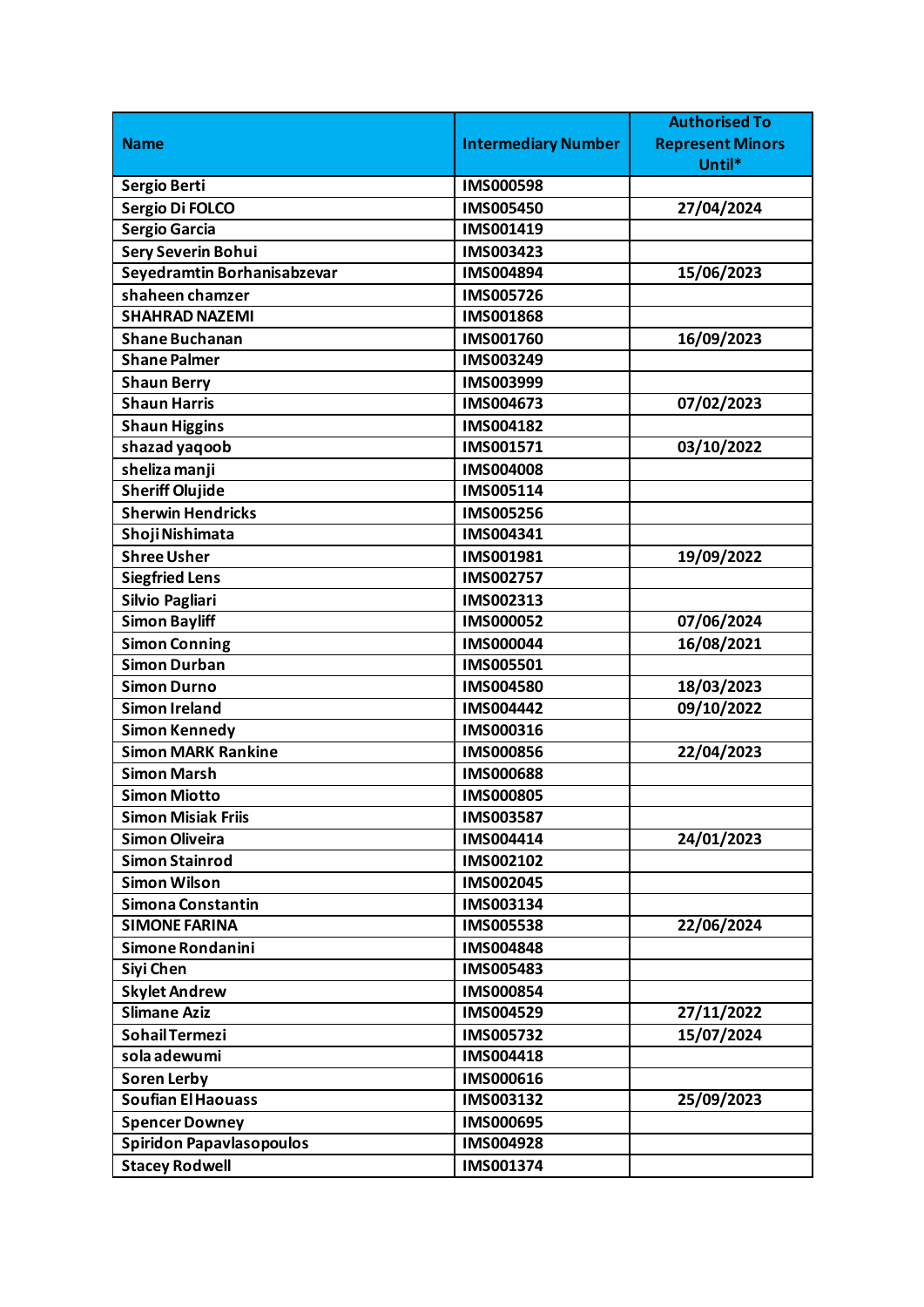| Name | Intermediary Number | Authorised To Represent Minors Until* |
|---|---|---|
| Sergio Berti | IMS000598 | |
| Sergio Di FOLCO | IMS005450 | 27/04/2024 |
| Sergio Garcia | IMS001419 | |
| Sery Severin Bohui | IMS003423 | |
| Seyedramtin Borhanisabzevar | IMS004894 | 15/06/2023 |
| shaheen chamzer | IMS005726 | |
| SHAHRAD NAZEMI | IMS001868 | |
| Shane Buchanan | IMS001760 | 16/09/2023 |
| Shane Palmer | IMS003249 | |
| Shaun Berry | IMS003999 | |
| Shaun Harris | IMS004673 | 07/02/2023 |
| Shaun Higgins | IMS004182 | |
| shazad yaqoob | IMS001571 | 03/10/2022 |
| sheliza manji | IMS004008 | |
| Sheriff Olujide | IMS005114 | |
| Sherwin Hendricks | IMS005256 | |
| Shoji Nishimata | IMS004341 | |
| Shree Usher | IMS001981 | 19/09/2022 |
| Siegfried Lens | IMS002757 | |
| Silvio Pagliari | IMS002313 | |
| Simon Bayliff | IMS000052 | 07/06/2024 |
| Simon Conning | IMS000044 | 16/08/2021 |
| Simon Durban | IMS005501 | |
| Simon Durno | IMS004580 | 18/03/2023 |
| Simon Ireland | IMS004442 | 09/10/2022 |
| Simon Kennedy | IMS000316 | |
| Simon MARK Rankine | IMS000856 | 22/04/2023 |
| Simon Marsh | IMS000688 | |
| Simon Miotto | IMS000805 | |
| Simon Misiak Friis | IMS003587 | |
| Simon Oliveira | IMS004414 | 24/01/2023 |
| Simon Stainrod | IMS002102 | |
| Simon Wilson | IMS002045 | |
| Simona Constantin | IMS003134 | |
| SIMONE FARINA | IMS005538 | 22/06/2024 |
| Simone Rondanini | IMS004848 | |
| Siyi Chen | IMS005483 | |
| Skylet Andrew | IMS000854 | |
| Slimane Aziz | IMS004529 | 27/11/2022 |
| Sohail Termezi | IMS005732 | 15/07/2024 |
| sola adewumi | IMS004418 | |
| Soren Lerby | IMS000616 | |
| Soufian El Haouass | IMS003132 | 25/09/2023 |
| Spencer Downey | IMS000695 | |
| Spiridon Papavlasopoulos | IMS004928 | |
| Stacey Rodwell | IMS001374 | |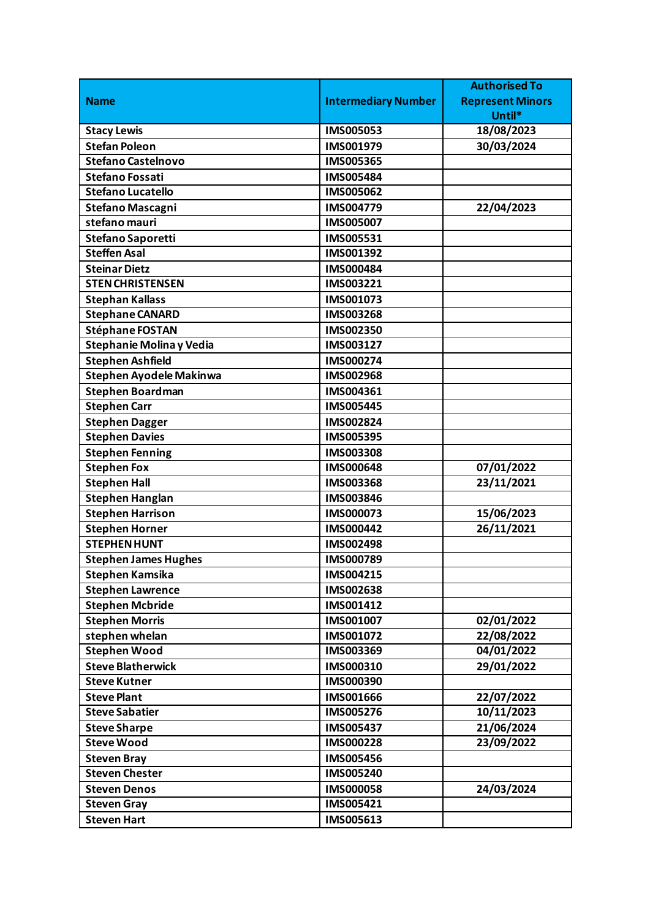| Name | Intermediary Number | Authorised To Represent Minors Until* |
|---|---|---|
| Stacy Lewis | IMS005053 | 18/08/2023 |
| Stefan Poleon | IMS001979 | 30/03/2024 |
| Stefano Castelnovo | IMS005365 | |
| Stefano Fossati | IMS005484 | |
| Stefano Lucatello | IMS005062 | |
| Stefano Mascagni | IMS004779 | 22/04/2023 |
| stefano mauri | IMS005007 | |
| Stefano Saporetti | IMS005531 | |
| Steffen Asal | IMS001392 | |
| Steinar Dietz | IMS000484 | |
| STEN CHRISTENSEN | IMS003221 | |
| Stephan Kallass | IMS001073 | |
| Stephane CANARD | IMS003268 | |
| Stéphane FOSTAN | IMS002350 | |
| Stephanie Molina y Vedia | IMS003127 | |
| Stephen Ashfield | IMS000274 | |
| Stephen Ayodele Makinwa | IMS002968 | |
| Stephen Boardman | IMS004361 | |
| Stephen Carr | IMS005445 | |
| Stephen Dagger | IMS002824 | |
| Stephen Davies | IMS005395 | |
| Stephen Fenning | IMS003308 | |
| Stephen Fox | IMS000648 | 07/01/2022 |
| Stephen Hall | IMS003368 | 23/11/2021 |
| Stephen Hanglan | IMS003846 | |
| Stephen Harrison | IMS000073 | 15/06/2023 |
| Stephen Horner | IMS000442 | 26/11/2021 |
| STEPHEN HUNT | IMS002498 | |
| Stephen James Hughes | IMS000789 | |
| Stephen Kamsika | IMS004215 | |
| Stephen Lawrence | IMS002638 | |
| Stephen Mcbride | IMS001412 | |
| Stephen Morris | IMS001007 | 02/01/2022 |
| stephen whelan | IMS001072 | 22/08/2022 |
| Stephen Wood | IMS003369 | 04/01/2022 |
| Steve Blatherwick | IMS000310 | 29/01/2022 |
| Steve Kutner | IMS000390 | |
| Steve Plant | IMS001666 | 22/07/2022 |
| Steve Sabatier | IMS005276 | 10/11/2023 |
| Steve Sharpe | IMS005437 | 21/06/2024 |
| Steve Wood | IMS000228 | 23/09/2022 |
| Steven Bray | IMS005456 | |
| Steven Chester | IMS005240 | |
| Steven Denos | IMS000058 | 24/03/2024 |
| Steven Gray | IMS005421 | |
| Steven Hart | IMS005613 | |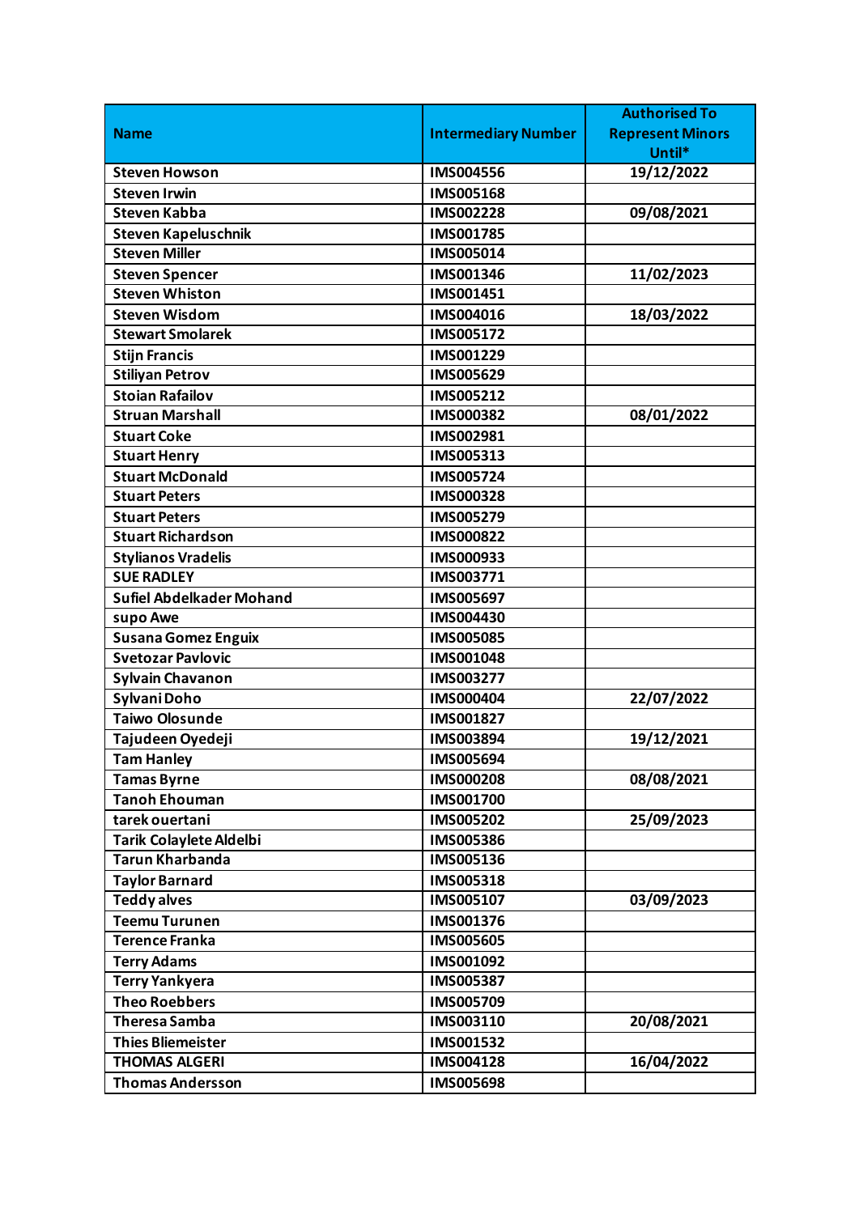| Name | Intermediary Number | Authorised To Represent Minors Until* |
|---|---|---|
| Steven Howson | IMS004556 | 19/12/2022 |
| Steven Irwin | IMS005168 | |
| Steven Kabba | IMS002228 | 09/08/2021 |
| Steven Kapeluschnik | IMS001785 | |
| Steven Miller | IMS005014 | |
| Steven Spencer | IMS001346 | 11/02/2023 |
| Steven Whiston | IMS001451 | |
| Steven Wisdom | IMS004016 | 18/03/2022 |
| Stewart Smolarek | IMS005172 | |
| Stijn Francis | IMS001229 | |
| Stiliyan Petrov | IMS005629 | |
| Stoian Rafailov | IMS005212 | |
| Struan Marshall | IMS000382 | 08/01/2022 |
| Stuart Coke | IMS002981 | |
| Stuart Henry | IMS005313 | |
| Stuart McDonald | IMS005724 | |
| Stuart Peters | IMS000328 | |
| Stuart Peters | IMS005279 | |
| Stuart Richardson | IMS000822 | |
| Stylianos Vradelis | IMS000933 | |
| SUE RADLEY | IMS003771 | |
| Sufiel Abdelkader Mohand | IMS005697 | |
| supo Awe | IMS004430 | |
| Susana Gomez Enguix | IMS005085 | |
| Svetozar Pavlovic | IMS001048 | |
| Sylvain Chavanon | IMS003277 | |
| Sylvani Doho | IMS000404 | 22/07/2022 |
| Taiwo Olosunde | IMS001827 | |
| Tajudeen Oyedeji | IMS003894 | 19/12/2021 |
| Tam Hanley | IMS005694 | |
| Tamas Byrne | IMS000208 | 08/08/2021 |
| Tanoh Ehouman | IMS001700 | |
| tarek ouertani | IMS005202 | 25/09/2023 |
| Tarik Colaylete Aldelbi | IMS005386 | |
| Tarun Kharbanda | IMS005136 | |
| Taylor Barnard | IMS005318 | |
| Teddy alves | IMS005107 | 03/09/2023 |
| Teemu Turunen | IMS001376 | |
| Terence Franka | IMS005605 | |
| Terry Adams | IMS001092 | |
| Terry Yankyera | IMS005387 | |
| Theo Roebbers | IMS005709 | |
| Theresa Samba | IMS003110 | 20/08/2021 |
| Thies Bliemeister | IMS001532 | |
| THOMAS ALGERI | IMS004128 | 16/04/2022 |
| Thomas Andersson | IMS005698 | |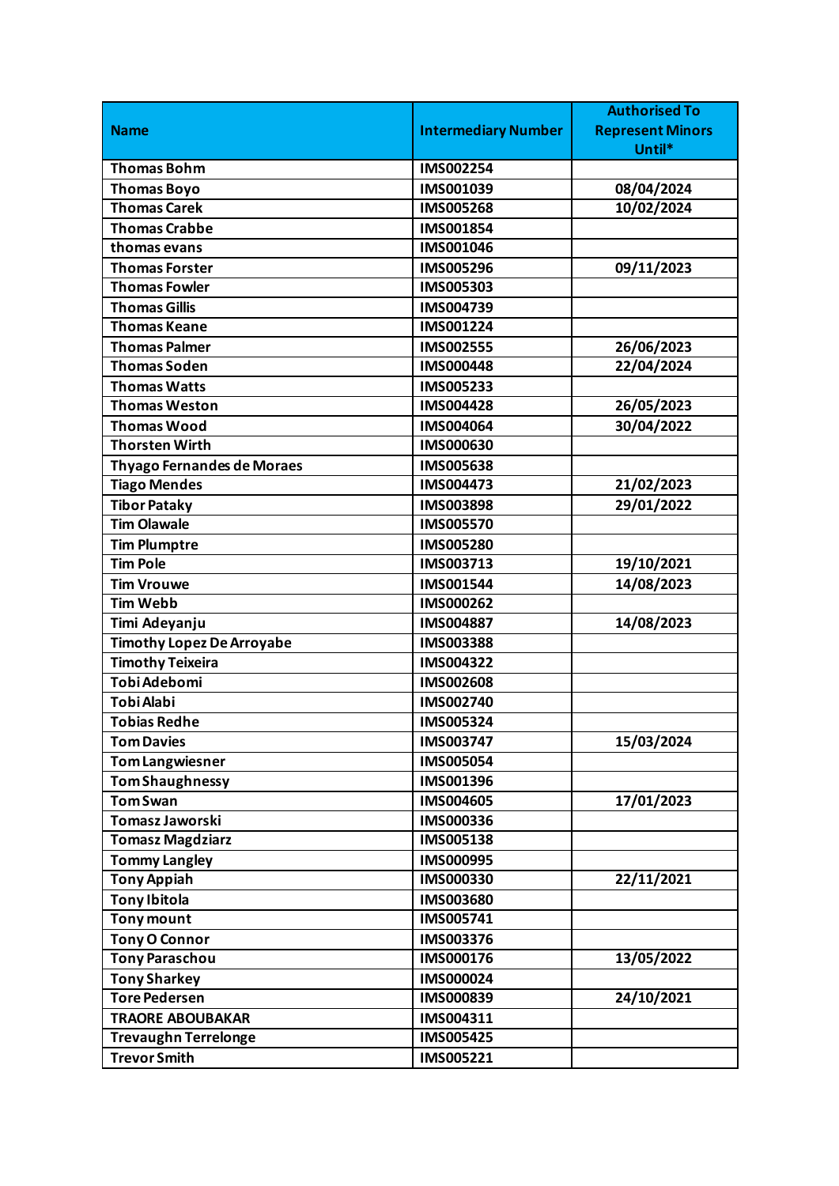| Name | Intermediary Number | Authorised To Represent Minors Until* |
| --- | --- | --- |
| Thomas Bohm | IMS002254 | |
| Thomas Boyo | IMS001039 | 08/04/2024 |
| Thomas Carek | IMS005268 | 10/02/2024 |
| Thomas Crabbe | IMS001854 | |
| thomas evans | IMS001046 | |
| Thomas Forster | IMS005296 | 09/11/2023 |
| Thomas Fowler | IMS005303 | |
| Thomas Gillis | IMS004739 | |
| Thomas Keane | IMS001224 | |
| Thomas Palmer | IMS002555 | 26/06/2023 |
| Thomas Soden | IMS000448 | 22/04/2024 |
| Thomas Watts | IMS005233 | |
| Thomas Weston | IMS004428 | 26/05/2023 |
| Thomas Wood | IMS004064 | 30/04/2022 |
| Thorsten Wirth | IMS000630 | |
| Thyago Fernandes de Moraes | IMS005638 | |
| Tiago Mendes | IMS004473 | 21/02/2023 |
| Tibor Pataky | IMS003898 | 29/01/2022 |
| Tim Olawale | IMS005570 | |
| Tim Plumptre | IMS005280 | |
| Tim Pole | IMS003713 | 19/10/2021 |
| Tim Vrouwe | IMS001544 | 14/08/2023 |
| Tim Webb | IMS000262 | |
| Timi Adeyanju | IMS004887 | 14/08/2023 |
| Timothy Lopez De Arroyabe | IMS003388 | |
| Timothy Teixeira | IMS004322 | |
| Tobi Adebomi | IMS002608 | |
| Tobi Alabi | IMS002740 | |
| Tobias Redhe | IMS005324 | |
| Tom Davies | IMS003747 | 15/03/2024 |
| Tom Langwiesner | IMS005054 | |
| Tom Shaughnessy | IMS001396 | |
| Tom Swan | IMS004605 | 17/01/2023 |
| Tomasz Jaworski | IMS000336 | |
| Tomasz Magdziarz | IMS005138 | |
| Tommy Langley | IMS000995 | |
| Tony Appiah | IMS000330 | 22/11/2021 |
| Tony Ibitola | IMS003680 | |
| Tony mount | IMS005741 | |
| Tony O Connor | IMS003376 | |
| Tony Paraschou | IMS000176 | 13/05/2022 |
| Tony Sharkey | IMS000024 | |
| Tore Pedersen | IMS000839 | 24/10/2021 |
| TRAORE ABOUBAKAR | IMS004311 | |
| Trevaughn Terrelonge | IMS005425 | |
| Trevor Smith | IMS005221 | |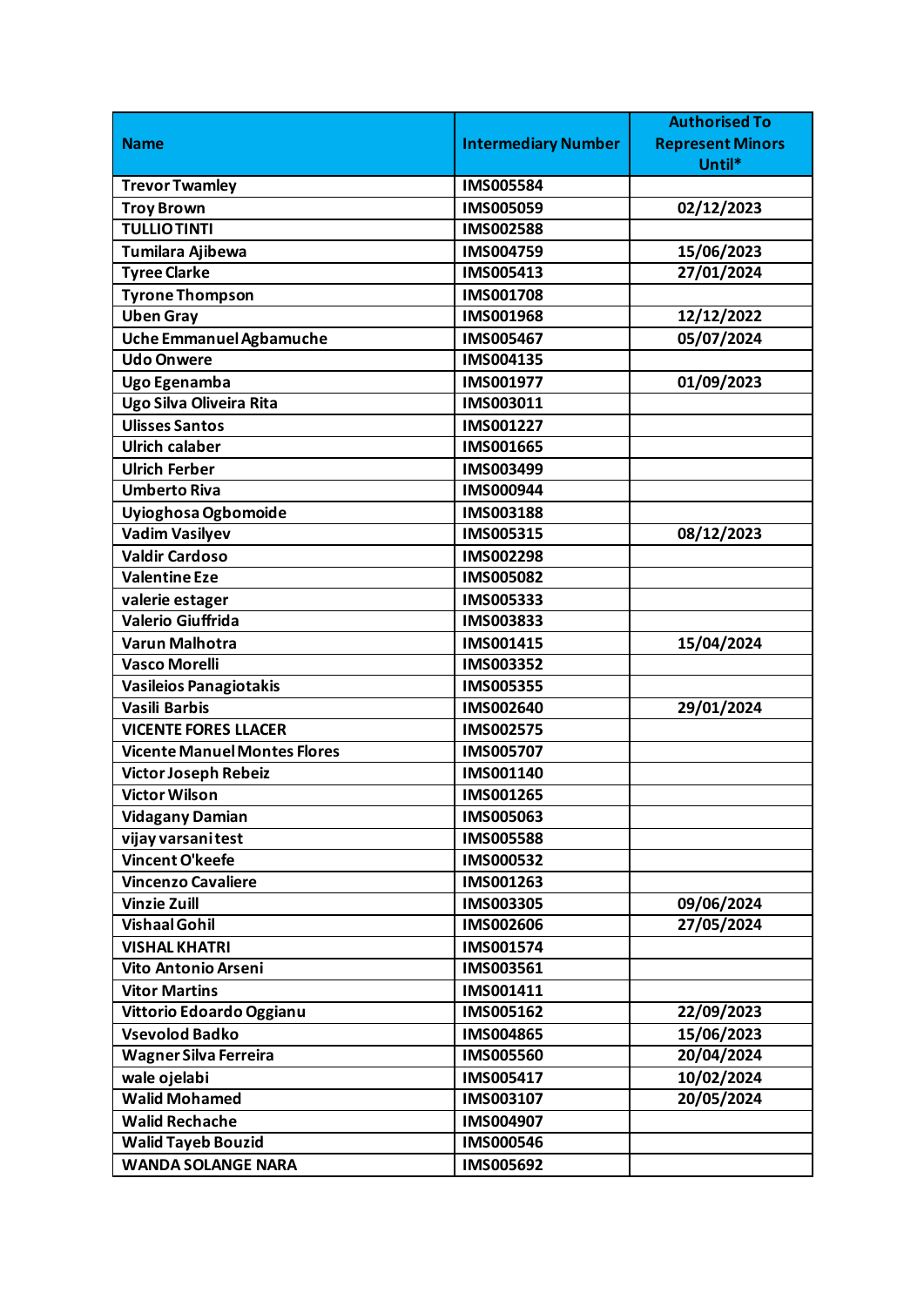| Name | Intermediary Number | Authorised To Represent Minors Until* |
|---|---|---|
| Trevor Twamley | IMS005584 | |
| Troy Brown | IMS005059 | 02/12/2023 |
| TULLIO TINTI | IMS002588 | |
| Tumilara Ajibewa | IMS004759 | 15/06/2023 |
| Tyree Clarke | IMS005413 | 27/01/2024 |
| Tyrone Thompson | IMS001708 | |
| Uben Gray | IMS001968 | 12/12/2022 |
| Uche Emmanuel Agbamuche | IMS005467 | 05/07/2024 |
| Udo Onwere | IMS004135 | |
| Ugo Egenamba | IMS001977 | 01/09/2023 |
| Ugo Silva Oliveira Rita | IMS003011 | |
| Ulisses Santos | IMS001227 | |
| Ulrich calaber | IMS001665 | |
| Ulrich Ferber | IMS003499 | |
| Umberto Riva | IMS000944 | |
| Uyioghosa Ogbomoide | IMS003188 | |
| Vadim Vasilyev | IMS005315 | 08/12/2023 |
| Valdir Cardoso | IMS002298 | |
| Valentine Eze | IMS005082 | |
| valerie estager | IMS005333 | |
| Valerio Giuffrida | IMS003833 | |
| Varun Malhotra | IMS001415 | 15/04/2024 |
| Vasco Morelli | IMS003352 | |
| Vasileios Panagiotakis | IMS005355 | |
| Vasili Barbis | IMS002640 | 29/01/2024 |
| VICENTE FORES LLACER | IMS002575 | |
| Vicente Manuel Montes Flores | IMS005707 | |
| Victor Joseph Rebeiz | IMS001140 | |
| Victor Wilson | IMS001265 | |
| Vidagany Damian | IMS005063 | |
| vijay varsani test | IMS005588 | |
| Vincent O'keefe | IMS000532 | |
| Vincenzo Cavaliere | IMS001263 | |
| Vinzie Zuill | IMS003305 | 09/06/2024 |
| Vishaal Gohil | IMS002606 | 27/05/2024 |
| VISHAL KHATRI | IMS001574 | |
| Vito Antonio Arseni | IMS003561 | |
| Vitor Martins | IMS001411 | |
| Vittorio Edoardo Oggianu | IMS005162 | 22/09/2023 |
| Vsevolod Badko | IMS004865 | 15/06/2023 |
| Wagner Silva Ferreira | IMS005560 | 20/04/2024 |
| wale ojelabi | IMS005417 | 10/02/2024 |
| Walid Mohamed | IMS003107 | 20/05/2024 |
| Walid Rechache | IMS004907 | |
| Walid Tayeb Bouzid | IMS000546 | |
| WANDA SOLANGE NARA | IMS005692 | |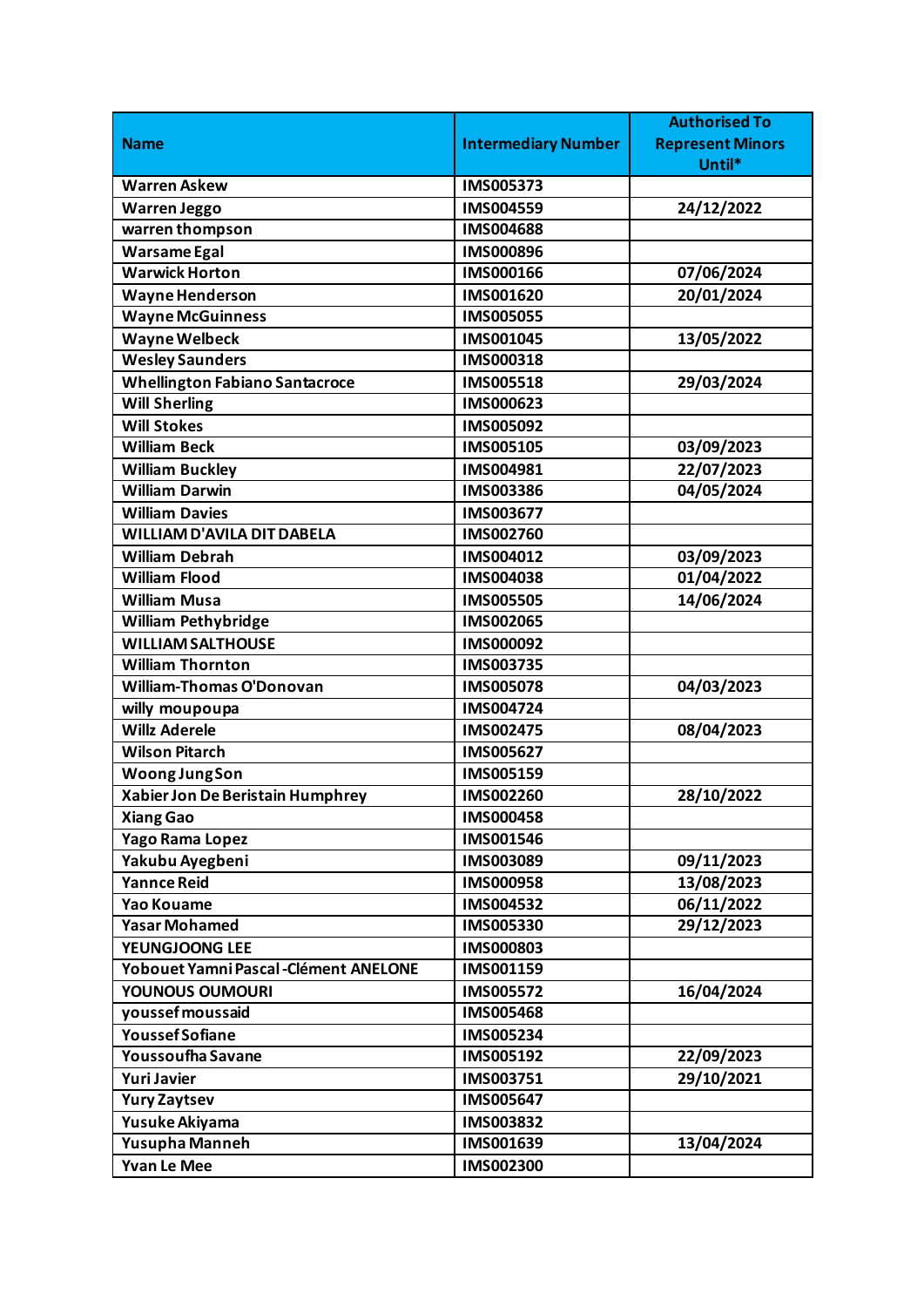| Name | Intermediary Number | Authorised To Represent Minors Until* |
|---|---|---|
| Warren Askew | IMS005373 | |
| Warren Jeggo | IMS004559 | 24/12/2022 |
| warren thompson | IMS004688 | |
| Warsame Egal | IMS000896 | |
| Warwick Horton | IMS000166 | 07/06/2024 |
| Wayne Henderson | IMS001620 | 20/01/2024 |
| Wayne McGuinness | IMS005055 | |
| Wayne Welbeck | IMS001045 | 13/05/2022 |
| Wesley Saunders | IMS000318 | |
| Whellington Fabiano Santacroce | IMS005518 | 29/03/2024 |
| Will Sherling | IMS000623 | |
| Will Stokes | IMS005092 | |
| William Beck | IMS005105 | 03/09/2023 |
| William Buckley | IMS004981 | 22/07/2023 |
| William Darwin | IMS003386 | 04/05/2024 |
| William Davies | IMS003677 | |
| WILLIAM D'AVILA DIT DABELA | IMS002760 | |
| William Debrah | IMS004012 | 03/09/2023 |
| William Flood | IMS004038 | 01/04/2022 |
| William Musa | IMS005505 | 14/06/2024 |
| William Pethybridge | IMS002065 | |
| WILLIAM SALTHOUSE | IMS000092 | |
| William Thornton | IMS003735 | |
| William-Thomas O'Donovan | IMS005078 | 04/03/2023 |
| willy moupoupa | IMS004724 | |
| Willz Aderele | IMS002475 | 08/04/2023 |
| Wilson Pitarch | IMS005627 | |
| Woong Jung Son | IMS005159 | |
| Xabier Jon De Beristain Humphrey | IMS002260 | 28/10/2022 |
| Xiang Gao | IMS000458 | |
| Yago Rama Lopez | IMS001546 | |
| Yakubu Ayegbeni | IMS003089 | 09/11/2023 |
| Yannce Reid | IMS000958 | 13/08/2023 |
| Yao Kouame | IMS004532 | 06/11/2022 |
| Yasar Mohamed | IMS005330 | 29/12/2023 |
| YEUNGJOONG LEE | IMS000803 | |
| Yobouet Yamni Pascal -Clément ANELONE | IMS001159 | |
| YOUNOUS OUMOURI | IMS005572 | 16/04/2024 |
| youssef moussaid | IMS005468 | |
| Youssef Sofiane | IMS005234 | |
| Youssoufha Savane | IMS005192 | 22/09/2023 |
| Yuri Javier | IMS003751 | 29/10/2021 |
| Yury Zaytsev | IMS005647 | |
| Yusuke Akiyama | IMS003832 | |
| Yusupha Manneh | IMS001639 | 13/04/2024 |
| Yvan Le Mee | IMS002300 | |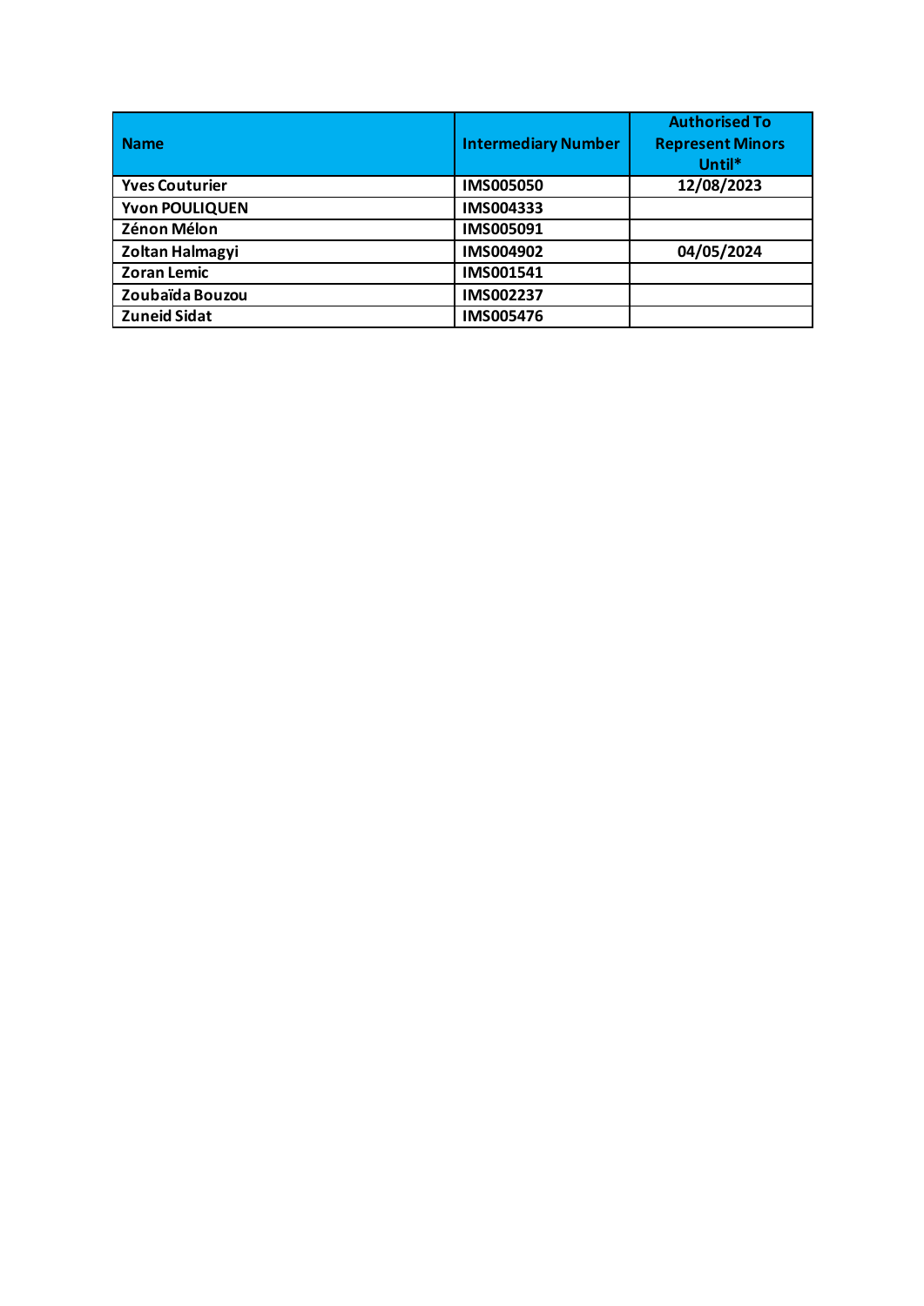| Name | Intermediary Number | Authorised To Represent Minors Until* |
|---|---|---|
| Yves Couturier | IMS005050 | 12/08/2023 |
| Yvon POULIQUEN | IMS004333 | |
| Zénon Mélon | IMS005091 | |
| Zoltan Halmagyi | IMS004902 | 04/05/2024 |
| Zoran Lemic | IMS001541 | |
| Zoubaïda Bouzou | IMS002237 | |
| Zuneid Sidat | IMS005476 | |